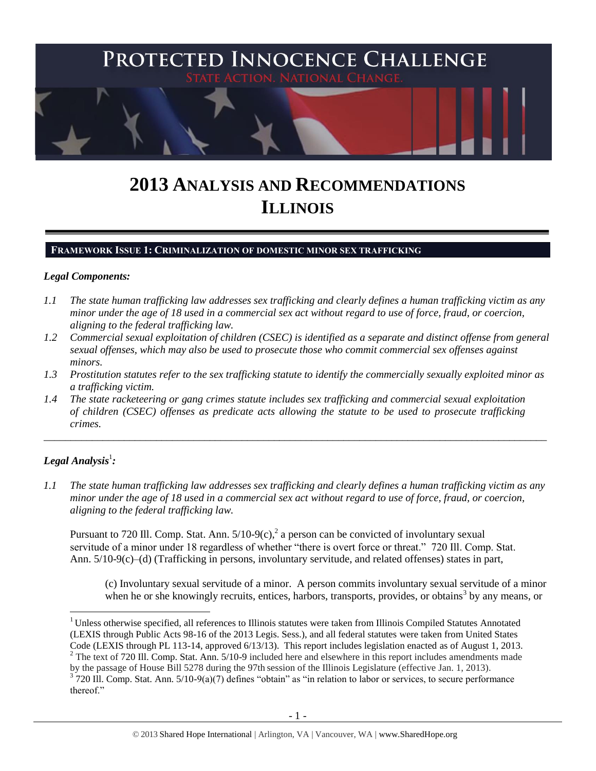# PROTECTED INNOCENCE CHALLENGE

STATE ACTION. NATIONAL CHANGE.

# 2013 ANALYSIS AND RECOMMENDATIONS
# ILLINOIS

## FRAMEWORK ISSUE 1: CRIMINALIZATION OF DOMESTIC MINOR SEX TRAFFICKING

### *Legal Components:*

*1.1 The state human trafficking law addresses sex trafficking and clearly defines a human trafficking victim as any minor under the age of 18 used in a commercial sex act without regard to use of force, fraud, or coercion, aligning to the federal trafficking law.*

*1.2 Commercial sexual exploitation of children (CSEC) is identified as a separate and distinct offense from general sexual offenses, which may also be used to prosecute those who commit commercial sex offenses against minors.*

*1.3 Prostitution statutes refer to the sex trafficking statute to identify the commercially sexually exploited minor as a trafficking victim.*

*1.4 The state racketeering or gang crimes statute includes sex trafficking and commercial sexual exploitation of children (CSEC) offenses as predicate acts allowing the statute to be used to prosecute trafficking crimes.*

---

### *Legal Analysis*[1]*:*

*1.1 The state human trafficking law addresses sex trafficking and clearly defines a human trafficking victim as any minor under the age of 18 used in a commercial sex act without regard to use of force, fraud, or coercion, aligning to the federal trafficking law.*

Pursuant to 720 Ill. Comp. Stat. Ann. 5/10-9(c),[2] a person can be convicted of involuntary sexual servitude of a minor under 18 regardless of whether "there is overt force or threat." 720 Ill. Comp. Stat. Ann. 5/10-9(c)–(d) (Trafficking in persons, involuntary servitude, and related offenses) states in part,

> (c) Involuntary sexual servitude of a minor. A person commits involuntary sexual servitude of a minor when he or she knowingly recruits, entices, harbors, transports, provides, or obtains[3] by any means, or

---

[1] Unless otherwise specified, all references to Illinois statutes were taken from Illinois Compiled Statutes Annotated (LEXIS through Public Acts 98-16 of the 2013 Legis. Sess.), and all federal statutes were taken from United States Code (LEXIS through PL 113-14, approved 6/13/13). This report includes legislation enacted as of August 1, 2013.

[2] The text of 720 Ill. Comp. Stat. Ann. 5/10-9 included here and elsewhere in this report includes amendments made by the passage of House Bill 5278 during the 97th session of the Illinois Legislature (effective Jan. 1, 2013).

[3] 720 Ill. Comp. Stat. Ann. 5/10-9(a)(7) defines "obtain" as "in relation to labor or services, to secure performance thereof."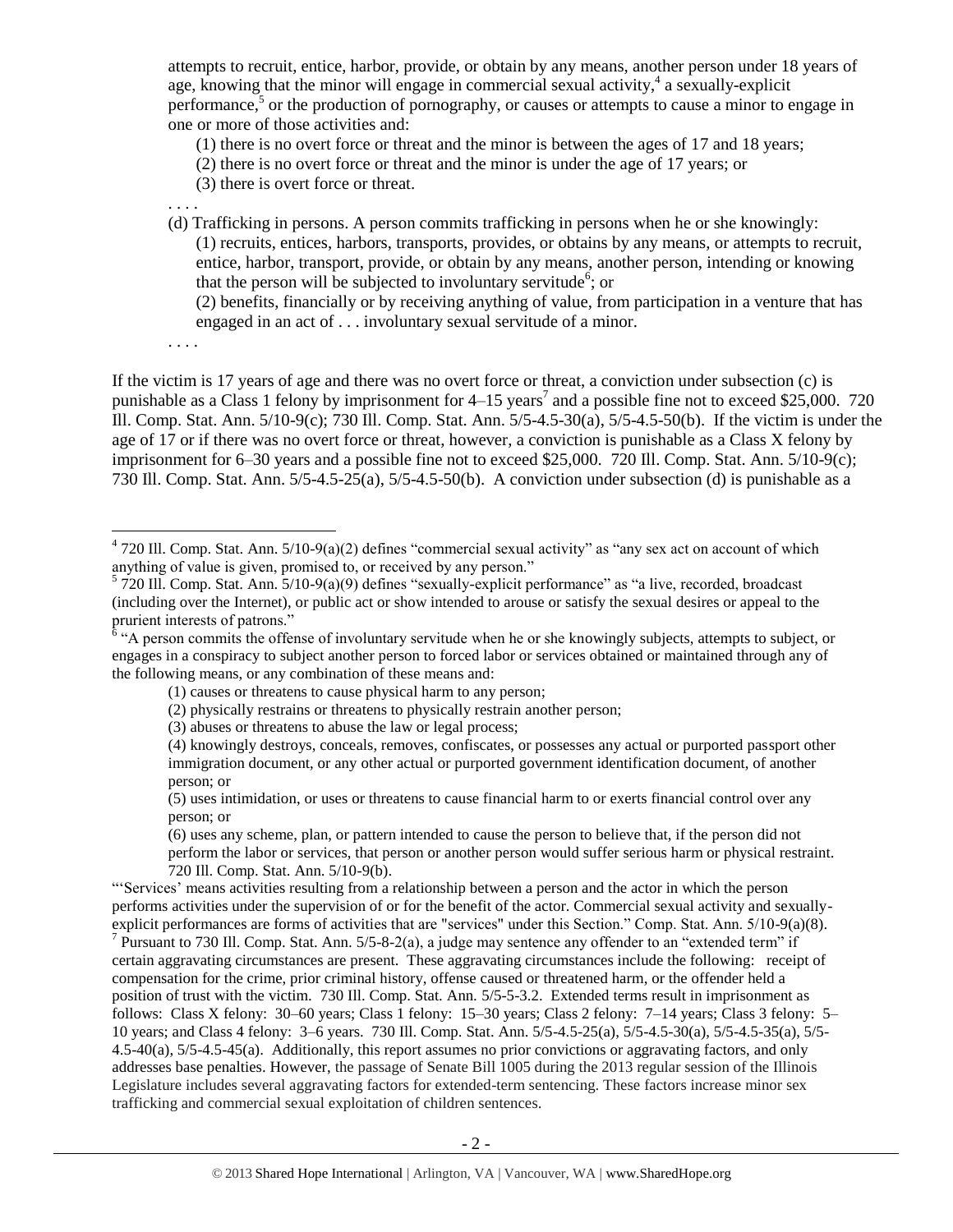attempts to recruit, entice, harbor, provide, or obtain by any means, another person under 18 years of age, knowing that the minor will engage in commercial sexual activity,[4] a sexually-explicit performance,[5] or the production of pornography, or causes or attempts to cause a minor to engage in one or more of those activities and:

(1) there is no overt force or threat and the minor is between the ages of 17 and 18 years;
(2) there is no overt force or threat and the minor is under the age of 17 years; or
(3) there is overt force or threat.

. . . .

(d) Trafficking in persons. A person commits trafficking in persons when he or she knowingly:
(1) recruits, entices, harbors, transports, provides, or obtains by any means, or attempts to recruit, entice, harbor, transport, provide, or obtain by any means, another person, intending or knowing that the person will be subjected to involuntary servitude[6]; or
(2) benefits, financially or by receiving anything of value, from participation in a venture that has engaged in an act of . . . involuntary sexual servitude of a minor.

. . . .

If the victim is 17 years of age and there was no overt force or threat, a conviction under subsection (c) is punishable as a Class 1 felony by imprisonment for 4–15 years[7] and a possible fine not to exceed $25,000. 720 Ill. Comp. Stat. Ann. 5/10-9(c); 730 Ill. Comp. Stat. Ann. 5/5-4.5-30(a), 5/5-4.5-50(b). If the victim is under the age of 17 or if there was no overt force or threat, however, a conviction is punishable as a Class X felony by imprisonment for 6–30 years and a possible fine not to exceed $25,000. 720 Ill. Comp. Stat. Ann. 5/10-9(c); 730 Ill. Comp. Stat. Ann. 5/5-4.5-25(a), 5/5-4.5-50(b). A conviction under subsection (d) is punishable as a

---

[4] 720 Ill. Comp. Stat. Ann. 5/10-9(a)(2) defines "commercial sexual activity" as "any sex act on account of which anything of value is given, promised to, or received by any person."

[5] 720 Ill. Comp. Stat. Ann. 5/10-9(a)(9) defines "sexually-explicit performance" as "a live, recorded, broadcast (including over the Internet), or public act or show intended to arouse or satisfy the sexual desires or appeal to the prurient interests of patrons."

[6] "A person commits the offense of involuntary servitude when he or she knowingly subjects, attempts to subject, or engages in a conspiracy to subject another person to forced labor or services obtained or maintained through any of the following means, or any combination of these means and:

(1) causes or threatens to cause physical harm to any person;
(2) physically restrains or threatens to physically restrain another person;
(3) abuses or threatens to abuse the law or legal process;
(4) knowingly destroys, conceals, removes, confiscates, or possesses any actual or purported passport other immigration document, or any other actual or purported government identification document, of another person; or
(5) uses intimidation, or uses or threatens to cause financial harm to or exerts financial control over any person; or
(6) uses any scheme, plan, or pattern intended to cause the person to believe that, if the person did not perform the labor or services, that person or another person would suffer serious harm or physical restraint.
720 Ill. Comp. Stat. Ann. 5/10-9(b).

"'Services' means activities resulting from a relationship between a person and the actor in which the person performs activities under the supervision of or for the benefit of the actor. Commercial sexual activity and sexually-explicit performances are forms of activities that are "services" under this Section." Comp. Stat. Ann. 5/10-9(a)(8).

[7] Pursuant to 730 Ill. Comp. Stat. Ann. 5/5-8-2(a), a judge may sentence any offender to an "extended term" if certain aggravating circumstances are present. These aggravating circumstances include the following: receipt of compensation for the crime, prior criminal history, offense caused or threatened harm, or the offender held a position of trust with the victim. 730 Ill. Comp. Stat. Ann. 5/5-5-3.2. Extended terms result in imprisonment as follows: Class X felony: 30–60 years; Class 1 felony: 15–30 years; Class 2 felony: 7–14 years; Class 3 felony: 5–10 years; and Class 4 felony: 3–6 years. 730 Ill. Comp. Stat. Ann. 5/5-4.5-25(a), 5/5-4.5-30(a), 5/5-4.5-35(a), 5/5-4.5-40(a), 5/5-4.5-45(a). Additionally, this report assumes no prior convictions or aggravating factors, and only addresses base penalties. However, the passage of Senate Bill 1005 during the 2013 regular session of the Illinois Legislature includes several aggravating factors for extended-term sentencing. These factors increase minor sex trafficking and commercial sexual exploitation of children sentences.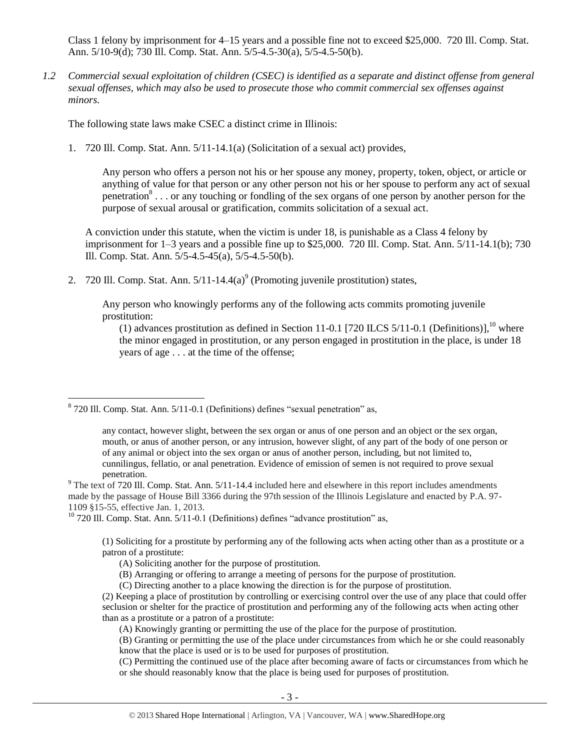Class 1 felony by imprisonment for 4–15 years and a possible fine not to exceed $25,000. 720 Ill. Comp. Stat. Ann. 5/10-9(d); 730 Ill. Comp. Stat. Ann. 5/5-4.5-30(a), 5/5-4.5-50(b).

*1.2 Commercial sexual exploitation of children (CSEC) is identified as a separate and distinct offense from general sexual offenses, which may also be used to prosecute those who commit commercial sex offenses against minors.*

The following state laws make CSEC a distinct crime in Illinois:

1. 720 Ill. Comp. Stat. Ann. 5/11-14.1(a) (Solicitation of a sexual act) provides,

   > Any person who offers a person not his or her spouse any money, property, token, object, or article or anything of value for that person or any other person not his or her spouse to perform any act of sexual penetration[8] . . . or any touching or fondling of the sex organs of one person by another person for the purpose of sexual arousal or gratification, commits solicitation of a sexual act.

   A conviction under this statute, when the victim is under 18, is punishable as a Class 4 felony by imprisonment for 1–3 years and a possible fine up to $25,000. 720 Ill. Comp. Stat. Ann. 5/11-14.1(b); 730 Ill. Comp. Stat. Ann. 5/5-4.5-45(a), 5/5-4.5-50(b).

2. 720 Ill. Comp. Stat. Ann. 5/11-14.4(a)[9] (Promoting juvenile prostitution) states,

   > Any person who knowingly performs any of the following acts commits promoting juvenile prostitution:
   >
   > (1) advances prostitution as defined in Section 11-0.1 [720 ILCS 5/11-0.1 (Definitions)],[10] where the minor engaged in prostitution, or any person engaged in prostitution in the place, is under 18 years of age . . . at the time of the offense;

---

[8] 720 Ill. Comp. Stat. Ann. 5/11-0.1 (Definitions) defines "sexual penetration" as,

> any contact, however slight, between the sex organ or anus of one person and an object or the sex organ, mouth, or anus of another person, or any intrusion, however slight, of any part of the body of one person or of any animal or object into the sex organ or anus of another person, including, but not limited to, cunnilingus, fellatio, or anal penetration. Evidence of emission of semen is not required to prove sexual penetration.

[9] The text of 720 Ill. Comp. Stat. Ann. 5/11-14.4 included here and elsewhere in this report includes amendments made by the passage of House Bill 3366 during the 97th session of the Illinois Legislature and enacted by P.A. 97-1109 §15-55, effective Jan. 1, 2013.

[10] 720 Ill. Comp. Stat. Ann. 5/11-0.1 (Definitions) defines "advance prostitution" as,

> (1) Soliciting for a prostitute by performing any of the following acts when acting other than as a prostitute or a patron of a prostitute:
>
> (A) Soliciting another for the purpose of prostitution.
>
> (B) Arranging or offering to arrange a meeting of persons for the purpose of prostitution.
>
> (C) Directing another to a place knowing the direction is for the purpose of prostitution.
>
> (2) Keeping a place of prostitution by controlling or exercising control over the use of any place that could offer seclusion or shelter for the practice of prostitution and performing any of the following acts when acting other than as a prostitute or a patron of a prostitute:
>
> (A) Knowingly granting or permitting the use of the place for the purpose of prostitution.
>
> (B) Granting or permitting the use of the place under circumstances from which he or she could reasonably know that the place is used or is to be used for purposes of prostitution.
>
> (C) Permitting the continued use of the place after becoming aware of facts or circumstances from which he or she should reasonably know that the place is being used for purposes of prostitution.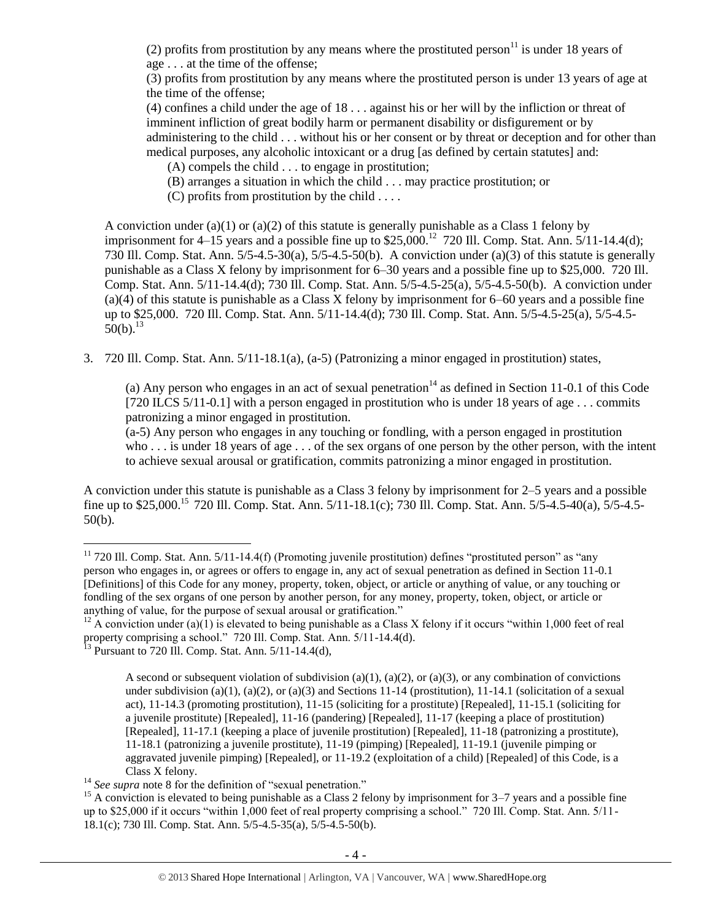(2) profits from prostitution by any means where the prostituted person[11] is under 18 years of age . . . at the time of the offense;

(3) profits from prostitution by any means where the prostituted person is under 13 years of age at the time of the offense;

(4) confines a child under the age of 18 . . . against his or her will by the infliction or threat of imminent infliction of great bodily harm or permanent disability or disfigurement or by administering to the child . . . without his or her consent or by threat or deception and for other than medical purposes, any alcoholic intoxicant or a drug [as defined by certain statutes] and:

(A) compels the child . . . to engage in prostitution;

(B) arranges a situation in which the child . . . may practice prostitution; or

(C) profits from prostitution by the child . . . .

A conviction under (a)(1) or (a)(2) of this statute is generally punishable as a Class 1 felony by imprisonment for 4–15 years and a possible fine up to $25,000.[12] 720 Ill. Comp. Stat. Ann. 5/11-14.4(d); 730 Ill. Comp. Stat. Ann. 5/5-4.5-30(a), 5/5-4.5-50(b). A conviction under (a)(3) of this statute is generally punishable as a Class X felony by imprisonment for 6–30 years and a possible fine up to $25,000. 720 Ill. Comp. Stat. Ann. 5/11-14.4(d); 730 Ill. Comp. Stat. Ann. 5/5-4.5-25(a), 5/5-4.5-50(b). A conviction under (a)(4) of this statute is punishable as a Class X felony by imprisonment for 6–60 years and a possible fine up to $25,000. 720 Ill. Comp. Stat. Ann. 5/11-14.4(d); 730 Ill. Comp. Stat. Ann. 5/5-4.5-25(a), 5/5-4.5-50(b).[13]

3. 720 Ill. Comp. Stat. Ann. 5/11-18.1(a), (a-5) (Patronizing a minor engaged in prostitution) states,

(a) Any person who engages in an act of sexual penetration[14] as defined in Section 11-0.1 of this Code [720 ILCS 5/11-0.1] with a person engaged in prostitution who is under 18 years of age . . . commits patronizing a minor engaged in prostitution.

(a-5) Any person who engages in any touching or fondling, with a person engaged in prostitution who . . . is under 18 years of age . . . of the sex organs of one person by the other person, with the intent to achieve sexual arousal or gratification, commits patronizing a minor engaged in prostitution.

A conviction under this statute is punishable as a Class 3 felony by imprisonment for 2–5 years and a possible fine up to $25,000.[15] 720 Ill. Comp. Stat. Ann. 5/11-18.1(c); 730 Ill. Comp. Stat. Ann. 5/5-4.5-40(a), 5/5-4.5-50(b).

---

[11] 720 Ill. Comp. Stat. Ann. 5/11-14.4(f) (Promoting juvenile prostitution) defines "prostituted person" as "any person who engages in, or agrees or offers to engage in, any act of sexual penetration as defined in Section 11-0.1 [Definitions] of this Code for any money, property, token, object, or article or anything of value, or any touching or fondling of the sex organs of one person by another person, for any money, property, token, object, or article or anything of value, for the purpose of sexual arousal or gratification."

[12] A conviction under (a)(1) is elevated to being punishable as a Class X felony if it occurs "within 1,000 feet of real property comprising a school." 720 Ill. Comp. Stat. Ann. 5/11-14.4(d).

[13] Pursuant to 720 Ill. Comp. Stat. Ann. 5/11-14.4(d),

> A second or subsequent violation of subdivision (a)(1), (a)(2), or (a)(3), or any combination of convictions under subdivision (a)(1), (a)(2), or (a)(3) and Sections 11-14 (prostitution), 11-14.1 (solicitation of a sexual act), 11-14.3 (promoting prostitution), 11-15 (soliciting for a prostitute) [Repealed], 11-15.1 (soliciting for a juvenile prostitute) [Repealed], 11-16 (pandering) [Repealed], 11-17 (keeping a place of prostitution) [Repealed], 11-17.1 (keeping a place of juvenile prostitution) [Repealed], 11-18 (patronizing a prostitute), 11-18.1 (patronizing a juvenile prostitute), 11-19 (pimping) [Repealed], 11-19.1 (juvenile pimping or aggravated juvenile pimping) [Repealed], or 11-19.2 (exploitation of a child) [Repealed] of this Code, is a Class X felony.

[14] *See supra* note 8 for the definition of "sexual penetration."

[15] A conviction is elevated to being punishable as a Class 2 felony by imprisonment for 3–7 years and a possible fine up to $25,000 if it occurs "within 1,000 feet of real property comprising a school." 720 Ill. Comp. Stat. Ann. 5/11-18.1(c); 730 Ill. Comp. Stat. Ann. 5/5-4.5-35(a), 5/5-4.5-50(b).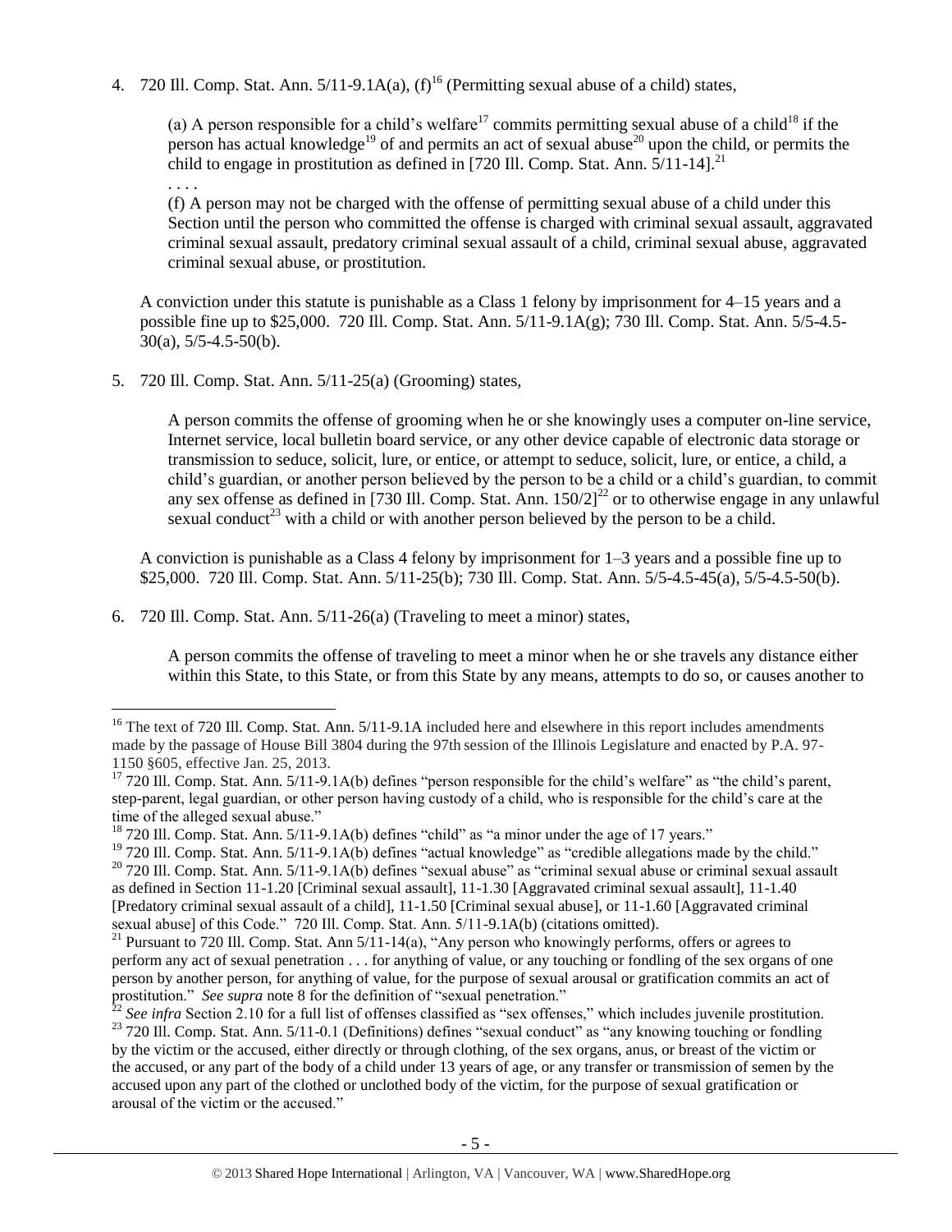4. 720 Ill. Comp. Stat. Ann. 5/11-9.1A(a), (f)[16] (Permitting sexual abuse of a child) states,

   (a) A person responsible for a child's welfare[17] commits permitting sexual abuse of a child[18] if the person has actual knowledge[19] of and permits an act of sexual abuse[20] upon the child, or permits the child to engage in prostitution as defined in [720 Ill. Comp. Stat. Ann. 5/11-14].[21]

   . . . .

   (f) A person may not be charged with the offense of permitting sexual abuse of a child under this Section until the person who committed the offense is charged with criminal sexual assault, aggravated criminal sexual assault, predatory criminal sexual assault of a child, criminal sexual abuse, aggravated criminal sexual abuse, or prostitution.

   A conviction under this statute is punishable as a Class 1 felony by imprisonment for 4–15 years and a possible fine up to $25,000. 720 Ill. Comp. Stat. Ann. 5/11-9.1A(g); 730 Ill. Comp. Stat. Ann. 5/5-4.5-30(a), 5/5-4.5-50(b).

5. 720 Ill. Comp. Stat. Ann. 5/11-25(a) (Grooming) states,

   A person commits the offense of grooming when he or she knowingly uses a computer on-line service, Internet service, local bulletin board service, or any other device capable of electronic data storage or transmission to seduce, solicit, lure, or entice, or attempt to seduce, solicit, lure, or entice, a child, a child's guardian, or another person believed by the person to be a child or a child's guardian, to commit any sex offense as defined in [730 Ill. Comp. Stat. Ann. 150/2][22] or to otherwise engage in any unlawful sexual conduct[23] with a child or with another person believed by the person to be a child.

   A conviction is punishable as a Class 4 felony by imprisonment for 1–3 years and a possible fine up to $25,000. 720 Ill. Comp. Stat. Ann. 5/11-25(b); 730 Ill. Comp. Stat. Ann. 5/5-4.5-45(a), 5/5-4.5-50(b).

6. 720 Ill. Comp. Stat. Ann. 5/11-26(a) (Traveling to meet a minor) states,

   A person commits the offense of traveling to meet a minor when he or she travels any distance either within this State, to this State, or from this State by any means, attempts to do so, or causes another to

---

[16] The text of 720 Ill. Comp. Stat. Ann. 5/11-9.1A included here and elsewhere in this report includes amendments made by the passage of House Bill 3804 during the 97th session of the Illinois Legislature and enacted by P.A. 97-1150 §605, effective Jan. 25, 2013.

[17] 720 Ill. Comp. Stat. Ann. 5/11-9.1A(b) defines "person responsible for the child's welfare" as "the child's parent, step-parent, legal guardian, or other person having custody of a child, who is responsible for the child's care at the time of the alleged sexual abuse."

[18] 720 Ill. Comp. Stat. Ann. 5/11-9.1A(b) defines "child" as "a minor under the age of 17 years."

[19] 720 Ill. Comp. Stat. Ann. 5/11-9.1A(b) defines "actual knowledge" as "credible allegations made by the child."

[20] 720 Ill. Comp. Stat. Ann. 5/11-9.1A(b) defines "sexual abuse" as "criminal sexual abuse or criminal sexual assault as defined in Section 11-1.20 [Criminal sexual assault], 11-1.30 [Aggravated criminal sexual assault], 11-1.40 [Predatory criminal sexual assault of a child], 11-1.50 [Criminal sexual abuse], or 11-1.60 [Aggravated criminal sexual abuse] of this Code." 720 Ill. Comp. Stat. Ann. 5/11-9.1A(b) (citations omitted).

[21] Pursuant to 720 Ill. Comp. Stat. Ann 5/11-14(a), "Any person who knowingly performs, offers or agrees to perform any act of sexual penetration . . . for anything of value, or any touching or fondling of the sex organs of one person by another person, for anything of value, for the purpose of sexual arousal or gratification commits an act of prostitution." *See supra* note 8 for the definition of "sexual penetration."

[22] *See infra* Section 2.10 for a full list of offenses classified as "sex offenses," which includes juvenile prostitution.

[23] 720 Ill. Comp. Stat. Ann. 5/11-0.1 (Definitions) defines "sexual conduct" as "any knowing touching or fondling by the victim or the accused, either directly or through clothing, of the sex organs, anus, or breast of the victim or the accused, or any part of the body of a child under 13 years of age, or any transfer or transmission of semen by the accused upon any part of the clothed or unclothed body of the victim, for the purpose of sexual gratification or arousal of the victim or the accused."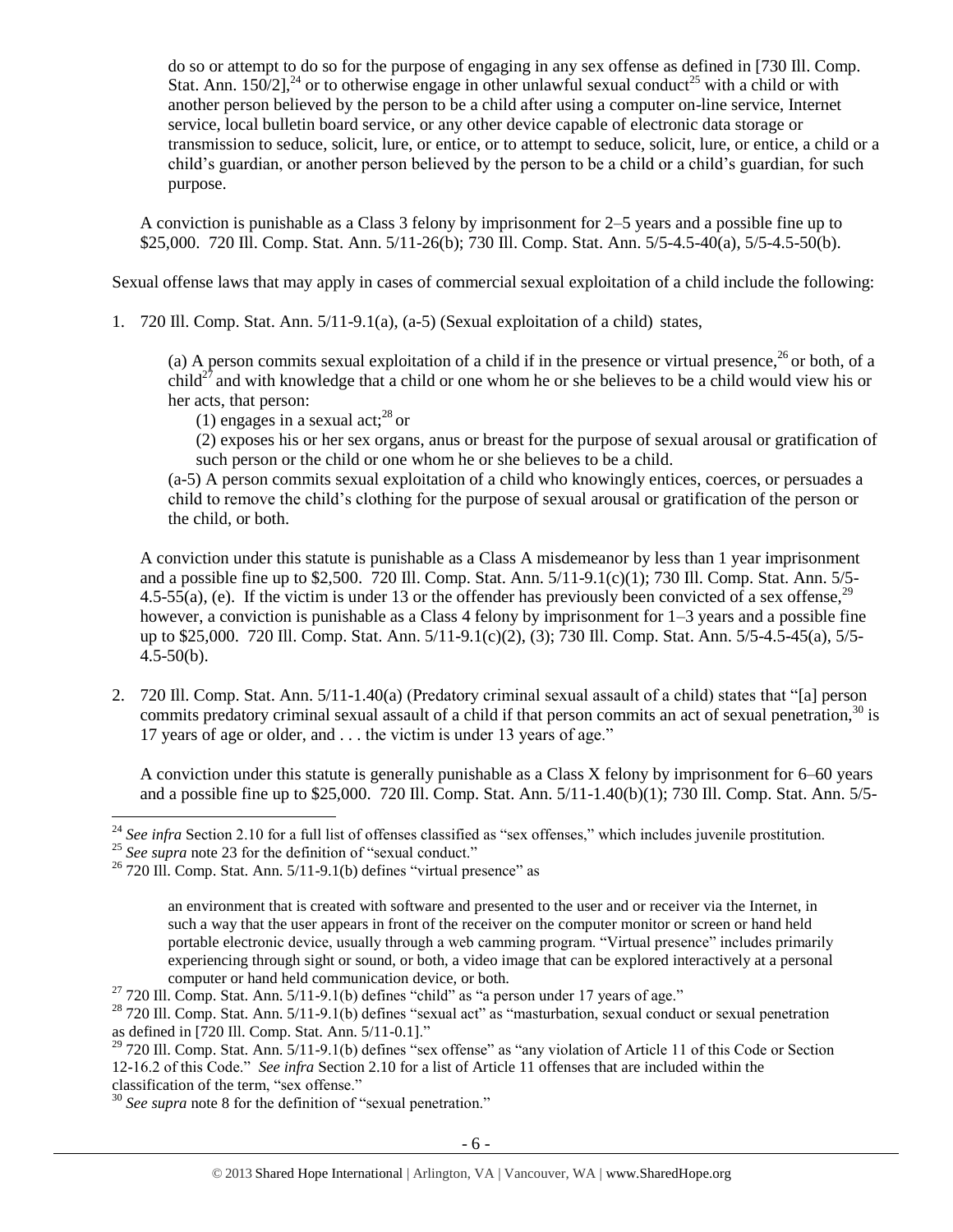do so or attempt to do so for the purpose of engaging in any sex offense as defined in [730 Ill. Comp. Stat. Ann. 150/2],[24] or to otherwise engage in other unlawful sexual conduct[25] with a child or with another person believed by the person to be a child after using a computer on-line service, Internet service, local bulletin board service, or any other device capable of electronic data storage or transmission to seduce, solicit, lure, or entice, or to attempt to seduce, solicit, lure, or entice, a child or a child's guardian, or another person believed by the person to be a child or a child's guardian, for such purpose.

A conviction is punishable as a Class 3 felony by imprisonment for 2–5 years and a possible fine up to $25,000. 720 Ill. Comp. Stat. Ann. 5/11-26(b); 730 Ill. Comp. Stat. Ann. 5/5-4.5-40(a), 5/5-4.5-50(b).

Sexual offense laws that may apply in cases of commercial sexual exploitation of a child include the following:

1. 720 Ill. Comp. Stat. Ann. 5/11-9.1(a), (a-5) (Sexual exploitation of a child) states,

   (a) A person commits sexual exploitation of a child if in the presence or virtual presence,[26] or both, of a child[27] and with knowledge that a child or one whom he or she believes to be a child would view his or her acts, that person:

   (1) engages in a sexual act;[28] or

   (2) exposes his or her sex organs, anus or breast for the purpose of sexual arousal or gratification of such person or the child or one whom he or she believes to be a child.

   (a-5) A person commits sexual exploitation of a child who knowingly entices, coerces, or persuades a child to remove the child's clothing for the purpose of sexual arousal or gratification of the person or the child, or both.

   A conviction under this statute is punishable as a Class A misdemeanor by less than 1 year imprisonment and a possible fine up to $2,500. 720 Ill. Comp. Stat. Ann. 5/11-9.1(c)(1); 730 Ill. Comp. Stat. Ann. 5/5-4.5-55(a), (e). If the victim is under 13 or the offender has previously been convicted of a sex offense,[29] however, a conviction is punishable as a Class 4 felony by imprisonment for 1–3 years and a possible fine up to $25,000. 720 Ill. Comp. Stat. Ann. 5/11-9.1(c)(2), (3); 730 Ill. Comp. Stat. Ann. 5/5-4.5-45(a), 5/5-4.5-50(b).

2. 720 Ill. Comp. Stat. Ann. 5/11-1.40(a) (Predatory criminal sexual assault of a child) states that "[a] person commits predatory criminal sexual assault of a child if that person commits an act of sexual penetration,[30] is 17 years of age or older, and . . . the victim is under 13 years of age."

   A conviction under this statute is generally punishable as a Class X felony by imprisonment for 6–60 years and a possible fine up to $25,000. 720 Ill. Comp. Stat. Ann. 5/11-1.40(b)(1); 730 Ill. Comp. Stat. Ann. 5/5-

---

[24] *See infra* Section 2.10 for a full list of offenses classified as "sex offenses," which includes juvenile prostitution.

[25] *See supra* note 23 for the definition of "sexual conduct."

[26] 720 Ill. Comp. Stat. Ann. 5/11-9.1(b) defines "virtual presence" as

> an environment that is created with software and presented to the user and or receiver via the Internet, in such a way that the user appears in front of the receiver on the computer monitor or screen or hand held portable electronic device, usually through a web camming program. "Virtual presence" includes primarily experiencing through sight or sound, or both, a video image that can be explored interactively at a personal computer or hand held communication device, or both.

[27] 720 Ill. Comp. Stat. Ann. 5/11-9.1(b) defines "child" as "a person under 17 years of age."

[28] 720 Ill. Comp. Stat. Ann. 5/11-9.1(b) defines "sexual act" as "masturbation, sexual conduct or sexual penetration as defined in [720 Ill. Comp. Stat. Ann. 5/11-0.1]."

[29] 720 Ill. Comp. Stat. Ann. 5/11-9.1(b) defines "sex offense" as "any violation of Article 11 of this Code or Section 12-16.2 of this Code." *See infra* Section 2.10 for a list of Article 11 offenses that are included within the classification of the term, "sex offense."

[30] *See supra* note 8 for the definition of "sexual penetration."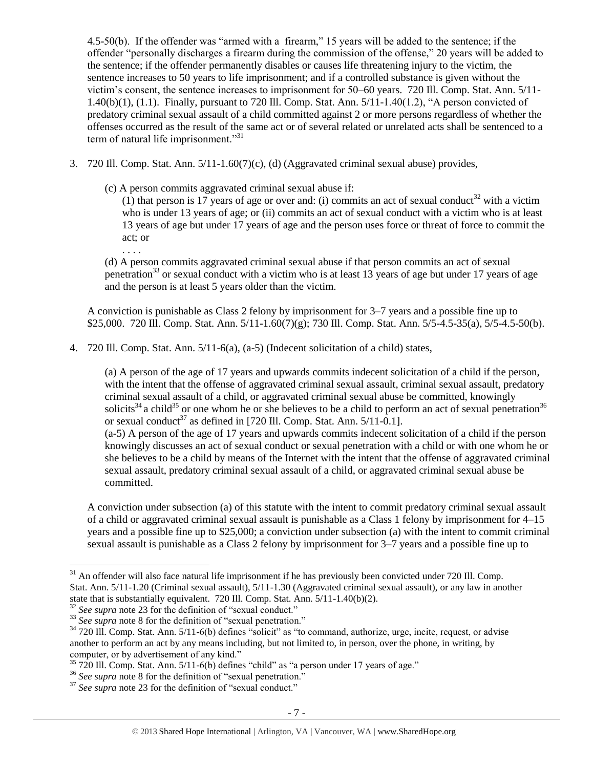4.5-50(b). If the offender was "armed with a firearm," 15 years will be added to the sentence; if the offender "personally discharges a firearm during the commission of the offense," 20 years will be added to the sentence; if the offender permanently disables or causes life threatening injury to the victim, the sentence increases to 50 years to life imprisonment; and if a controlled substance is given without the victim's consent, the sentence increases to imprisonment for 50–60 years. 720 Ill. Comp. Stat. Ann. 5/11-1.40(b)(1), (1.1). Finally, pursuant to 720 Ill. Comp. Stat. Ann. 5/11-1.40(1.2), "A person convicted of predatory criminal sexual assault of a child committed against 2 or more persons regardless of whether the offenses occurred as the result of the same act or of several related or unrelated acts shall be sentenced to a term of natural life imprisonment."[31]

3. 720 Ill. Comp. Stat. Ann. 5/11-1.60(7)(c), (d) (Aggravated criminal sexual abuse) provides,

   (c) A person commits aggravated criminal sexual abuse if:

   (1) that person is 17 years of age or over and: (i) commits an act of sexual conduct[32] with a victim who is under 13 years of age; or (ii) commits an act of sexual conduct with a victim who is at least 13 years of age but under 17 years of age and the person uses force or threat of force to commit the act; or

   . . . .

   (d) A person commits aggravated criminal sexual abuse if that person commits an act of sexual penetration[33] or sexual conduct with a victim who is at least 13 years of age but under 17 years of age and the person is at least 5 years older than the victim.

   A conviction is punishable as Class 2 felony by imprisonment for 3–7 years and a possible fine up to $25,000. 720 Ill. Comp. Stat. Ann. 5/11-1.60(7)(g); 730 Ill. Comp. Stat. Ann. 5/5-4.5-35(a), 5/5-4.5-50(b).

4. 720 Ill. Comp. Stat. Ann. 5/11-6(a), (a-5) (Indecent solicitation of a child) states,

   (a) A person of the age of 17 years and upwards commits indecent solicitation of a child if the person, with the intent that the offense of aggravated criminal sexual assault, criminal sexual assault, predatory criminal sexual assault of a child, or aggravated criminal sexual abuse be committed, knowingly solicits[34] a child[35] or one whom he or she believes to be a child to perform an act of sexual penetration[36] or sexual conduct[37] as defined in [720 Ill. Comp. Stat. Ann. 5/11-0.1].

   (a-5) A person of the age of 17 years and upwards commits indecent solicitation of a child if the person knowingly discusses an act of sexual conduct or sexual penetration with a child or with one whom he or she believes to be a child by means of the Internet with the intent that the offense of aggravated criminal sexual assault, predatory criminal sexual assault of a child, or aggravated criminal sexual abuse be committed.

   A conviction under subsection (a) of this statute with the intent to commit predatory criminal sexual assault of a child or aggravated criminal sexual assault is punishable as a Class 1 felony by imprisonment for 4–15 years and a possible fine up to $25,000; a conviction under subsection (a) with the intent to commit criminal sexual assault is punishable as a Class 2 felony by imprisonment for 3–7 years and a possible fine up to

---

[31] An offender will also face natural life imprisonment if he has previously been convicted under 720 Ill. Comp. Stat. Ann. 5/11-1.20 (Criminal sexual assault), 5/11-1.30 (Aggravated criminal sexual assault), or any law in another state that is substantially equivalent. 720 Ill. Comp. Stat. Ann. 5/11-1.40(b)(2).

[32] *See supra* note 23 for the definition of "sexual conduct."

[33] *See supra* note 8 for the definition of "sexual penetration."

[34] 720 Ill. Comp. Stat. Ann. 5/11-6(b) defines "solicit" as "to command, authorize, urge, incite, request, or advise another to perform an act by any means including, but not limited to, in person, over the phone, in writing, by computer, or by advertisement of any kind."

[35] 720 Ill. Comp. Stat. Ann. 5/11-6(b) defines "child" as "a person under 17 years of age."

[36] *See supra* note 8 for the definition of "sexual penetration."

[37] *See supra* note 23 for the definition of "sexual conduct."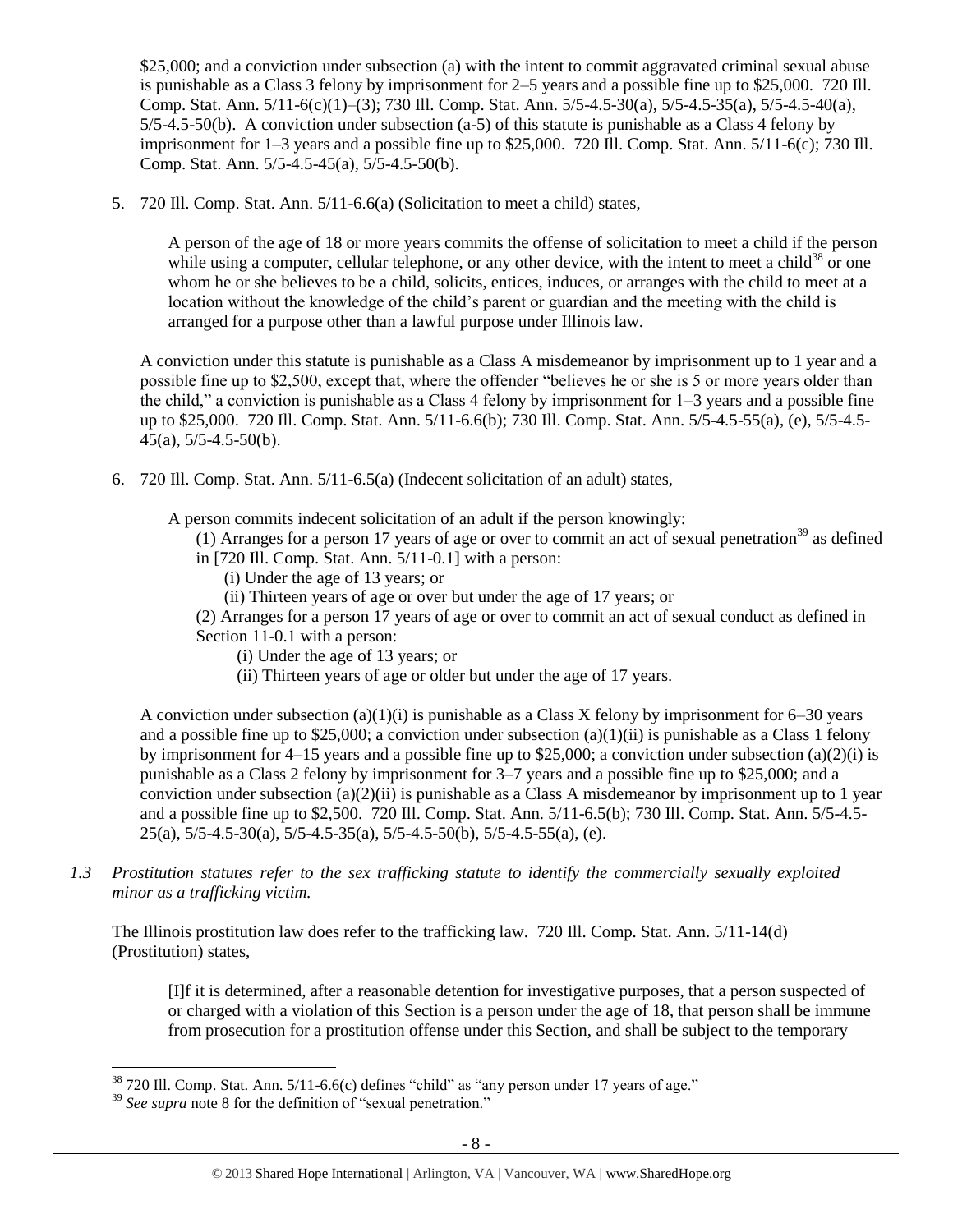$25,000; and a conviction under subsection (a) with the intent to commit aggravated criminal sexual abuse is punishable as a Class 3 felony by imprisonment for 2–5 years and a possible fine up to $25,000. 720 Ill. Comp. Stat. Ann. 5/11-6(c)(1)–(3); 730 Ill. Comp. Stat. Ann. 5/5-4.5-30(a), 5/5-4.5-35(a), 5/5-4.5-40(a), 5/5-4.5-50(b). A conviction under subsection (a-5) of this statute is punishable as a Class 4 felony by imprisonment for 1–3 years and a possible fine up to $25,000. 720 Ill. Comp. Stat. Ann. 5/11-6(c); 730 Ill. Comp. Stat. Ann. 5/5-4.5-45(a), 5/5-4.5-50(b).

5. 720 Ill. Comp. Stat. Ann. 5/11-6.6(a) (Solicitation to meet a child) states,

   > A person of the age of 18 or more years commits the offense of solicitation to meet a child if the person while using a computer, cellular telephone, or any other device, with the intent to meet a child[38] or one whom he or she believes to be a child, solicits, entices, induces, or arranges with the child to meet at a location without the knowledge of the child's parent or guardian and the meeting with the child is arranged for a purpose other than a lawful purpose under Illinois law.

   A conviction under this statute is punishable as a Class A misdemeanor by imprisonment up to 1 year and a possible fine up to $2,500, except that, where the offender "believes he or she is 5 or more years older than the child," a conviction is punishable as a Class 4 felony by imprisonment for 1–3 years and a possible fine up to $25,000. 720 Ill. Comp. Stat. Ann. 5/11-6.6(b); 730 Ill. Comp. Stat. Ann. 5/5-4.5-55(a), (e), 5/5-4.5-45(a), 5/5-4.5-50(b).

6. 720 Ill. Comp. Stat. Ann. 5/11-6.5(a) (Indecent solicitation of an adult) states,

   > A person commits indecent solicitation of an adult if the person knowingly:
   > (1) Arranges for a person 17 years of age or over to commit an act of sexual penetration[39] as defined in [720 Ill. Comp. Stat. Ann. 5/11-0.1] with a person:
   > (i) Under the age of 13 years; or
   > (ii) Thirteen years of age or over but under the age of 17 years; or
   > (2) Arranges for a person 17 years of age or over to commit an act of sexual conduct as defined in Section 11-0.1 with a person:
   > (i) Under the age of 13 years; or
   > (ii) Thirteen years of age or older but under the age of 17 years.

   A conviction under subsection (a)(1)(i) is punishable as a Class X felony by imprisonment for 6–30 years and a possible fine up to $25,000; a conviction under subsection (a)(1)(ii) is punishable as a Class 1 felony by imprisonment for 4–15 years and a possible fine up to $25,000; a conviction under subsection (a)(2)(i) is punishable as a Class 2 felony by imprisonment for 3–7 years and a possible fine up to $25,000; and a conviction under subsection (a)(2)(ii) is punishable as a Class A misdemeanor by imprisonment up to 1 year and a possible fine up to $2,500. 720 Ill. Comp. Stat. Ann. 5/11-6.5(b); 730 Ill. Comp. Stat. Ann. 5/5-4.5-25(a), 5/5-4.5-30(a), 5/5-4.5-35(a), 5/5-4.5-50(b), 5/5-4.5-55(a), (e).

*1.3 Prostitution statutes refer to the sex trafficking statute to identify the commercially sexually exploited minor as a trafficking victim.*

The Illinois prostitution law does refer to the trafficking law. 720 Ill. Comp. Stat. Ann. 5/11-14(d) (Prostitution) states,

> [I]f it is determined, after a reasonable detention for investigative purposes, that a person suspected of or charged with a violation of this Section is a person under the age of 18, that person shall be immune from prosecution for a prostitution offense under this Section, and shall be subject to the temporary

---

[38] 720 Ill. Comp. Stat. Ann. 5/11-6.6(c) defines "child" as "any person under 17 years of age."

[39] *See supra* note 8 for the definition of "sexual penetration."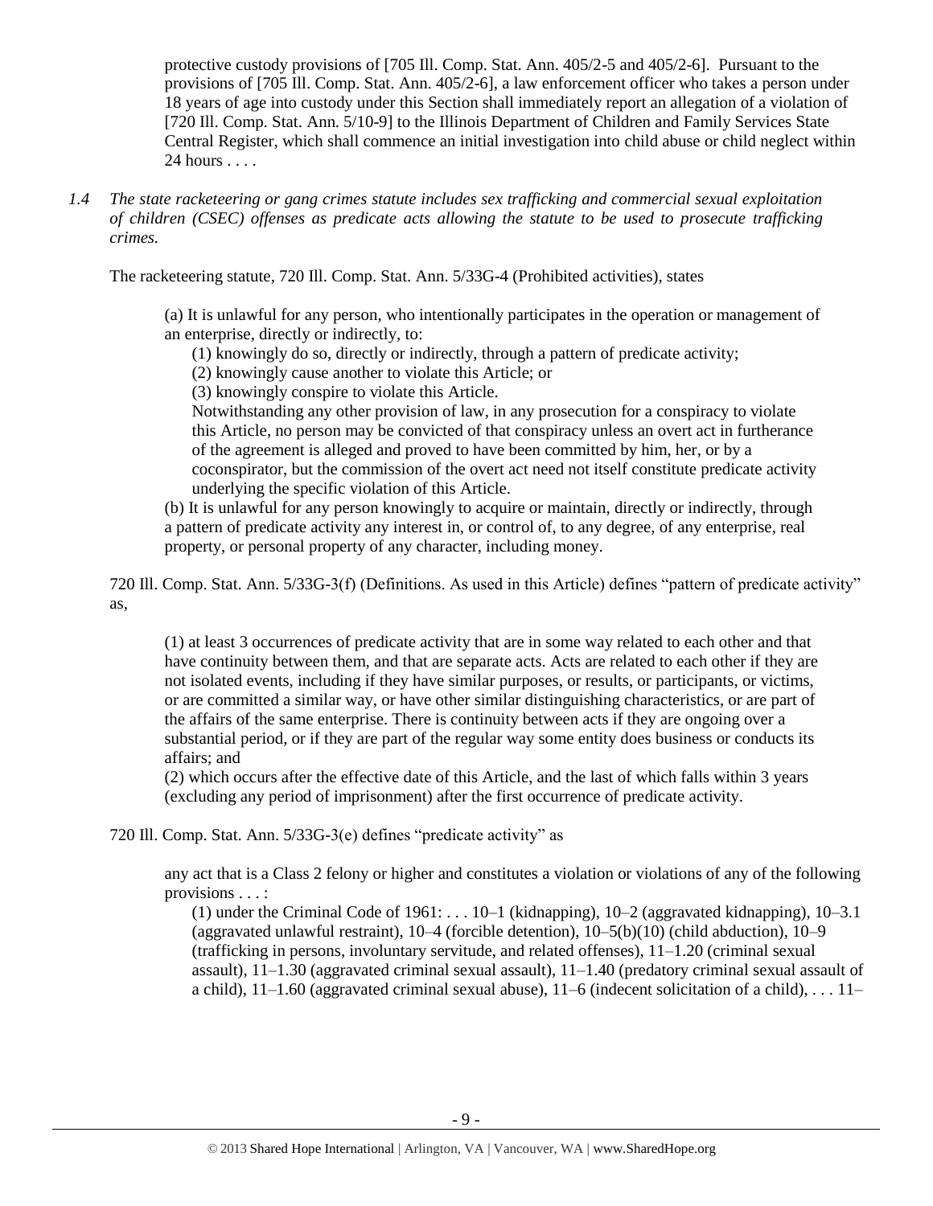protective custody provisions of [705 Ill. Comp. Stat. Ann. 405/2-5 and 405/2-6]. Pursuant to the provisions of [705 Ill. Comp. Stat. Ann. 405/2-6], a law enforcement officer who takes a person under 18 years of age into custody under this Section shall immediately report an allegation of a violation of [720 Ill. Comp. Stat. Ann. 5/10-9] to the Illinois Department of Children and Family Services State Central Register, which shall commence an initial investigation into child abuse or child neglect within 24 hours . . . .

*1.4 The state racketeering or gang crimes statute includes sex trafficking and commercial sexual exploitation of children (CSEC) offenses as predicate acts allowing the statute to be used to prosecute trafficking crimes.*

The racketeering statute, 720 Ill. Comp. Stat. Ann. 5/33G-4 (Prohibited activities), states

> (a) It is unlawful for any person, who intentionally participates in the operation or management of an enterprise, directly or indirectly, to:
>
> (1) knowingly do so, directly or indirectly, through a pattern of predicate activity;
>
> (2) knowingly cause another to violate this Article; or
>
> (3) knowingly conspire to violate this Article.
>
> Notwithstanding any other provision of law, in any prosecution for a conspiracy to violate this Article, no person may be convicted of that conspiracy unless an overt act in furtherance of the agreement is alleged and proved to have been committed by him, her, or by a coconspirator, but the commission of the overt act need not itself constitute predicate activity underlying the specific violation of this Article.
>
> (b) It is unlawful for any person knowingly to acquire or maintain, directly or indirectly, through a pattern of predicate activity any interest in, or control of, to any degree, of any enterprise, real property, or personal property of any character, including money.

720 Ill. Comp. Stat. Ann. 5/33G-3(f) (Definitions. As used in this Article) defines "pattern of predicate activity" as,

> (1) at least 3 occurrences of predicate activity that are in some way related to each other and that have continuity between them, and that are separate acts. Acts are related to each other if they are not isolated events, including if they have similar purposes, or results, or participants, or victims, or are committed a similar way, or have other similar distinguishing characteristics, or are part of the affairs of the same enterprise. There is continuity between acts if they are ongoing over a substantial period, or if they are part of the regular way some entity does business or conducts its affairs; and
>
> (2) which occurs after the effective date of this Article, and the last of which falls within 3 years (excluding any period of imprisonment) after the first occurrence of predicate activity.

720 Ill. Comp. Stat. Ann. 5/33G-3(e) defines "predicate activity" as

> any act that is a Class 2 felony or higher and constitutes a violation or violations of any of the following provisions . . . :
>
> (1) under the Criminal Code of 1961: . . . 10–1 (kidnapping), 10–2 (aggravated kidnapping), 10–3.1 (aggravated unlawful restraint), 10–4 (forcible detention), 10–5(b)(10) (child abduction), 10–9 (trafficking in persons, involuntary servitude, and related offenses), 11–1.20 (criminal sexual assault), 11–1.30 (aggravated criminal sexual assault), 11–1.40 (predatory criminal sexual assault of a child), 11–1.60 (aggravated criminal sexual abuse), 11–6 (indecent solicitation of a child), . . . 11–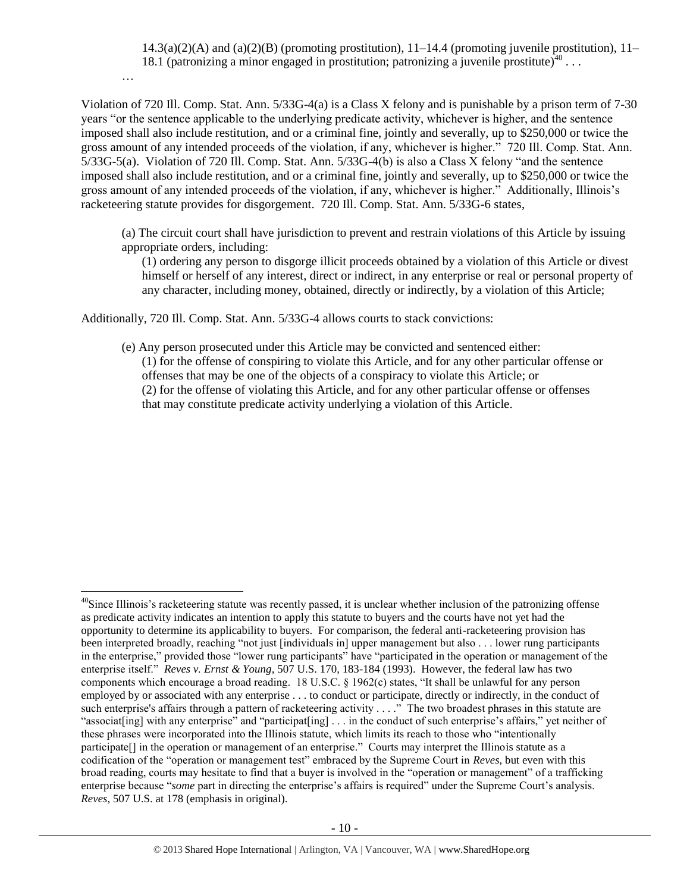14.3(a)(2)(A) and (a)(2)(B) (promoting prostitution), 11–14.4 (promoting juvenile prostitution), 11–18.1 (patronizing a minor engaged in prostitution; patronizing a juvenile prostitute)[40] . . .

…

Violation of 720 Ill. Comp. Stat. Ann. 5/33G-4(a) is a Class X felony and is punishable by a prison term of 7-30 years "or the sentence applicable to the underlying predicate activity, whichever is higher, and the sentence imposed shall also include restitution, and or a criminal fine, jointly and severally, up to $250,000 or twice the gross amount of any intended proceeds of the violation, if any, whichever is higher." 720 Ill. Comp. Stat. Ann. 5/33G-5(a). Violation of 720 Ill. Comp. Stat. Ann. 5/33G-4(b) is also a Class X felony "and the sentence imposed shall also include restitution, and or a criminal fine, jointly and severally, up to $250,000 or twice the gross amount of any intended proceeds of the violation, if any, whichever is higher." Additionally, Illinois's racketeering statute provides for disgorgement. 720 Ill. Comp. Stat. Ann. 5/33G-6 states,

> (a) The circuit court shall have jurisdiction to prevent and restrain violations of this Article by issuing appropriate orders, including:
>
> (1) ordering any person to disgorge illicit proceeds obtained by a violation of this Article or divest himself or herself of any interest, direct or indirect, in any enterprise or real or personal property of any character, including money, obtained, directly or indirectly, by a violation of this Article;

Additionally, 720 Ill. Comp. Stat. Ann. 5/33G-4 allows courts to stack convictions:

> (e) Any person prosecuted under this Article may be convicted and sentenced either:
>
> (1) for the offense of conspiring to violate this Article, and for any other particular offense or offenses that may be one of the objects of a conspiracy to violate this Article; or
>
> (2) for the offense of violating this Article, and for any other particular offense or offenses that may constitute predicate activity underlying a violation of this Article.

---

[40] Since Illinois's racketeering statute was recently passed, it is unclear whether inclusion of the patronizing offense as predicate activity indicates an intention to apply this statute to buyers and the courts have not yet had the opportunity to determine its applicability to buyers. For comparison, the federal anti-racketeering provision has been interpreted broadly, reaching "not just [individuals in] upper management but also . . . lower rung participants in the enterprise," provided those "lower rung participants" have "participated in the operation or management of the enterprise itself." *Reves v. Ernst & Young*, 507 U.S. 170, 183-184 (1993). However, the federal law has two components which encourage a broad reading. 18 U.S.C. § 1962(c) states, "It shall be unlawful for any person employed by or associated with any enterprise . . . to conduct or participate, directly or indirectly, in the conduct of such enterprise's affairs through a pattern of racketeering activity . . . ." The two broadest phrases in this statute are "associat[ing] with any enterprise" and "participat[ing] . . . in the conduct of such enterprise's affairs," yet neither of these phrases were incorporated into the Illinois statute, which limits its reach to those who "intentionally participate[] in the operation or management of an enterprise." Courts may interpret the Illinois statute as a codification of the "operation or management test" embraced by the Supreme Court in *Reves*, but even with this broad reading, courts may hesitate to find that a buyer is involved in the "operation or management" of a trafficking enterprise because "*some* part in directing the enterprise's affairs is required" under the Supreme Court's analysis. *Reves*, 507 U.S. at 178 (emphasis in original).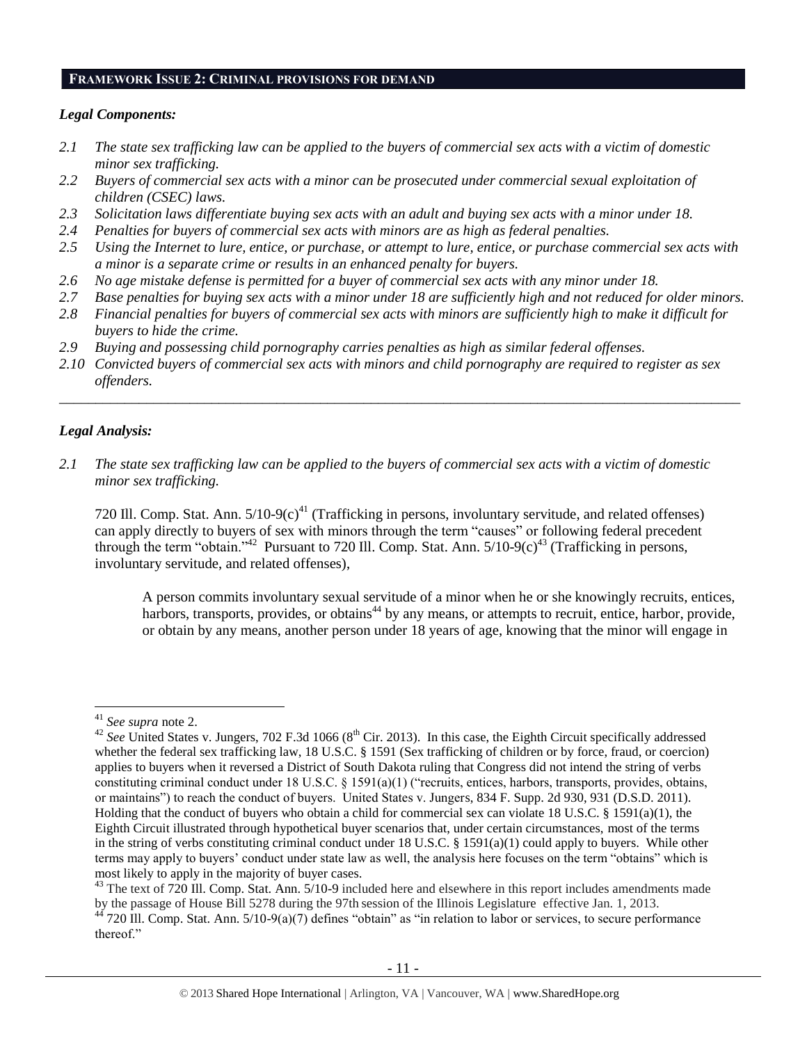## FRAMEWORK ISSUE 2: CRIMINAL PROVISIONS FOR DEMAND

### *Legal Components:*

*2.1 The state sex trafficking law can be applied to the buyers of commercial sex acts with a victim of domestic minor sex trafficking.*

*2.2 Buyers of commercial sex acts with a minor can be prosecuted under commercial sexual exploitation of children (CSEC) laws.*

*2.3 Solicitation laws differentiate buying sex acts with an adult and buying sex acts with a minor under 18.*

*2.4 Penalties for buyers of commercial sex acts with minors are as high as federal penalties.*

*2.5 Using the Internet to lure, entice, or purchase, or attempt to lure, entice, or purchase commercial sex acts with a minor is a separate crime or results in an enhanced penalty for buyers.*

*2.6 No age mistake defense is permitted for a buyer of commercial sex acts with any minor under 18.*

*2.7 Base penalties for buying sex acts with a minor under 18 are sufficiently high and not reduced for older minors.*

*2.8 Financial penalties for buyers of commercial sex acts with minors are sufficiently high to make it difficult for buyers to hide the crime.*

*2.9 Buying and possessing child pornography carries penalties as high as similar federal offenses.*

*2.10 Convicted buyers of commercial sex acts with minors and child pornography are required to register as sex offenders.*

---

### *Legal Analysis:*

*2.1 The state sex trafficking law can be applied to the buyers of commercial sex acts with a victim of domestic minor sex trafficking.*

720 Ill. Comp. Stat. Ann. 5/10-9(c)[41] (Trafficking in persons, involuntary servitude, and related offenses) can apply directly to buyers of sex with minors through the term "causes" or following federal precedent through the term "obtain."[42] Pursuant to 720 Ill. Comp. Stat. Ann. 5/10-9(c)[43] (Trafficking in persons, involuntary servitude, and related offenses),

> A person commits involuntary sexual servitude of a minor when he or she knowingly recruits, entices, harbors, transports, provides, or obtains[44] by any means, or attempts to recruit, entice, harbor, provide, or obtain by any means, another person under 18 years of age, knowing that the minor will engage in

---

[41] *See supra* note 2.

[42] *See* United States v. Jungers, 702 F.3d 1066 (8th Cir. 2013). In this case, the Eighth Circuit specifically addressed whether the federal sex trafficking law, 18 U.S.C. § 1591 (Sex trafficking of children or by force, fraud, or coercion) applies to buyers when it reversed a District of South Dakota ruling that Congress did not intend the string of verbs constituting criminal conduct under 18 U.S.C. § 1591(a)(1) ("recruits, entices, harbors, transports, provides, obtains, or maintains") to reach the conduct of buyers. United States v. Jungers, 834 F. Supp. 2d 930, 931 (D.S.D. 2011). Holding that the conduct of buyers who obtain a child for commercial sex can violate 18 U.S.C. § 1591(a)(1), the Eighth Circuit illustrated through hypothetical buyer scenarios that, under certain circumstances, most of the terms in the string of verbs constituting criminal conduct under 18 U.S.C. § 1591(a)(1) could apply to buyers. While other terms may apply to buyers' conduct under state law as well, the analysis here focuses on the term "obtains" which is most likely to apply in the majority of buyer cases.

[43] The text of 720 Ill. Comp. Stat. Ann. 5/10-9 included here and elsewhere in this report includes amendments made by the passage of House Bill 5278 during the 97th session of the Illinois Legislature effective Jan. 1, 2013.

[44] 720 Ill. Comp. Stat. Ann. 5/10-9(a)(7) defines "obtain" as "in relation to labor or services, to secure performance thereof."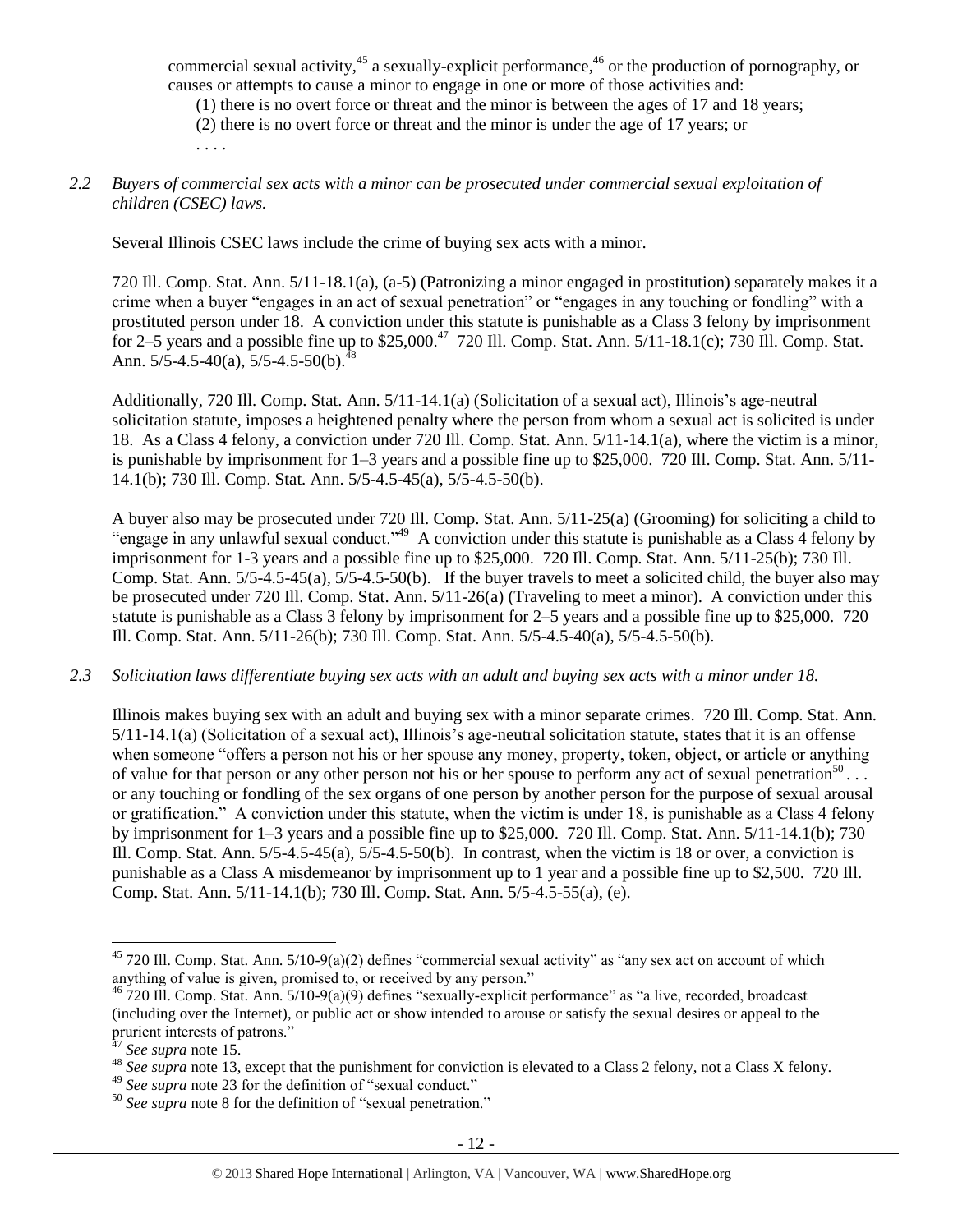commercial sexual activity,[45] a sexually-explicit performance,[46] or the production of pornography, or causes or attempts to cause a minor to engage in one or more of those activities and:

(1) there is no overt force or threat and the minor is between the ages of 17 and 18 years;
(2) there is no overt force or threat and the minor is under the age of 17 years; or
. . . .

*2.2 Buyers of commercial sex acts with a minor can be prosecuted under commercial sexual exploitation of children (CSEC) laws.*

Several Illinois CSEC laws include the crime of buying sex acts with a minor.

720 Ill. Comp. Stat. Ann. 5/11-18.1(a), (a-5) (Patronizing a minor engaged in prostitution) separately makes it a crime when a buyer "engages in an act of sexual penetration" or "engages in any touching or fondling" with a prostituted person under 18. A conviction under this statute is punishable as a Class 3 felony by imprisonment for 2–5 years and a possible fine up to $25,000.[47] 720 Ill. Comp. Stat. Ann. 5/11-18.1(c); 730 Ill. Comp. Stat. Ann. 5/5-4.5-40(a), 5/5-4.5-50(b).[48]

Additionally, 720 Ill. Comp. Stat. Ann. 5/11-14.1(a) (Solicitation of a sexual act), Illinois's age-neutral solicitation statute, imposes a heightened penalty where the person from whom a sexual act is solicited is under 18. As a Class 4 felony, a conviction under 720 Ill. Comp. Stat. Ann. 5/11-14.1(a), where the victim is a minor, is punishable by imprisonment for 1–3 years and a possible fine up to $25,000. 720 Ill. Comp. Stat. Ann. 5/11-14.1(b); 730 Ill. Comp. Stat. Ann. 5/5-4.5-45(a), 5/5-4.5-50(b).

A buyer also may be prosecuted under 720 Ill. Comp. Stat. Ann. 5/11-25(a) (Grooming) for soliciting a child to "engage in any unlawful sexual conduct."[49] A conviction under this statute is punishable as a Class 4 felony by imprisonment for 1-3 years and a possible fine up to $25,000. 720 Ill. Comp. Stat. Ann. 5/11-25(b); 730 Ill. Comp. Stat. Ann. 5/5-4.5-45(a), 5/5-4.5-50(b). If the buyer travels to meet a solicited child, the buyer also may be prosecuted under 720 Ill. Comp. Stat. Ann. 5/11-26(a) (Traveling to meet a minor). A conviction under this statute is punishable as a Class 3 felony by imprisonment for 2–5 years and a possible fine up to $25,000. 720 Ill. Comp. Stat. Ann. 5/11-26(b); 730 Ill. Comp. Stat. Ann. 5/5-4.5-40(a), 5/5-4.5-50(b).

*2.3 Solicitation laws differentiate buying sex acts with an adult and buying sex acts with a minor under 18.*

Illinois makes buying sex with an adult and buying sex with a minor separate crimes. 720 Ill. Comp. Stat. Ann. 5/11-14.1(a) (Solicitation of a sexual act), Illinois's age-neutral solicitation statute, states that it is an offense when someone "offers a person not his or her spouse any money, property, token, object, or article or anything of value for that person or any other person not his or her spouse to perform any act of sexual penetration[50] . . . or any touching or fondling of the sex organs of one person by another person for the purpose of sexual arousal or gratification." A conviction under this statute, when the victim is under 18, is punishable as a Class 4 felony by imprisonment for 1–3 years and a possible fine up to $25,000. 720 Ill. Comp. Stat. Ann. 5/11-14.1(b); 730 Ill. Comp. Stat. Ann. 5/5-4.5-45(a), 5/5-4.5-50(b). In contrast, when the victim is 18 or over, a conviction is punishable as a Class A misdemeanor by imprisonment up to 1 year and a possible fine up to $2,500. 720 Ill. Comp. Stat. Ann. 5/11-14.1(b); 730 Ill. Comp. Stat. Ann. 5/5-4.5-55(a), (e).

---

[45] 720 Ill. Comp. Stat. Ann. 5/10-9(a)(2) defines "commercial sexual activity" as "any sex act on account of which anything of value is given, promised to, or received by any person."

[46] 720 Ill. Comp. Stat. Ann. 5/10-9(a)(9) defines "sexually-explicit performance" as "a live, recorded, broadcast (including over the Internet), or public act or show intended to arouse or satisfy the sexual desires or appeal to the prurient interests of patrons."

[47] *See supra* note 15.

[48] *See supra* note 13, except that the punishment for conviction is elevated to a Class 2 felony, not a Class X felony.

[49] *See supra* note 23 for the definition of "sexual conduct."

[50] *See supra* note 8 for the definition of "sexual penetration."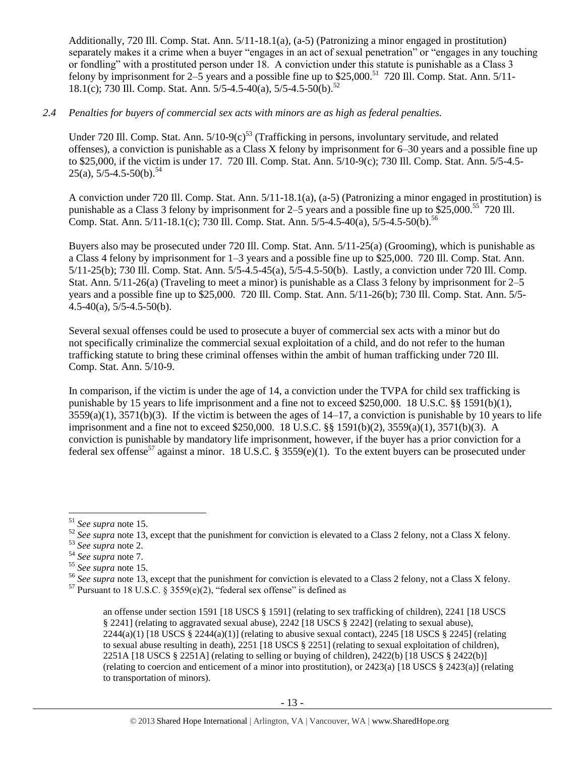Additionally, 720 Ill. Comp. Stat. Ann. 5/11-18.1(a), (a-5) (Patronizing a minor engaged in prostitution) separately makes it a crime when a buyer "engages in an act of sexual penetration" or "engages in any touching or fondling" with a prostituted person under 18. A conviction under this statute is punishable as a Class 3 felony by imprisonment for 2–5 years and a possible fine up to $25,000.[51] 720 Ill. Comp. Stat. Ann. 5/11-18.1(c); 730 Ill. Comp. Stat. Ann. 5/5-4.5-40(a), 5/5-4.5-50(b).[52]

*2.4 Penalties for buyers of commercial sex acts with minors are as high as federal penalties.*

Under 720 Ill. Comp. Stat. Ann. 5/10-9(c)[53] (Trafficking in persons, involuntary servitude, and related offenses), a conviction is punishable as a Class X felony by imprisonment for 6–30 years and a possible fine up to $25,000, if the victim is under 17. 720 Ill. Comp. Stat. Ann. 5/10-9(c); 730 Ill. Comp. Stat. Ann. 5/5-4.5-25(a), 5/5-4.5-50(b).[54]

A conviction under 720 Ill. Comp. Stat. Ann. 5/11-18.1(a), (a-5) (Patronizing a minor engaged in prostitution) is punishable as a Class 3 felony by imprisonment for 2–5 years and a possible fine up to $25,000.[55] 720 Ill. Comp. Stat. Ann. 5/11-18.1(c); 730 Ill. Comp. Stat. Ann. 5/5-4.5-40(a), 5/5-4.5-50(b).[56]

Buyers also may be prosecuted under 720 Ill. Comp. Stat. Ann. 5/11-25(a) (Grooming), which is punishable as a Class 4 felony by imprisonment for 1–3 years and a possible fine up to $25,000. 720 Ill. Comp. Stat. Ann. 5/11-25(b); 730 Ill. Comp. Stat. Ann. 5/5-4.5-45(a), 5/5-4.5-50(b). Lastly, a conviction under 720 Ill. Comp. Stat. Ann. 5/11-26(a) (Traveling to meet a minor) is punishable as a Class 3 felony by imprisonment for 2–5 years and a possible fine up to $25,000. 720 Ill. Comp. Stat. Ann. 5/11-26(b); 730 Ill. Comp. Stat. Ann. 5/5-4.5-40(a), 5/5-4.5-50(b).

Several sexual offenses could be used to prosecute a buyer of commercial sex acts with a minor but do not specifically criminalize the commercial sexual exploitation of a child, and do not refer to the human trafficking statute to bring these criminal offenses within the ambit of human trafficking under 720 Ill. Comp. Stat. Ann. 5/10-9.

In comparison, if the victim is under the age of 14, a conviction under the TVPA for child sex trafficking is punishable by 15 years to life imprisonment and a fine not to exceed $250,000. 18 U.S.C. §§ 1591(b)(1), 3559(a)(1), 3571(b)(3). If the victim is between the ages of 14–17, a conviction is punishable by 10 years to life imprisonment and a fine not to exceed $250,000. 18 U.S.C. §§ 1591(b)(2), 3559(a)(1), 3571(b)(3). A conviction is punishable by mandatory life imprisonment, however, if the buyer has a prior conviction for a federal sex offense[57] against a minor. 18 U.S.C. § 3559(e)(1). To the extent buyers can be prosecuted under

---

[51] *See supra* note 15.

[52] *See supra* note 13, except that the punishment for conviction is elevated to a Class 2 felony, not a Class X felony.

[53] *See supra* note 2.

[54] *See supra* note 7.

[55] *See supra* note 15.

[56] *See supra* note 13, except that the punishment for conviction is elevated to a Class 2 felony, not a Class X felony.

[57] Pursuant to 18 U.S.C. § 3559(e)(2), "federal sex offense" is defined as

> an offense under section 1591 [18 USCS § 1591] (relating to sex trafficking of children), 2241 [18 USCS § 2241] (relating to aggravated sexual abuse), 2242 [18 USCS § 2242] (relating to sexual abuse), 2244(a)(1) [18 USCS § 2244(a)(1)] (relating to abusive sexual contact), 2245 [18 USCS § 2245] (relating to sexual abuse resulting in death), 2251 [18 USCS § 2251] (relating to sexual exploitation of children), 2251A [18 USCS § 2251A] (relating to selling or buying of children), 2422(b) [18 USCS § 2422(b)] (relating to coercion and enticement of a minor into prostitution), or 2423(a) [18 USCS § 2423(a)] (relating to transportation of minors).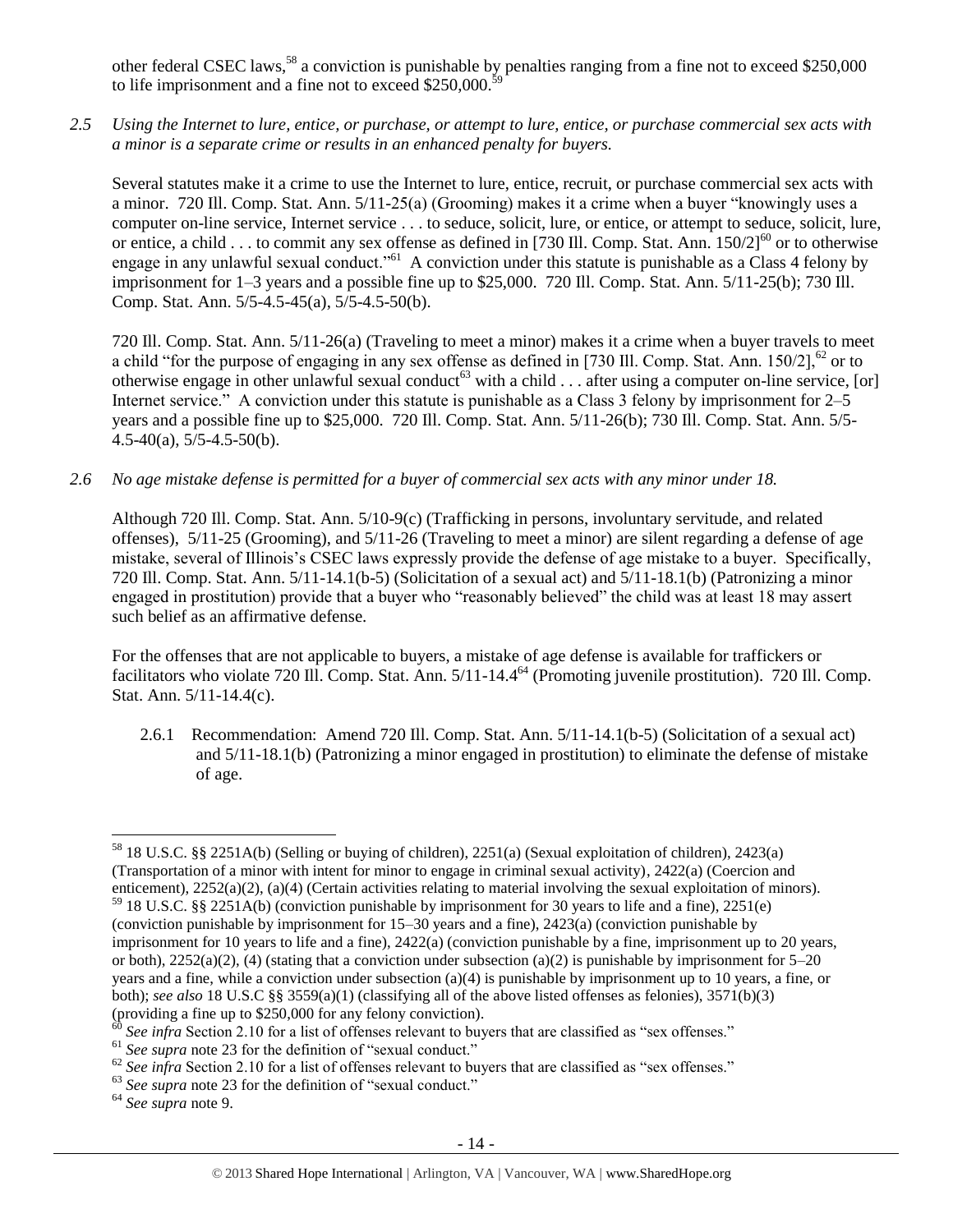other federal CSEC laws,[58] a conviction is punishable by penalties ranging from a fine not to exceed $250,000 to life imprisonment and a fine not to exceed $250,000.[59]

*2.5 Using the Internet to lure, entice, or purchase, or attempt to lure, entice, or purchase commercial sex acts with a minor is a separate crime or results in an enhanced penalty for buyers.*

Several statutes make it a crime to use the Internet to lure, entice, recruit, or purchase commercial sex acts with a minor. 720 Ill. Comp. Stat. Ann. 5/11-25(a) (Grooming) makes it a crime when a buyer "knowingly uses a computer on-line service, Internet service . . . to seduce, solicit, lure, or entice, or attempt to seduce, solicit, lure, or entice, a child . . . to commit any sex offense as defined in [730 Ill. Comp. Stat. Ann. 150/2][60] or to otherwise engage in any unlawful sexual conduct."[61] A conviction under this statute is punishable as a Class 4 felony by imprisonment for 1–3 years and a possible fine up to $25,000. 720 Ill. Comp. Stat. Ann. 5/11-25(b); 730 Ill. Comp. Stat. Ann. 5/5-4.5-45(a), 5/5-4.5-50(b).

720 Ill. Comp. Stat. Ann. 5/11-26(a) (Traveling to meet a minor) makes it a crime when a buyer travels to meet a child "for the purpose of engaging in any sex offense as defined in [730 Ill. Comp. Stat. Ann. 150/2],[62] or to otherwise engage in other unlawful sexual conduct[63] with a child . . . after using a computer on-line service, [or] Internet service." A conviction under this statute is punishable as a Class 3 felony by imprisonment for 2–5 years and a possible fine up to $25,000. 720 Ill. Comp. Stat. Ann. 5/11-26(b); 730 Ill. Comp. Stat. Ann. 5/5-4.5-40(a), 5/5-4.5-50(b).

*2.6 No age mistake defense is permitted for a buyer of commercial sex acts with any minor under 18.*

Although 720 Ill. Comp. Stat. Ann. 5/10-9(c) (Trafficking in persons, involuntary servitude, and related offenses), 5/11-25 (Grooming), and 5/11-26 (Traveling to meet a minor) are silent regarding a defense of age mistake, several of Illinois's CSEC laws expressly provide the defense of age mistake to a buyer. Specifically, 720 Ill. Comp. Stat. Ann. 5/11-14.1(b-5) (Solicitation of a sexual act) and 5/11-18.1(b) (Patronizing a minor engaged in prostitution) provide that a buyer who "reasonably believed" the child was at least 18 may assert such belief as an affirmative defense.

For the offenses that are not applicable to buyers, a mistake of age defense is available for traffickers or facilitators who violate 720 Ill. Comp. Stat. Ann. 5/11-14.4[64] (Promoting juvenile prostitution). 720 Ill. Comp. Stat. Ann. 5/11-14.4(c).

2.6.1 Recommendation: Amend 720 Ill. Comp. Stat. Ann. 5/11-14.1(b-5) (Solicitation of a sexual act) and 5/11-18.1(b) (Patronizing a minor engaged in prostitution) to eliminate the defense of mistake of age.

---

[58] 18 U.S.C. §§ 2251A(b) (Selling or buying of children), 2251(a) (Sexual exploitation of children), 2423(a) (Transportation of a minor with intent for minor to engage in criminal sexual activity), 2422(a) (Coercion and enticement), 2252(a)(2), (a)(4) (Certain activities relating to material involving the sexual exploitation of minors).

[59] 18 U.S.C. §§ 2251A(b) (conviction punishable by imprisonment for 30 years to life and a fine), 2251(e) (conviction punishable by imprisonment for 15–30 years and a fine), 2423(a) (conviction punishable by imprisonment for 10 years to life and a fine), 2422(a) (conviction punishable by a fine, imprisonment up to 20 years, or both), 2252(a)(2), (4) (stating that a conviction under subsection (a)(2) is punishable by imprisonment for 5–20 years and a fine, while a conviction under subsection (a)(4) is punishable by imprisonment up to 10 years, a fine, or both); *see also* 18 U.S.C §§ 3559(a)(1) (classifying all of the above listed offenses as felonies), 3571(b)(3) (providing a fine up to $250,000 for any felony conviction).

[60] *See infra* Section 2.10 for a list of offenses relevant to buyers that are classified as "sex offenses."

[61] *See supra* note 23 for the definition of "sexual conduct."

[62] *See infra* Section 2.10 for a list of offenses relevant to buyers that are classified as "sex offenses."

[63] *See supra* note 23 for the definition of "sexual conduct."

[64] *See supra* note 9.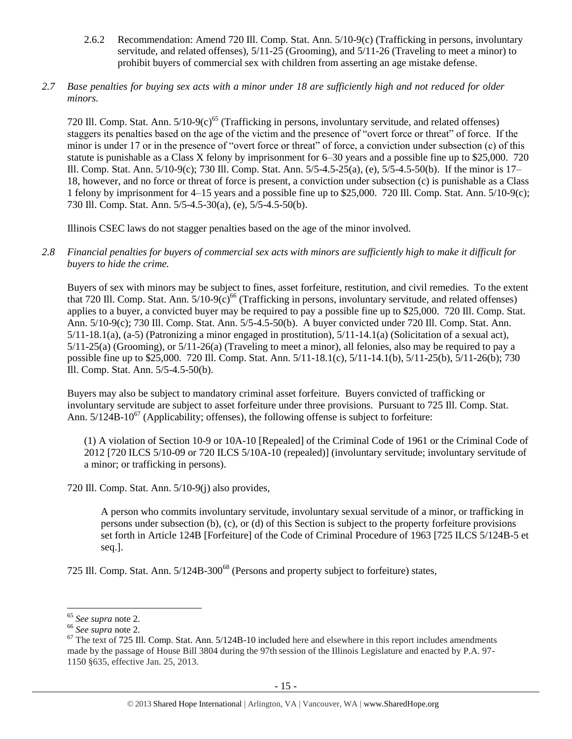2.6.2 Recommendation: Amend 720 Ill. Comp. Stat. Ann. 5/10-9(c) (Trafficking in persons, involuntary servitude, and related offenses), 5/11-25 (Grooming), and 5/11-26 (Traveling to meet a minor) to prohibit buyers of commercial sex with children from asserting an age mistake defense.

*2.7 Base penalties for buying sex acts with a minor under 18 are sufficiently high and not reduced for older minors.*

720 Ill. Comp. Stat. Ann. 5/10-9(c)[65] (Trafficking in persons, involuntary servitude, and related offenses) staggers its penalties based on the age of the victim and the presence of "overt force or threat" of force. If the minor is under 17 or in the presence of "overt force or threat" of force, a conviction under subsection (c) of this statute is punishable as a Class X felony by imprisonment for 6–30 years and a possible fine up to $25,000. 720 Ill. Comp. Stat. Ann. 5/10-9(c); 730 Ill. Comp. Stat. Ann. 5/5-4.5-25(a), (e), 5/5-4.5-50(b). If the minor is 17–18, however, and no force or threat of force is present, a conviction under subsection (c) is punishable as a Class 1 felony by imprisonment for 4–15 years and a possible fine up to $25,000. 720 Ill. Comp. Stat. Ann. 5/10-9(c); 730 Ill. Comp. Stat. Ann. 5/5-4.5-30(a), (e), 5/5-4.5-50(b).

Illinois CSEC laws do not stagger penalties based on the age of the minor involved.

*2.8 Financial penalties for buyers of commercial sex acts with minors are sufficiently high to make it difficult for buyers to hide the crime.*

Buyers of sex with minors may be subject to fines, asset forfeiture, restitution, and civil remedies. To the extent that 720 Ill. Comp. Stat. Ann. 5/10-9(c)[66] (Trafficking in persons, involuntary servitude, and related offenses) applies to a buyer, a convicted buyer may be required to pay a possible fine up to $25,000. 720 Ill. Comp. Stat. Ann. 5/10-9(c); 730 Ill. Comp. Stat. Ann. 5/5-4.5-50(b). A buyer convicted under 720 Ill. Comp. Stat. Ann. 5/11-18.1(a), (a-5) (Patronizing a minor engaged in prostitution), 5/11-14.1(a) (Solicitation of a sexual act), 5/11-25(a) (Grooming), or 5/11-26(a) (Traveling to meet a minor), all felonies, also may be required to pay a possible fine up to $25,000. 720 Ill. Comp. Stat. Ann. 5/11-18.1(c), 5/11-14.1(b), 5/11-25(b), 5/11-26(b); 730 Ill. Comp. Stat. Ann. 5/5-4.5-50(b).

Buyers may also be subject to mandatory criminal asset forfeiture. Buyers convicted of trafficking or involuntary servitude are subject to asset forfeiture under three provisions. Pursuant to 725 Ill. Comp. Stat. Ann. 5/124B-10[67] (Applicability; offenses), the following offense is subject to forfeiture:

> (1) A violation of Section 10-9 or 10A-10 [Repealed] of the Criminal Code of 1961 or the Criminal Code of 2012 [720 ILCS 5/10-09 or 720 ILCS 5/10A-10 (repealed)] (involuntary servitude; involuntary servitude of a minor; or trafficking in persons).

720 Ill. Comp. Stat. Ann. 5/10-9(j) also provides,

> A person who commits involuntary servitude, involuntary sexual servitude of a minor, or trafficking in persons under subsection (b), (c), or (d) of this Section is subject to the property forfeiture provisions set forth in Article 124B [Forfeiture] of the Code of Criminal Procedure of 1963 [725 ILCS 5/124B-5 et seq.].

725 Ill. Comp. Stat. Ann. 5/124B-300[68] (Persons and property subject to forfeiture) states,

---

[65] *See supra* note 2.

[66] *See supra* note 2.

[67] The text of 725 Ill. Comp. Stat. Ann. 5/124B-10 included here and elsewhere in this report includes amendments made by the passage of House Bill 3804 during the 97th session of the Illinois Legislature and enacted by P.A. 97-1150 §635, effective Jan. 25, 2013.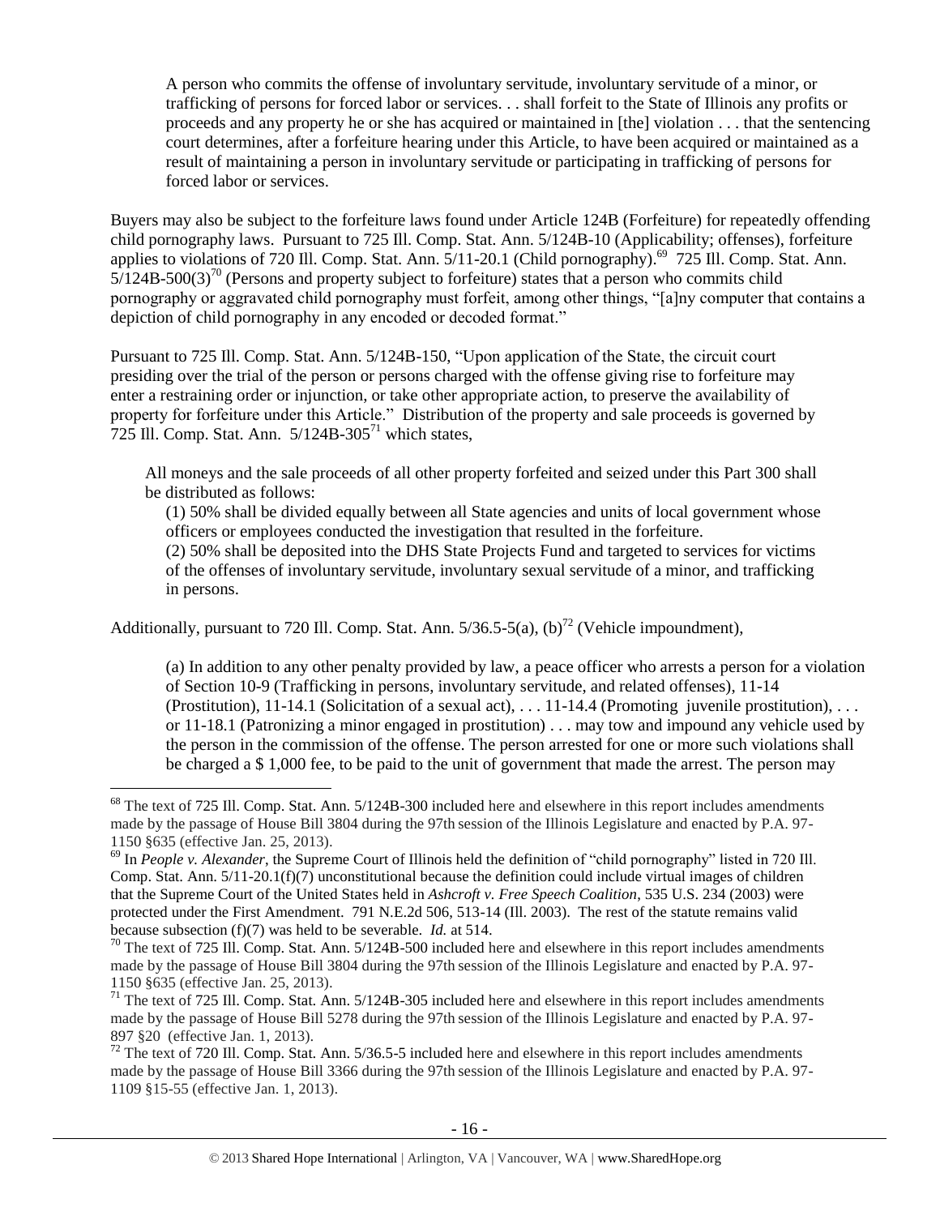> A person who commits the offense of involuntary servitude, involuntary servitude of a minor, or trafficking of persons for forced labor or services. . . shall forfeit to the State of Illinois any profits or proceeds and any property he or she has acquired or maintained in [the] violation . . . that the sentencing court determines, after a forfeiture hearing under this Article, to have been acquired or maintained as a result of maintaining a person in involuntary servitude or participating in trafficking of persons for forced labor or services.

Buyers may also be subject to the forfeiture laws found under Article 124B (Forfeiture) for repeatedly offending child pornography laws. Pursuant to 725 Ill. Comp. Stat. Ann. 5/124B-10 (Applicability; offenses), forfeiture applies to violations of 720 Ill. Comp. Stat. Ann. 5/11-20.1 (Child pornography).[69] 725 Ill. Comp. Stat. Ann. 5/124B-500(3)[70] (Persons and property subject to forfeiture) states that a person who commits child pornography or aggravated child pornography must forfeit, among other things, "[a]ny computer that contains a depiction of child pornography in any encoded or decoded format."

Pursuant to 725 Ill. Comp. Stat. Ann. 5/124B-150, "Upon application of the State, the circuit court presiding over the trial of the person or persons charged with the offense giving rise to forfeiture may enter a restraining order or injunction, or take other appropriate action, to preserve the availability of property for forfeiture under this Article." Distribution of the property and sale proceeds is governed by 725 Ill. Comp. Stat. Ann. 5/124B-305[71] which states,

> All moneys and the sale proceeds of all other property forfeited and seized under this Part 300 shall be distributed as follows:
>
> (1) 50% shall be divided equally between all State agencies and units of local government whose officers or employees conducted the investigation that resulted in the forfeiture.
>
> (2) 50% shall be deposited into the DHS State Projects Fund and targeted to services for victims of the offenses of involuntary servitude, involuntary sexual servitude of a minor, and trafficking in persons.

Additionally, pursuant to 720 Ill. Comp. Stat. Ann. 5/36.5-5(a), (b)[72] (Vehicle impoundment),

> (a) In addition to any other penalty provided by law, a peace officer who arrests a person for a violation of Section 10-9 (Trafficking in persons, involuntary servitude, and related offenses), 11-14 (Prostitution), 11-14.1 (Solicitation of a sexual act), . . . 11-14.4 (Promoting juvenile prostitution), . . . or 11-18.1 (Patronizing a minor engaged in prostitution) . . . may tow and impound any vehicle used by the person in the commission of the offense. The person arrested for one or more such violations shall be charged a $ 1,000 fee, to be paid to the unit of government that made the arrest. The person may

---

[68] The text of 725 Ill. Comp. Stat. Ann. 5/124B-300 included here and elsewhere in this report includes amendments made by the passage of House Bill 3804 during the 97th session of the Illinois Legislature and enacted by P.A. 97-1150 §635 (effective Jan. 25, 2013).

[69] In *People v. Alexander*, the Supreme Court of Illinois held the definition of "child pornography" listed in 720 Ill. Comp. Stat. Ann. 5/11-20.1(f)(7) unconstitutional because the definition could include virtual images of children that the Supreme Court of the United States held in *Ashcroft v. Free Speech Coalition*, 535 U.S. 234 (2003) were protected under the First Amendment. 791 N.E.2d 506, 513-14 (Ill. 2003). The rest of the statute remains valid because subsection (f)(7) was held to be severable. *Id.* at 514.

[70] The text of 725 Ill. Comp. Stat. Ann. 5/124B-500 included here and elsewhere in this report includes amendments made by the passage of House Bill 3804 during the 97th session of the Illinois Legislature and enacted by P.A. 97-1150 §635 (effective Jan. 25, 2013).

[71] The text of 725 Ill. Comp. Stat. Ann. 5/124B-305 included here and elsewhere in this report includes amendments made by the passage of House Bill 5278 during the 97th session of the Illinois Legislature and enacted by P.A. 97-897 §20 (effective Jan. 1, 2013).

[72] The text of 720 Ill. Comp. Stat. Ann. 5/36.5-5 included here and elsewhere in this report includes amendments made by the passage of House Bill 3366 during the 97th session of the Illinois Legislature and enacted by P.A. 97-1109 §15-55 (effective Jan. 1, 2013).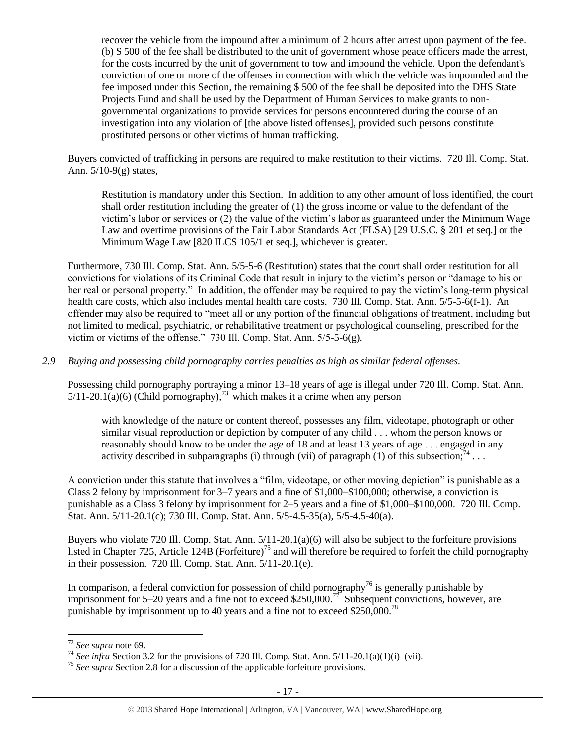recover the vehicle from the impound after a minimum of 2 hours after arrest upon payment of the fee. (b) $ 500 of the fee shall be distributed to the unit of government whose peace officers made the arrest, for the costs incurred by the unit of government to tow and impound the vehicle. Upon the defendant's conviction of one or more of the offenses in connection with which the vehicle was impounded and the fee imposed under this Section, the remaining $ 500 of the fee shall be deposited into the DHS State Projects Fund and shall be used by the Department of Human Services to make grants to non-governmental organizations to provide services for persons encountered during the course of an investigation into any violation of [the above listed offenses], provided such persons constitute prostituted persons or other victims of human trafficking.

Buyers convicted of trafficking in persons are required to make restitution to their victims. 720 Ill. Comp. Stat. Ann. 5/10-9(g) states,

> Restitution is mandatory under this Section. In addition to any other amount of loss identified, the court shall order restitution including the greater of (1) the gross income or value to the defendant of the victim's labor or services or (2) the value of the victim's labor as guaranteed under the Minimum Wage Law and overtime provisions of the Fair Labor Standards Act (FLSA) [29 U.S.C. § 201 et seq.] or the Minimum Wage Law [820 ILCS 105/1 et seq.], whichever is greater.

Furthermore, 730 Ill. Comp. Stat. Ann. 5/5-5-6 (Restitution) states that the court shall order restitution for all convictions for violations of its Criminal Code that result in injury to the victim's person or "damage to his or her real or personal property." In addition, the offender may be required to pay the victim's long-term physical health care costs, which also includes mental health care costs. 730 Ill. Comp. Stat. Ann. 5/5-5-6(f-1). An offender may also be required to "meet all or any portion of the financial obligations of treatment, including but not limited to medical, psychiatric, or rehabilitative treatment or psychological counseling, prescribed for the victim or victims of the offense." 730 Ill. Comp. Stat. Ann. 5/5-5-6(g).

*2.9 Buying and possessing child pornography carries penalties as high as similar federal offenses.*

Possessing child pornography portraying a minor 13–18 years of age is illegal under 720 Ill. Comp. Stat. Ann. 5/11-20.1(a)(6) (Child pornography),[73] which makes it a crime when any person

> with knowledge of the nature or content thereof, possesses any film, videotape, photograph or other similar visual reproduction or depiction by computer of any child . . . whom the person knows or reasonably should know to be under the age of 18 and at least 13 years of age . . . engaged in any activity described in subparagraphs (i) through (vii) of paragraph (1) of this subsection;[74] . . .

A conviction under this statute that involves a "film, videotape, or other moving depiction" is punishable as a Class 2 felony by imprisonment for 3–7 years and a fine of $1,000–$100,000; otherwise, a conviction is punishable as a Class 3 felony by imprisonment for 2–5 years and a fine of $1,000–$100,000. 720 Ill. Comp. Stat. Ann. 5/11-20.1(c); 730 Ill. Comp. Stat. Ann. 5/5-4.5-35(a), 5/5-4.5-40(a).

Buyers who violate 720 Ill. Comp. Stat. Ann. 5/11-20.1(a)(6) will also be subject to the forfeiture provisions listed in Chapter 725, Article 124B (Forfeiture)[75] and will therefore be required to forfeit the child pornography in their possession. 720 Ill. Comp. Stat. Ann. 5/11-20.1(e).

In comparison, a federal conviction for possession of child pornography[76] is generally punishable by imprisonment for 5–20 years and a fine not to exceed $250,000.[77] Subsequent convictions, however, are punishable by imprisonment up to 40 years and a fine not to exceed $250,000.[78]

---

[73] *See supra* note 69.

[74] *See infra* Section 3.2 for the provisions of 720 Ill. Comp. Stat. Ann. 5/11-20.1(a)(1)(i)–(vii).

[75] *See supra* Section 2.8 for a discussion of the applicable forfeiture provisions.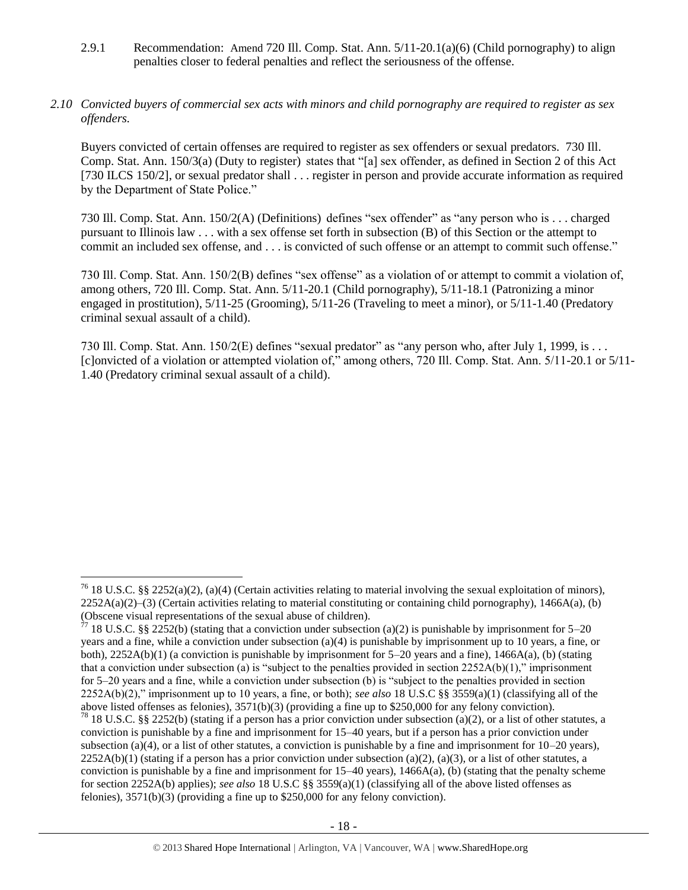2.9.1 Recommendation: Amend 720 Ill. Comp. Stat. Ann. 5/11-20.1(a)(6) (Child pornography) to align penalties closer to federal penalties and reflect the seriousness of the offense.

*2.10 Convicted buyers of commercial sex acts with minors and child pornography are required to register as sex offenders.*

Buyers convicted of certain offenses are required to register as sex offenders or sexual predators. 730 Ill. Comp. Stat. Ann. 150/3(a) (Duty to register) states that "[a] sex offender, as defined in Section 2 of this Act [730 ILCS 150/2], or sexual predator shall . . . register in person and provide accurate information as required by the Department of State Police."

730 Ill. Comp. Stat. Ann. 150/2(A) (Definitions) defines "sex offender" as "any person who is . . . charged pursuant to Illinois law . . . with a sex offense set forth in subsection (B) of this Section or the attempt to commit an included sex offense, and . . . is convicted of such offense or an attempt to commit such offense."

730 Ill. Comp. Stat. Ann. 150/2(B) defines "sex offense" as a violation of or attempt to commit a violation of, among others, 720 Ill. Comp. Stat. Ann. 5/11-20.1 (Child pornography), 5/11-18.1 (Patronizing a minor engaged in prostitution), 5/11-25 (Grooming), 5/11-26 (Traveling to meet a minor), or 5/11-1.40 (Predatory criminal sexual assault of a child).

730 Ill. Comp. Stat. Ann. 150/2(E) defines "sexual predator" as "any person who, after July 1, 1999, is . . . [c]onvicted of a violation or attempted violation of," among others, 720 Ill. Comp. Stat. Ann. 5/11-20.1 or 5/11-1.40 (Predatory criminal sexual assault of a child).

---

[76] 18 U.S.C. §§ 2252(a)(2), (a)(4) (Certain activities relating to material involving the sexual exploitation of minors), 2252A(a)(2)–(3) (Certain activities relating to material constituting or containing child pornography), 1466A(a), (b) (Obscene visual representations of the sexual abuse of children).

[77] 18 U.S.C. §§ 2252(b) (stating that a conviction under subsection (a)(2) is punishable by imprisonment for 5–20 years and a fine, while a conviction under subsection (a)(4) is punishable by imprisonment up to 10 years, a fine, or both), 2252A(b)(1) (a conviction is punishable by imprisonment for 5–20 years and a fine), 1466A(a), (b) (stating that a conviction under subsection (a) is "subject to the penalties provided in section 2252A(b)(1)," imprisonment for 5–20 years and a fine, while a conviction under subsection (b) is "subject to the penalties provided in section 2252A(b)(2)," imprisonment up to 10 years, a fine, or both); *see also* 18 U.S.C §§ 3559(a)(1) (classifying all of the above listed offenses as felonies), 3571(b)(3) (providing a fine up to $250,000 for any felony conviction).

[78] 18 U.S.C. §§ 2252(b) (stating if a person has a prior conviction under subsection (a)(2), or a list of other statutes, a conviction is punishable by a fine and imprisonment for 15–40 years, but if a person has a prior conviction under subsection (a)(4), or a list of other statutes, a conviction is punishable by a fine and imprisonment for 10–20 years), 2252A(b)(1) (stating if a person has a prior conviction under subsection (a)(2), (a)(3), or a list of other statutes, a conviction is punishable by a fine and imprisonment for 15–40 years), 1466A(a), (b) (stating that the penalty scheme for section 2252A(b) applies); *see also* 18 U.S.C §§ 3559(a)(1) (classifying all of the above listed offenses as felonies), 3571(b)(3) (providing a fine up to $250,000 for any felony conviction).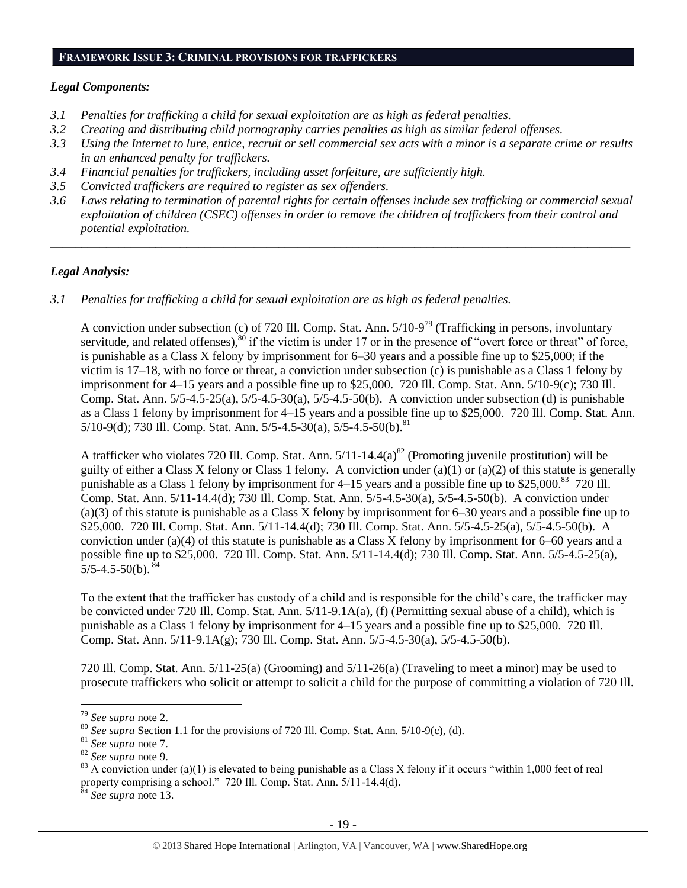## FRAMEWORK ISSUE 3: CRIMINAL PROVISIONS FOR TRAFFICKERS

### *Legal Components:*

- *3.1 Penalties for trafficking a child for sexual exploitation are as high as federal penalties.*
- *3.2 Creating and distributing child pornography carries penalties as high as similar federal offenses.*
- *3.3 Using the Internet to lure, entice, recruit or sell commercial sex acts with a minor is a separate crime or results in an enhanced penalty for traffickers.*
- *3.4 Financial penalties for traffickers, including asset forfeiture, are sufficiently high.*
- *3.5 Convicted traffickers are required to register as sex offenders.*
- *3.6 Laws relating to termination of parental rights for certain offenses include sex trafficking or commercial sexual exploitation of children (CSEC) offenses in order to remove the children of traffickers from their control and potential exploitation.*

---

### *Legal Analysis:*

*3.1 Penalties for trafficking a child for sexual exploitation are as high as federal penalties.*

A conviction under subsection (c) of 720 Ill. Comp. Stat. Ann. 5/10-9[79] (Trafficking in persons, involuntary servitude, and related offenses),[80] if the victim is under 17 or in the presence of "overt force or threat" of force, is punishable as a Class X felony by imprisonment for 6–30 years and a possible fine up to $25,000; if the victim is 17–18, with no force or threat, a conviction under subsection (c) is punishable as a Class 1 felony by imprisonment for 4–15 years and a possible fine up to $25,000. 720 Ill. Comp. Stat. Ann. 5/10-9(c); 730 Ill. Comp. Stat. Ann. 5/5-4.5-25(a), 5/5-4.5-30(a), 5/5-4.5-50(b). A conviction under subsection (d) is punishable as a Class 1 felony by imprisonment for 4–15 years and a possible fine up to $25,000. 720 Ill. Comp. Stat. Ann. 5/10-9(d); 730 Ill. Comp. Stat. Ann. 5/5-4.5-30(a), 5/5-4.5-50(b).[81]

A trafficker who violates 720 Ill. Comp. Stat. Ann. 5/11-14.4(a)[82] (Promoting juvenile prostitution) will be guilty of either a Class X felony or Class 1 felony. A conviction under (a)(1) or (a)(2) of this statute is generally punishable as a Class 1 felony by imprisonment for 4–15 years and a possible fine up to $25,000.[83] 720 Ill. Comp. Stat. Ann. 5/11-14.4(d); 730 Ill. Comp. Stat. Ann. 5/5-4.5-30(a), 5/5-4.5-50(b). A conviction under (a)(3) of this statute is punishable as a Class X felony by imprisonment for 6–30 years and a possible fine up to $25,000. 720 Ill. Comp. Stat. Ann. 5/11-14.4(d); 730 Ill. Comp. Stat. Ann. 5/5-4.5-25(a), 5/5-4.5-50(b). A conviction under (a)(4) of this statute is punishable as a Class X felony by imprisonment for 6–60 years and a possible fine up to $25,000. 720 Ill. Comp. Stat. Ann. 5/11-14.4(d); 730 Ill. Comp. Stat. Ann. 5/5-4.5-25(a), 5/5-4.5-50(b).[84]

To the extent that the trafficker has custody of a child and is responsible for the child's care, the trafficker may be convicted under 720 Ill. Comp. Stat. Ann. 5/11-9.1A(a), (f) (Permitting sexual abuse of a child), which is punishable as a Class 1 felony by imprisonment for 4–15 years and a possible fine up to $25,000. 720 Ill. Comp. Stat. Ann. 5/11-9.1A(g); 730 Ill. Comp. Stat. Ann. 5/5-4.5-30(a), 5/5-4.5-50(b).

720 Ill. Comp. Stat. Ann. 5/11-25(a) (Grooming) and 5/11-26(a) (Traveling to meet a minor) may be used to prosecute traffickers who solicit or attempt to solicit a child for the purpose of committing a violation of 720 Ill.

---

[79] *See supra* note 2.

[80] *See supra* Section 1.1 for the provisions of 720 Ill. Comp. Stat. Ann. 5/10-9(c), (d).

[81] *See supra* note 7.

[82] *See supra* note 9.

[83] A conviction under (a)(1) is elevated to being punishable as a Class X felony if it occurs "within 1,000 feet of real property comprising a school." 720 Ill. Comp. Stat. Ann. 5/11-14.4(d).

[84] *See supra* note 13.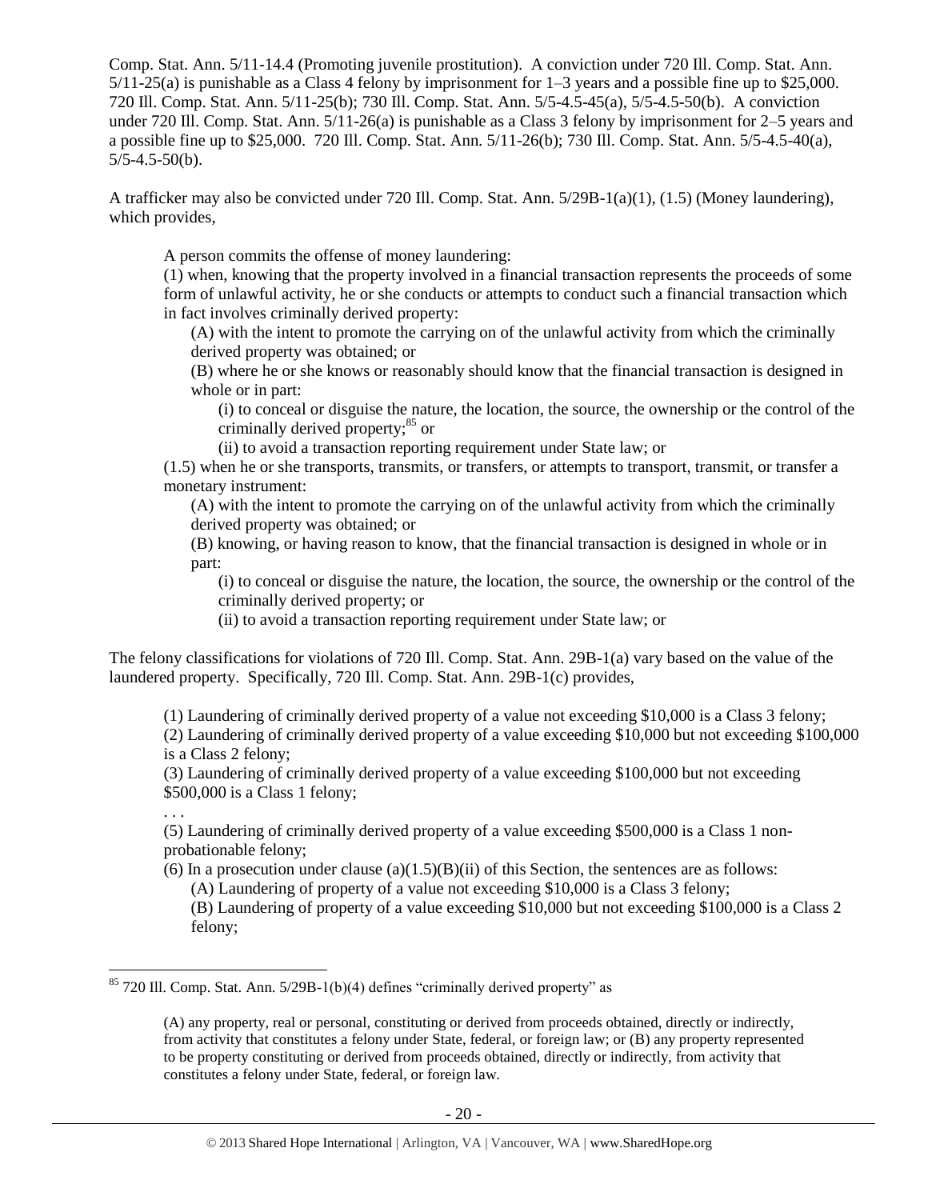Comp. Stat. Ann. 5/11-14.4 (Promoting juvenile prostitution). A conviction under 720 Ill. Comp. Stat. Ann. 5/11-25(a) is punishable as a Class 4 felony by imprisonment for 1–3 years and a possible fine up to $25,000. 720 Ill. Comp. Stat. Ann. 5/11-25(b); 730 Ill. Comp. Stat. Ann. 5/5-4.5-45(a), 5/5-4.5-50(b). A conviction under 720 Ill. Comp. Stat. Ann. 5/11-26(a) is punishable as a Class 3 felony by imprisonment for 2–5 years and a possible fine up to $25,000. 720 Ill. Comp. Stat. Ann. 5/11-26(b); 730 Ill. Comp. Stat. Ann. 5/5-4.5-40(a), 5/5-4.5-50(b).

A trafficker may also be convicted under 720 Ill. Comp. Stat. Ann. 5/29B-1(a)(1), (1.5) (Money laundering), which provides,

> A person commits the offense of money laundering:
>
> (1) when, knowing that the property involved in a financial transaction represents the proceeds of some form of unlawful activity, he or she conducts or attempts to conduct such a financial transaction which in fact involves criminally derived property:
>
> (A) with the intent to promote the carrying on of the unlawful activity from which the criminally derived property was obtained; or
>
> (B) where he or she knows or reasonably should know that the financial transaction is designed in whole or in part:
>
> (i) to conceal or disguise the nature, the location, the source, the ownership or the control of the criminally derived property;[85] or
>
> (ii) to avoid a transaction reporting requirement under State law; or
>
> (1.5) when he or she transports, transmits, or transfers, or attempts to transport, transmit, or transfer a monetary instrument:
>
> (A) with the intent to promote the carrying on of the unlawful activity from which the criminally derived property was obtained; or
>
> (B) knowing, or having reason to know, that the financial transaction is designed in whole or in part:
>
> (i) to conceal or disguise the nature, the location, the source, the ownership or the control of the criminally derived property; or
>
> (ii) to avoid a transaction reporting requirement under State law; or

The felony classifications for violations of 720 Ill. Comp. Stat. Ann. 29B-1(a) vary based on the value of the laundered property. Specifically, 720 Ill. Comp. Stat. Ann. 29B-1(c) provides,

> (1) Laundering of criminally derived property of a value not exceeding $10,000 is a Class 3 felony;
>
> (2) Laundering of criminally derived property of a value exceeding $10,000 but not exceeding $100,000 is a Class 2 felony;
>
> (3) Laundering of criminally derived property of a value exceeding $100,000 but not exceeding $500,000 is a Class 1 felony;
>
> . . .
>
> (5) Laundering of criminally derived property of a value exceeding $500,000 is a Class 1 non-probationable felony;
>
> (6) In a prosecution under clause (a)(1.5)(B)(ii) of this Section, the sentences are as follows:
>
> (A) Laundering of property of a value not exceeding $10,000 is a Class 3 felony;
>
> (B) Laundering of property of a value exceeding $10,000 but not exceeding $100,000 is a Class 2 felony;

---

[85] 720 Ill. Comp. Stat. Ann. 5/29B-1(b)(4) defines "criminally derived property" as

> (A) any property, real or personal, constituting or derived from proceeds obtained, directly or indirectly, from activity that constitutes a felony under State, federal, or foreign law; or (B) any property represented to be property constituting or derived from proceeds obtained, directly or indirectly, from activity that constitutes a felony under State, federal, or foreign law.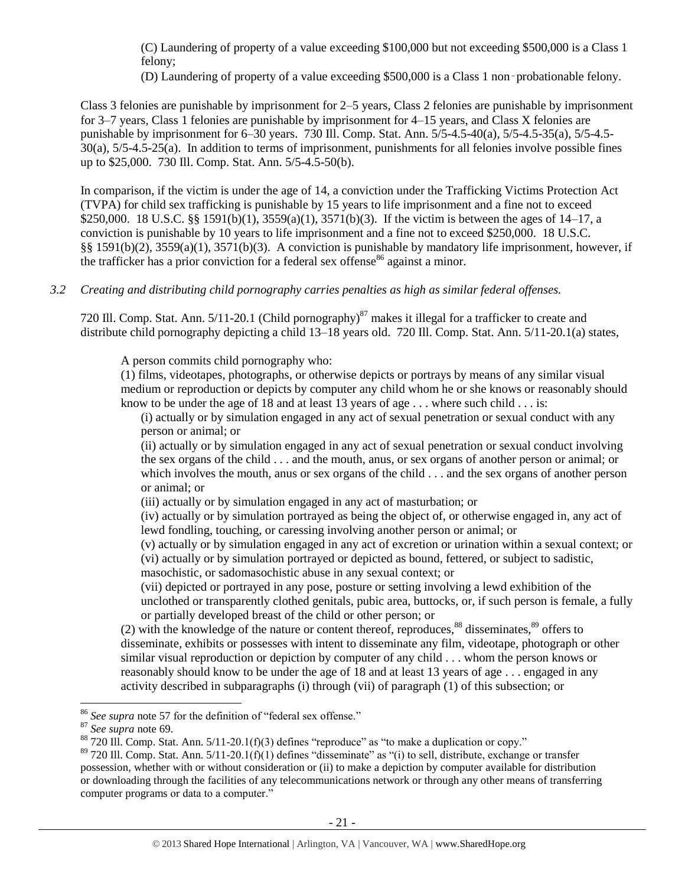(C) Laundering of property of a value exceeding \$100,000 but not exceeding \$500,000 is a Class 1 felony;

(D) Laundering of property of a value exceeding \$500,000 is a Class 1 non‑probationable felony.

Class 3 felonies are punishable by imprisonment for 2–5 years, Class 2 felonies are punishable by imprisonment for 3–7 years, Class 1 felonies are punishable by imprisonment for 4–15 years, and Class X felonies are punishable by imprisonment for 6–30 years. 730 Ill. Comp. Stat. Ann. 5/5-4.5-40(a), 5/5-4.5-35(a), 5/5-4.5-30(a), 5/5-4.5-25(a). In addition to terms of imprisonment, punishments for all felonies involve possible fines up to \$25,000. 730 Ill. Comp. Stat. Ann. 5/5-4.5-50(b).

In comparison, if the victim is under the age of 14, a conviction under the Trafficking Victims Protection Act (TVPA) for child sex trafficking is punishable by 15 years to life imprisonment and a fine not to exceed \$250,000. 18 U.S.C. §§ 1591(b)(1), 3559(a)(1), 3571(b)(3). If the victim is between the ages of 14–17, a conviction is punishable by 10 years to life imprisonment and a fine not to exceed \$250,000. 18 U.S.C. §§ 1591(b)(2), 3559(a)(1), 3571(b)(3). A conviction is punishable by mandatory life imprisonment, however, if the trafficker has a prior conviction for a federal sex offense[86] against a minor.

*3.2 Creating and distributing child pornography carries penalties as high as similar federal offenses.*

720 Ill. Comp. Stat. Ann. 5/11-20.1 (Child pornography)[87] makes it illegal for a trafficker to create and distribute child pornography depicting a child 13–18 years old. 720 Ill. Comp. Stat. Ann. 5/11-20.1(a) states,

> A person commits child pornography who:
>
> (1) films, videotapes, photographs, or otherwise depicts or portrays by means of any similar visual medium or reproduction or depicts by computer any child whom he or she knows or reasonably should know to be under the age of 18 and at least 13 years of age . . . where such child . . . is:
>
> (i) actually or by simulation engaged in any act of sexual penetration or sexual conduct with any person or animal; or
>
> (ii) actually or by simulation engaged in any act of sexual penetration or sexual conduct involving the sex organs of the child . . . and the mouth, anus, or sex organs of another person or animal; or which involves the mouth, anus or sex organs of the child . . . and the sex organs of another person or animal; or
>
> (iii) actually or by simulation engaged in any act of masturbation; or
>
> (iv) actually or by simulation portrayed as being the object of, or otherwise engaged in, any act of lewd fondling, touching, or caressing involving another person or animal; or
>
> (v) actually or by simulation engaged in any act of excretion or urination within a sexual context; or
>
> (vi) actually or by simulation portrayed or depicted as bound, fettered, or subject to sadistic, masochistic, or sadomasochistic abuse in any sexual context; or
>
> (vii) depicted or portrayed in any pose, posture or setting involving a lewd exhibition of the unclothed or transparently clothed genitals, pubic area, buttocks, or, if such person is female, a fully or partially developed breast of the child or other person; or
>
> (2) with the knowledge of the nature or content thereof, reproduces,[88] disseminates,[89] offers to disseminate, exhibits or possesses with intent to disseminate any film, videotape, photograph or other similar visual reproduction or depiction by computer of any child . . . whom the person knows or reasonably should know to be under the age of 18 and at least 13 years of age . . . engaged in any activity described in subparagraphs (i) through (vii) of paragraph (1) of this subsection; or

---

[86] *See supra* note 57 for the definition of "federal sex offense."

[87] *See supra* note 69.

[88] 720 Ill. Comp. Stat. Ann. 5/11-20.1(f)(3) defines "reproduce" as "to make a duplication or copy."

[89] 720 Ill. Comp. Stat. Ann. 5/11-20.1(f)(1) defines "disseminate" as "(i) to sell, distribute, exchange or transfer possession, whether with or without consideration or (ii) to make a depiction by computer available for distribution or downloading through the facilities of any telecommunications network or through any other means of transferring computer programs or data to a computer."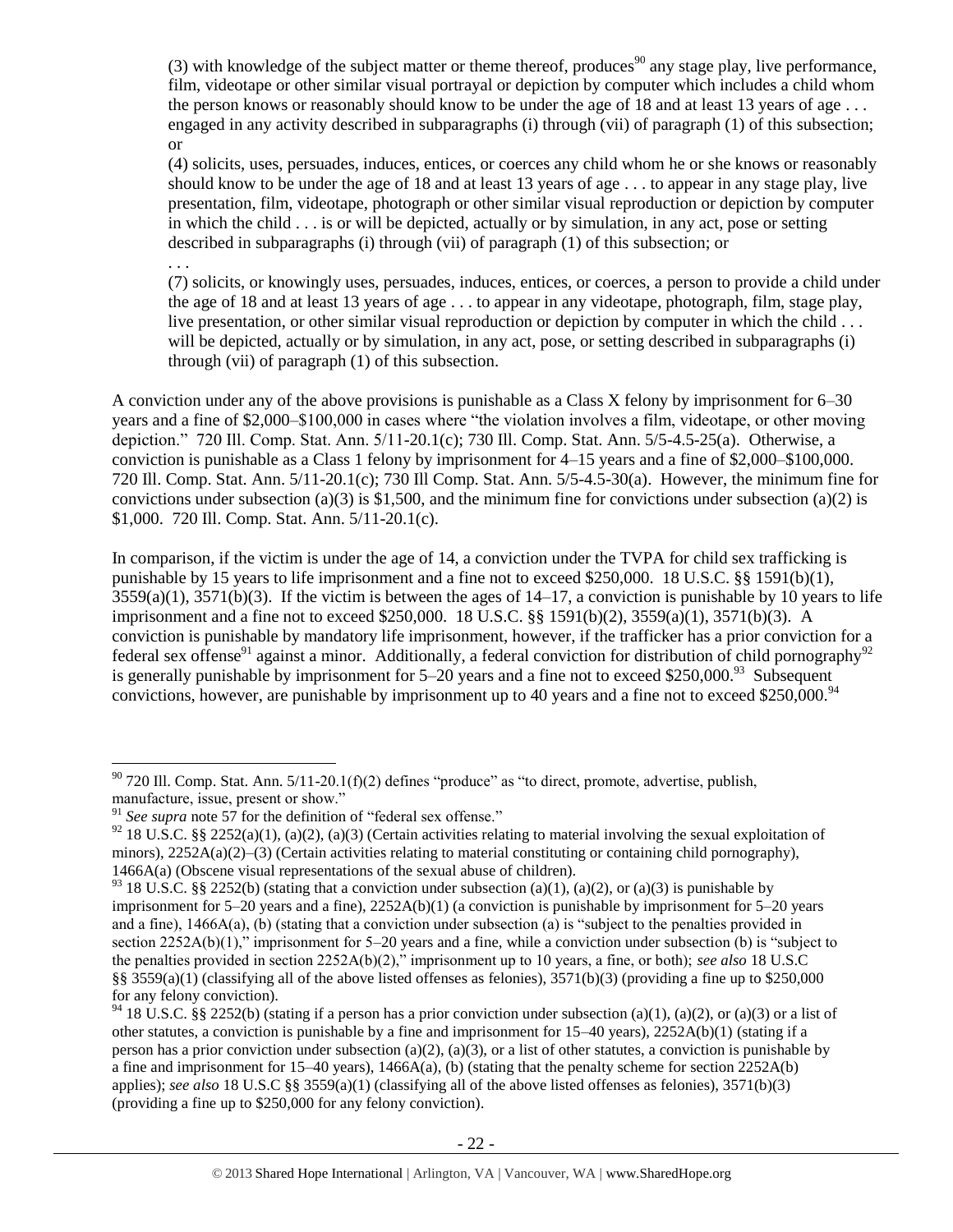> (3) with knowledge of the subject matter or theme thereof, produces[90] any stage play, live performance, film, videotape or other similar visual portrayal or depiction by computer which includes a child whom the person knows or reasonably should know to be under the age of 18 and at least 13 years of age . . . engaged in any activity described in subparagraphs (i) through (vii) of paragraph (1) of this subsection; or
>
> (4) solicits, uses, persuades, induces, entices, or coerces any child whom he or she knows or reasonably should know to be under the age of 18 and at least 13 years of age . . . to appear in any stage play, live presentation, film, videotape, photograph or other similar visual reproduction or depiction by computer in which the child . . . is or will be depicted, actually or by simulation, in any act, pose or setting described in subparagraphs (i) through (vii) of paragraph (1) of this subsection; or
>
> . . .
>
> (7) solicits, or knowingly uses, persuades, induces, entices, or coerces, a person to provide a child under the age of 18 and at least 13 years of age . . . to appear in any videotape, photograph, film, stage play, live presentation, or other similar visual reproduction or depiction by computer in which the child . . . will be depicted, actually or by simulation, in any act, pose, or setting described in subparagraphs (i) through (vii) of paragraph (1) of this subsection.

A conviction under any of the above provisions is punishable as a Class X felony by imprisonment for 6–30 years and a fine of $2,000–$100,000 in cases where "the violation involves a film, videotape, or other moving depiction." 720 Ill. Comp. Stat. Ann. 5/11-20.1(c); 730 Ill. Comp. Stat. Ann. 5/5-4.5-25(a). Otherwise, a conviction is punishable as a Class 1 felony by imprisonment for 4–15 years and a fine of $2,000–$100,000. 720 Ill. Comp. Stat. Ann. 5/11-20.1(c); 730 Ill Comp. Stat. Ann. 5/5-4.5-30(a). However, the minimum fine for convictions under subsection (a)(3) is $1,500, and the minimum fine for convictions under subsection (a)(2) is $1,000. 720 Ill. Comp. Stat. Ann. 5/11-20.1(c).

In comparison, if the victim is under the age of 14, a conviction under the TVPA for child sex trafficking is punishable by 15 years to life imprisonment and a fine not to exceed $250,000. 18 U.S.C. §§ 1591(b)(1), 3559(a)(1), 3571(b)(3). If the victim is between the ages of 14–17, a conviction is punishable by 10 years to life imprisonment and a fine not to exceed $250,000. 18 U.S.C. §§ 1591(b)(2), 3559(a)(1), 3571(b)(3). A conviction is punishable by mandatory life imprisonment, however, if the trafficker has a prior conviction for a federal sex offense[91] against a minor. Additionally, a federal conviction for distribution of child pornography[92] is generally punishable by imprisonment for 5–20 years and a fine not to exceed $250,000.[93] Subsequent convictions, however, are punishable by imprisonment up to 40 years and a fine not to exceed $250,000.[94]

---

[90] 720 Ill. Comp. Stat. Ann. 5/11-20.1(f)(2) defines "produce" as "to direct, promote, advertise, publish, manufacture, issue, present or show."

[91] *See supra* note 57 for the definition of "federal sex offense."

[92] 18 U.S.C. §§ 2252(a)(1), (a)(2), (a)(3) (Certain activities relating to material involving the sexual exploitation of minors), 2252A(a)(2)–(3) (Certain activities relating to material constituting or containing child pornography), 1466A(a) (Obscene visual representations of the sexual abuse of children).

[93] 18 U.S.C. §§ 2252(b) (stating that a conviction under subsection (a)(1), (a)(2), or (a)(3) is punishable by imprisonment for 5–20 years and a fine), 2252A(b)(1) (a conviction is punishable by imprisonment for 5–20 years and a fine), 1466A(a), (b) (stating that a conviction under subsection (a) is "subject to the penalties provided in section 2252A(b)(1)," imprisonment for 5–20 years and a fine, while a conviction under subsection (b) is "subject to the penalties provided in section 2252A(b)(2)," imprisonment up to 10 years, a fine, or both); *see also* 18 U.S.C §§ 3559(a)(1) (classifying all of the above listed offenses as felonies), 3571(b)(3) (providing a fine up to $250,000 for any felony conviction).

[94] 18 U.S.C. §§ 2252(b) (stating if a person has a prior conviction under subsection (a)(1), (a)(2), or (a)(3) or a list of other statutes, a conviction is punishable by a fine and imprisonment for 15–40 years), 2252A(b)(1) (stating if a person has a prior conviction under subsection (a)(2), (a)(3), or a list of other statutes, a conviction is punishable by a fine and imprisonment for 15–40 years), 1466A(a), (b) (stating that the penalty scheme for section 2252A(b) applies); *see also* 18 U.S.C §§ 3559(a)(1) (classifying all of the above listed offenses as felonies), 3571(b)(3) (providing a fine up to $250,000 for any felony conviction).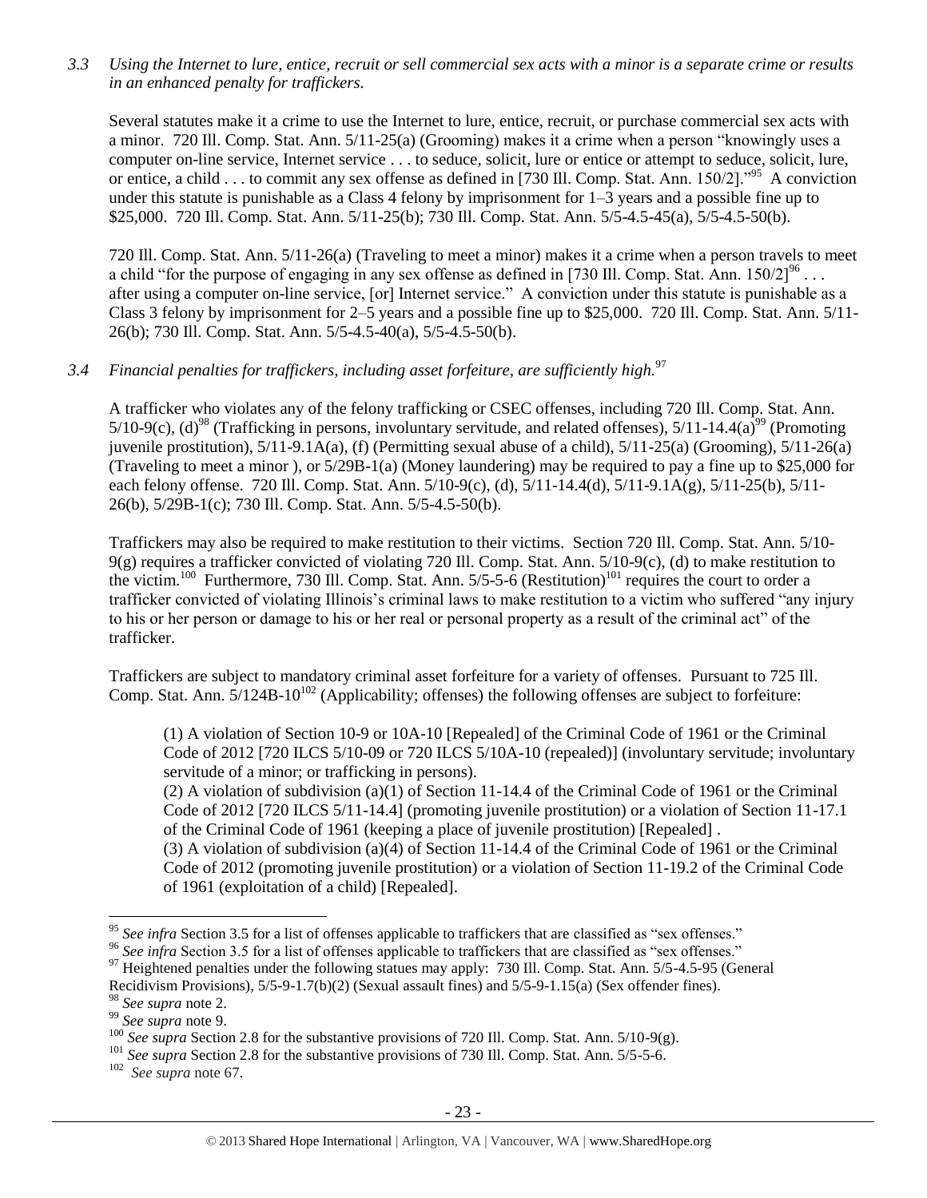*3.3 Using the Internet to lure, entice, recruit or sell commercial sex acts with a minor is a separate crime or results in an enhanced penalty for traffickers.*

Several statutes make it a crime to use the Internet to lure, entice, recruit, or purchase commercial sex acts with a minor. 720 Ill. Comp. Stat. Ann. 5/11-25(a) (Grooming) makes it a crime when a person "knowingly uses a computer on-line service, Internet service . . . to seduce, solicit, lure or entice or attempt to seduce, solicit, lure, or entice, a child . . . to commit any sex offense as defined in [730 Ill. Comp. Stat. Ann. 150/2]."[95] A conviction under this statute is punishable as a Class 4 felony by imprisonment for 1–3 years and a possible fine up to $25,000. 720 Ill. Comp. Stat. Ann. 5/11-25(b); 730 Ill. Comp. Stat. Ann. 5/5-4.5-45(a), 5/5-4.5-50(b).

720 Ill. Comp. Stat. Ann. 5/11-26(a) (Traveling to meet a minor) makes it a crime when a person travels to meet a child "for the purpose of engaging in any sex offense as defined in [730 Ill. Comp. Stat. Ann. 150/2][96] . . . after using a computer on-line service, [or] Internet service." A conviction under this statute is punishable as a Class 3 felony by imprisonment for 2–5 years and a possible fine up to $25,000. 720 Ill. Comp. Stat. Ann. 5/11-26(b); 730 Ill. Comp. Stat. Ann. 5/5-4.5-40(a), 5/5-4.5-50(b).

*3.4 Financial penalties for traffickers, including asset forfeiture, are sufficiently high.*[97]

A trafficker who violates any of the felony trafficking or CSEC offenses, including 720 Ill. Comp. Stat. Ann. 5/10-9(c), (d)[98] (Trafficking in persons, involuntary servitude, and related offenses), 5/11-14.4(a)[99] (Promoting juvenile prostitution), 5/11-9.1A(a), (f) (Permitting sexual abuse of a child), 5/11-25(a) (Grooming), 5/11-26(a) (Traveling to meet a minor ), or 5/29B-1(a) (Money laundering) may be required to pay a fine up to $25,000 for each felony offense. 720 Ill. Comp. Stat. Ann. 5/10-9(c), (d), 5/11-14.4(d), 5/11-9.1A(g), 5/11-25(b), 5/11-26(b), 5/29B-1(c); 730 Ill. Comp. Stat. Ann. 5/5-4.5-50(b).

Traffickers may also be required to make restitution to their victims. Section 720 Ill. Comp. Stat. Ann. 5/10-9(g) requires a trafficker convicted of violating 720 Ill. Comp. Stat. Ann. 5/10-9(c), (d) to make restitution to the victim.[100] Furthermore, 730 Ill. Comp. Stat. Ann. 5/5-5-6 (Restitution)[101] requires the court to order a trafficker convicted of violating Illinois's criminal laws to make restitution to a victim who suffered "any injury to his or her person or damage to his or her real or personal property as a result of the criminal act" of the trafficker.

Traffickers are subject to mandatory criminal asset forfeiture for a variety of offenses. Pursuant to 725 Ill. Comp. Stat. Ann. 5/124B-10[102] (Applicability; offenses) the following offenses are subject to forfeiture:

> (1) A violation of Section 10-9 or 10A-10 [Repealed] of the Criminal Code of 1961 or the Criminal Code of 2012 [720 ILCS 5/10-09 or 720 ILCS 5/10A-10 (repealed)] (involuntary servitude; involuntary servitude of a minor; or trafficking in persons).
>
> (2) A violation of subdivision (a)(1) of Section 11-14.4 of the Criminal Code of 1961 or the Criminal Code of 2012 [720 ILCS 5/11-14.4] (promoting juvenile prostitution) or a violation of Section 11-17.1 of the Criminal Code of 1961 (keeping a place of juvenile prostitution) [Repealed] .
>
> (3) A violation of subdivision (a)(4) of Section 11-14.4 of the Criminal Code of 1961 or the Criminal Code of 2012 (promoting juvenile prostitution) or a violation of Section 11-19.2 of the Criminal Code of 1961 (exploitation of a child) [Repealed].

---

[95] *See infra* Section 3.5 for a list of offenses applicable to traffickers that are classified as "sex offenses."

[96] *See infra* Section 3.5 for a list of offenses applicable to traffickers that are classified as "sex offenses."

[97] Heightened penalties under the following statues may apply: 730 Ill. Comp. Stat. Ann. 5/5-4.5-95 (General Recidivism Provisions), 5/5-9-1.7(b)(2) (Sexual assault fines) and 5/5-9-1.15(a) (Sex offender fines).

[98] *See supra* note 2.

[99] *See supra* note 9.

[100] *See supra* Section 2.8 for the substantive provisions of 720 Ill. Comp. Stat. Ann. 5/10-9(g).

[101] *See supra* Section 2.8 for the substantive provisions of 730 Ill. Comp. Stat. Ann. 5/5-5-6.

[102] *See supra* note 67.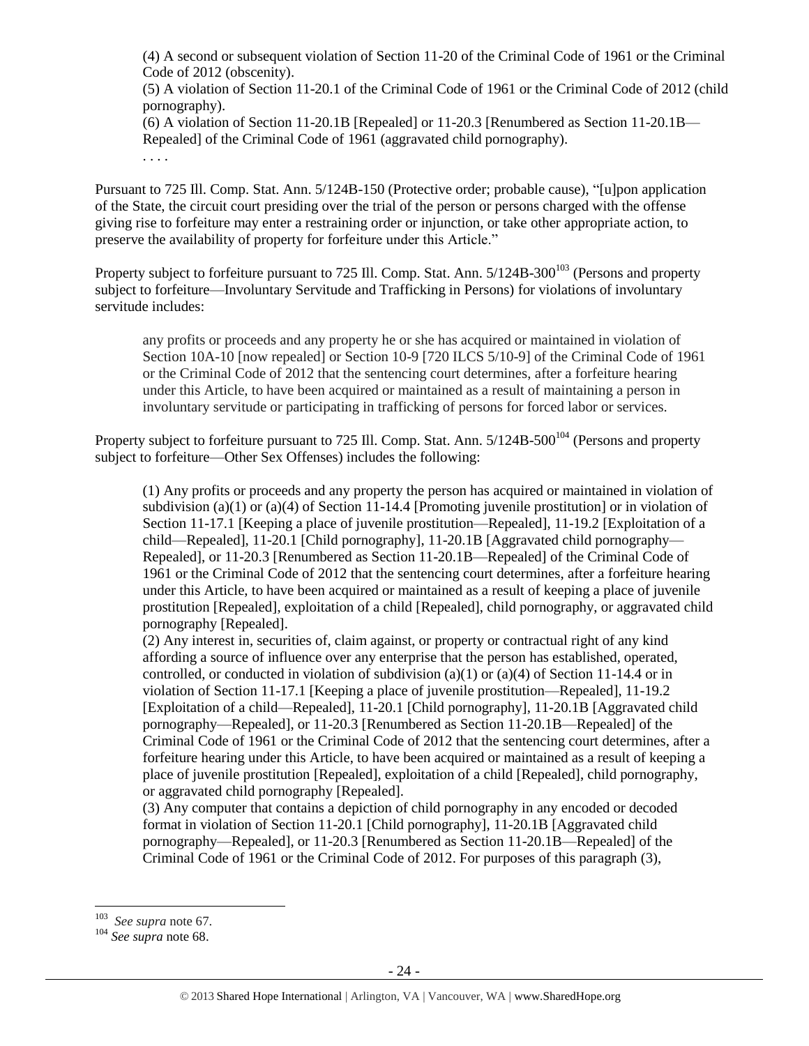(4) A second or subsequent violation of Section 11-20 of the Criminal Code of 1961 or the Criminal Code of 2012 (obscenity).

(5) A violation of Section 11-20.1 of the Criminal Code of 1961 or the Criminal Code of 2012 (child pornography).

(6) A violation of Section 11-20.1B [Repealed] or 11-20.3 [Renumbered as Section 11-20.1B—Repealed] of the Criminal Code of 1961 (aggravated child pornography).

. . . .

Pursuant to 725 Ill. Comp. Stat. Ann. 5/124B-150 (Protective order; probable cause), "[u]pon application of the State, the circuit court presiding over the trial of the person or persons charged with the offense giving rise to forfeiture may enter a restraining order or injunction, or take other appropriate action, to preserve the availability of property for forfeiture under this Article."

Property subject to forfeiture pursuant to 725 Ill. Comp. Stat. Ann. 5/124B-300[103] (Persons and property subject to forfeiture—Involuntary Servitude and Trafficking in Persons) for violations of involuntary servitude includes:

> any profits or proceeds and any property he or she has acquired or maintained in violation of Section 10A-10 [now repealed] or Section 10-9 [720 ILCS 5/10-9] of the Criminal Code of 1961 or the Criminal Code of 2012 that the sentencing court determines, after a forfeiture hearing under this Article, to have been acquired or maintained as a result of maintaining a person in involuntary servitude or participating in trafficking of persons for forced labor or services.

Property subject to forfeiture pursuant to 725 Ill. Comp. Stat. Ann. 5/124B-500[104] (Persons and property subject to forfeiture—Other Sex Offenses) includes the following:

> (1) Any profits or proceeds and any property the person has acquired or maintained in violation of subdivision (a)(1) or (a)(4) of Section 11-14.4 [Promoting juvenile prostitution] or in violation of Section 11-17.1 [Keeping a place of juvenile prostitution—Repealed], 11-19.2 [Exploitation of a child—Repealed], 11-20.1 [Child pornography], 11-20.1B [Aggravated child pornography—Repealed], or 11-20.3 [Renumbered as Section 11-20.1B—Repealed] of the Criminal Code of 1961 or the Criminal Code of 2012 that the sentencing court determines, after a forfeiture hearing under this Article, to have been acquired or maintained as a result of keeping a place of juvenile prostitution [Repealed], exploitation of a child [Repealed], child pornography, or aggravated child pornography [Repealed].
>
> (2) Any interest in, securities of, claim against, or property or contractual right of any kind affording a source of influence over any enterprise that the person has established, operated, controlled, or conducted in violation of subdivision (a)(1) or (a)(4) of Section 11-14.4 or in violation of Section 11-17.1 [Keeping a place of juvenile prostitution—Repealed], 11-19.2 [Exploitation of a child—Repealed], 11-20.1 [Child pornography], 11-20.1B [Aggravated child pornography—Repealed], or 11-20.3 [Renumbered as Section 11-20.1B—Repealed] of the Criminal Code of 1961 or the Criminal Code of 2012 that the sentencing court determines, after a forfeiture hearing under this Article, to have been acquired or maintained as a result of keeping a place of juvenile prostitution [Repealed], exploitation of a child [Repealed], child pornography, or aggravated child pornography [Repealed].
>
> (3) Any computer that contains a depiction of child pornography in any encoded or decoded format in violation of Section 11-20.1 [Child pornography], 11-20.1B [Aggravated child pornography—Repealed], or 11-20.3 [Renumbered as Section 11-20.1B—Repealed] of the Criminal Code of 1961 or the Criminal Code of 2012. For purposes of this paragraph (3),

---

[103] *See supra* note 67.

[104] *See supra* note 68.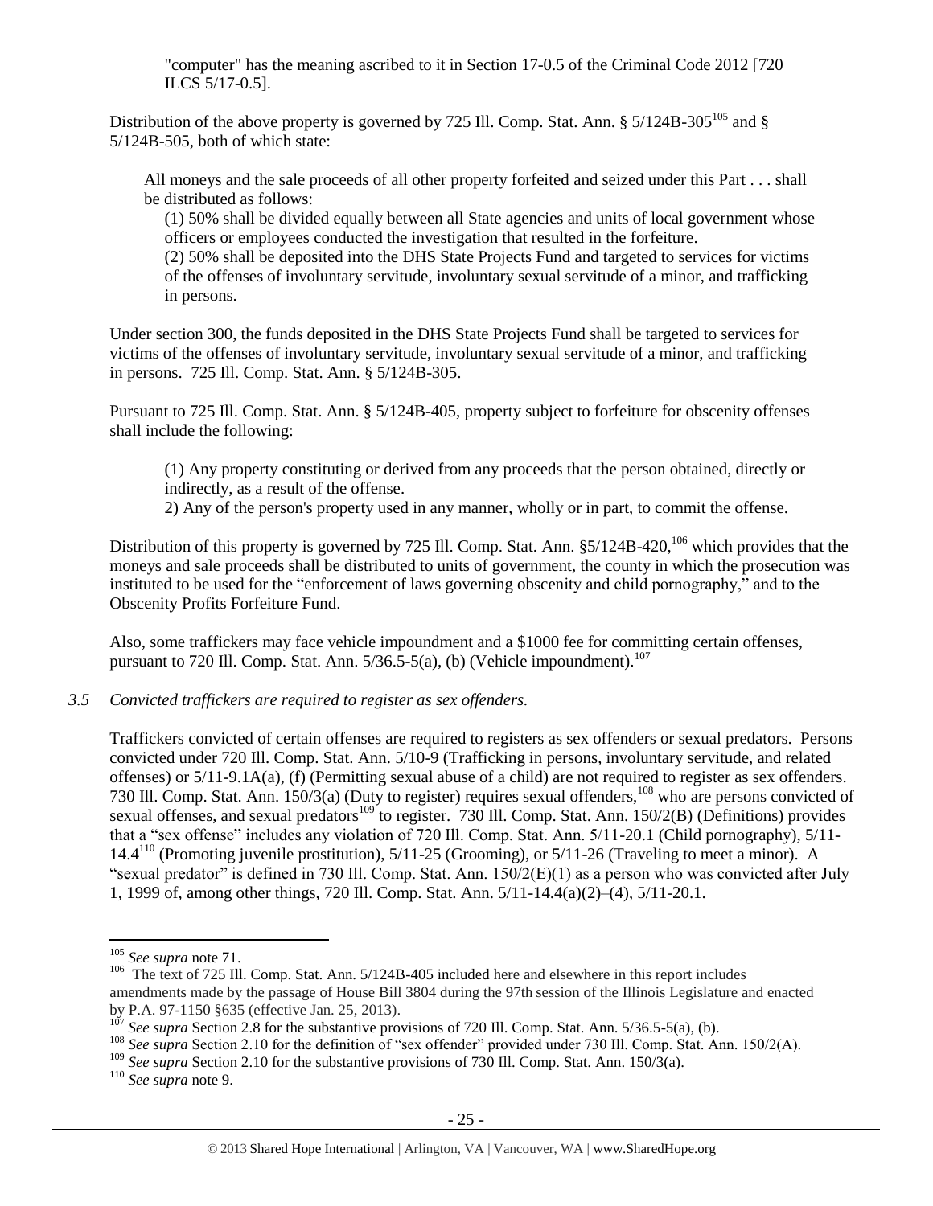"computer" has the meaning ascribed to it in Section 17-0.5 of the Criminal Code 2012 [720 ILCS 5/17-0.5].

Distribution of the above property is governed by 725 Ill. Comp. Stat. Ann. § 5/124B-305[105] and § 5/124B-505, both of which state:

> All moneys and the sale proceeds of all other property forfeited and seized under this Part . . . shall be distributed as follows:
>
> (1) 50% shall be divided equally between all State agencies and units of local government whose officers or employees conducted the investigation that resulted in the forfeiture.
> (2) 50% shall be deposited into the DHS State Projects Fund and targeted to services for victims of the offenses of involuntary servitude, involuntary sexual servitude of a minor, and trafficking in persons.

Under section 300, the funds deposited in the DHS State Projects Fund shall be targeted to services for victims of the offenses of involuntary servitude, involuntary sexual servitude of a minor, and trafficking in persons. 725 Ill. Comp. Stat. Ann. § 5/124B-305.

Pursuant to 725 Ill. Comp. Stat. Ann. § 5/124B-405, property subject to forfeiture for obscenity offenses shall include the following:

> (1) Any property constituting or derived from any proceeds that the person obtained, directly or indirectly, as a result of the offense.
> 2) Any of the person's property used in any manner, wholly or in part, to commit the offense.

Distribution of this property is governed by 725 Ill. Comp. Stat. Ann. §5/124B-420,[106] which provides that the moneys and sale proceeds shall be distributed to units of government, the county in which the prosecution was instituted to be used for the "enforcement of laws governing obscenity and child pornography," and to the Obscenity Profits Forfeiture Fund.

Also, some traffickers may face vehicle impoundment and a $1000 fee for committing certain offenses, pursuant to 720 Ill. Comp. Stat. Ann. 5/36.5-5(a), (b) (Vehicle impoundment).[107]

*3.5 Convicted traffickers are required to register as sex offenders.*

Traffickers convicted of certain offenses are required to registers as sex offenders or sexual predators. Persons convicted under 720 Ill. Comp. Stat. Ann. 5/10-9 (Trafficking in persons, involuntary servitude, and related offenses) or 5/11-9.1A(a), (f) (Permitting sexual abuse of a child) are not required to register as sex offenders. 730 Ill. Comp. Stat. Ann. 150/3(a) (Duty to register) requires sexual offenders,[108] who are persons convicted of sexual offenses, and sexual predators[109] to register. 730 Ill. Comp. Stat. Ann. 150/2(B) (Definitions) provides that a "sex offense" includes any violation of 720 Ill. Comp. Stat. Ann. 5/11-20.1 (Child pornography), 5/11-14.4[110] (Promoting juvenile prostitution), 5/11-25 (Grooming), or 5/11-26 (Traveling to meet a minor). A "sexual predator" is defined in 730 Ill. Comp. Stat. Ann. 150/2(E)(1) as a person who was convicted after July 1, 1999 of, among other things, 720 Ill. Comp. Stat. Ann. 5/11-14.4(a)(2)–(4), 5/11-20.1.

---

[105] *See supra* note 71.
[106] The text of 725 Ill. Comp. Stat. Ann. 5/124B-405 included here and elsewhere in this report includes amendments made by the passage of House Bill 3804 during the 97th session of the Illinois Legislature and enacted by P.A. 97-1150 §635 (effective Jan. 25, 2013).
[107] *See supra* Section 2.8 for the substantive provisions of 720 Ill. Comp. Stat. Ann. 5/36.5-5(a), (b).
[108] *See supra* Section 2.10 for the definition of "sex offender" provided under 730 Ill. Comp. Stat. Ann. 150/2(A).
[109] *See supra* Section 2.10 for the substantive provisions of 730 Ill. Comp. Stat. Ann. 150/3(a).
[110] *See supra* note 9.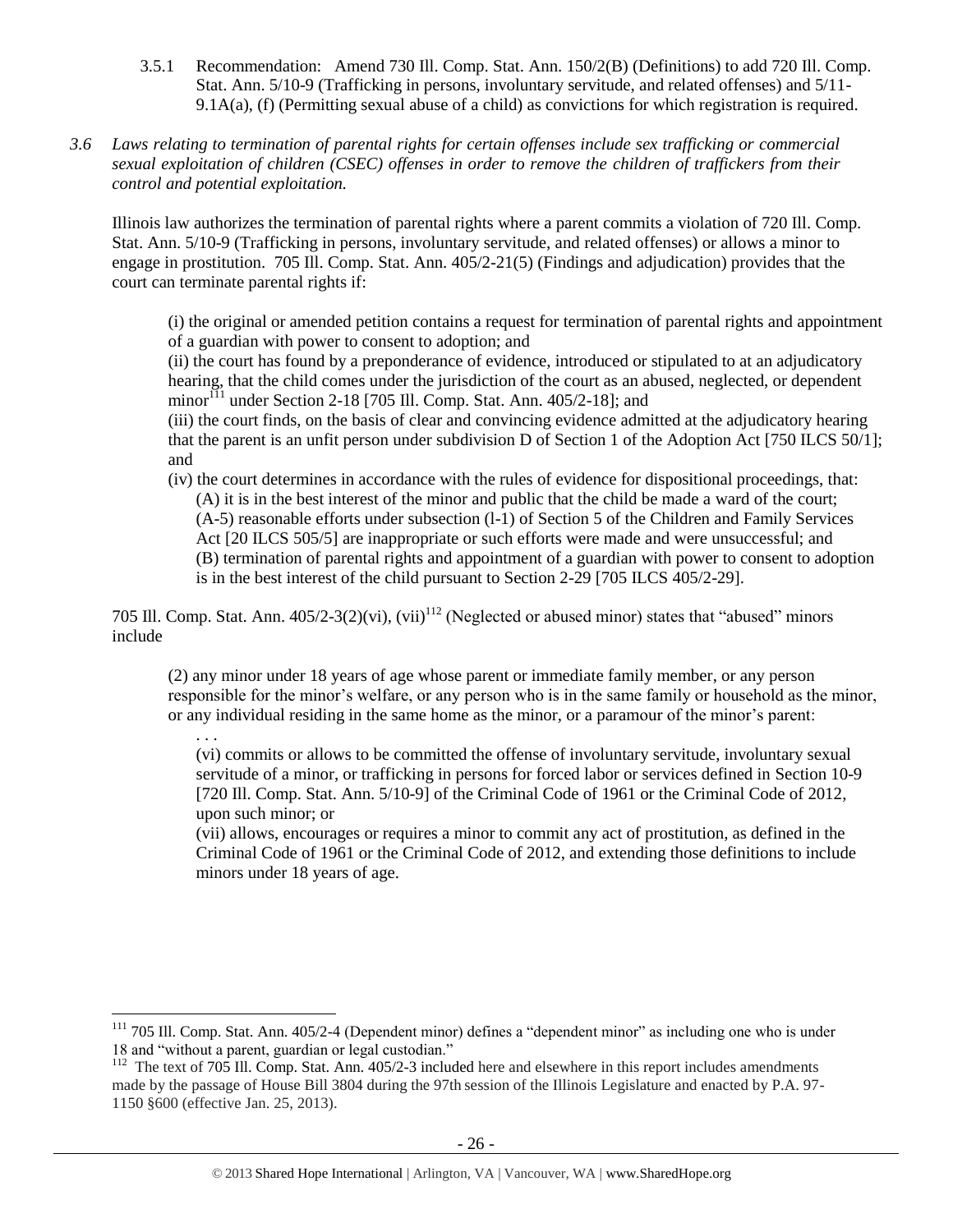3.5.1 Recommendation: Amend 730 Ill. Comp. Stat. Ann. 150/2(B) (Definitions) to add 720 Ill. Comp. Stat. Ann. 5/10-9 (Trafficking in persons, involuntary servitude, and related offenses) and 5/11-9.1A(a), (f) (Permitting sexual abuse of a child) as convictions for which registration is required.

*3.6 Laws relating to termination of parental rights for certain offenses include sex trafficking or commercial sexual exploitation of children (CSEC) offenses in order to remove the children of traffickers from their control and potential exploitation.*

Illinois law authorizes the termination of parental rights where a parent commits a violation of 720 Ill. Comp. Stat. Ann. 5/10-9 (Trafficking in persons, involuntary servitude, and related offenses) or allows a minor to engage in prostitution. 705 Ill. Comp. Stat. Ann. 405/2-21(5) (Findings and adjudication) provides that the court can terminate parental rights if:

> (i) the original or amended petition contains a request for termination of parental rights and appointment of a guardian with power to consent to adoption; and
>
> (ii) the court has found by a preponderance of evidence, introduced or stipulated to at an adjudicatory hearing, that the child comes under the jurisdiction of the court as an abused, neglected, or dependent minor[111] under Section 2-18 [705 Ill. Comp. Stat. Ann. 405/2-18]; and
>
> (iii) the court finds, on the basis of clear and convincing evidence admitted at the adjudicatory hearing that the parent is an unfit person under subdivision D of Section 1 of the Adoption Act [750 ILCS 50/1]; and
>
> (iv) the court determines in accordance with the rules of evidence for dispositional proceedings, that:
>
> (A) it is in the best interest of the minor and public that the child be made a ward of the court;
>
> (A-5) reasonable efforts under subsection (l-1) of Section 5 of the Children and Family Services Act [20 ILCS 505/5] are inappropriate or such efforts were made and were unsuccessful; and
>
> (B) termination of parental rights and appointment of a guardian with power to consent to adoption is in the best interest of the child pursuant to Section 2-29 [705 ILCS 405/2-29].

705 Ill. Comp. Stat. Ann. 405/2-3(2)(vi), (vii)[112] (Neglected or abused minor) states that "abused" minors include

> (2) any minor under 18 years of age whose parent or immediate family member, or any person responsible for the minor's welfare, or any person who is in the same family or household as the minor, or any individual residing in the same home as the minor, or a paramour of the minor's parent:
>
> . . .
>
> (vi) commits or allows to be committed the offense of involuntary servitude, involuntary sexual servitude of a minor, or trafficking in persons for forced labor or services defined in Section 10-9 [720 Ill. Comp. Stat. Ann. 5/10-9] of the Criminal Code of 1961 or the Criminal Code of 2012, upon such minor; or
>
> (vii) allows, encourages or requires a minor to commit any act of prostitution, as defined in the Criminal Code of 1961 or the Criminal Code of 2012, and extending those definitions to include minors under 18 years of age.

---

[111] 705 Ill. Comp. Stat. Ann. 405/2-4 (Dependent minor) defines a "dependent minor" as including one who is under 18 and "without a parent, guardian or legal custodian."

[112] The text of 705 Ill. Comp. Stat. Ann. 405/2-3 included here and elsewhere in this report includes amendments made by the passage of House Bill 3804 during the 97th session of the Illinois Legislature and enacted by P.A. 97-1150 §600 (effective Jan. 25, 2013).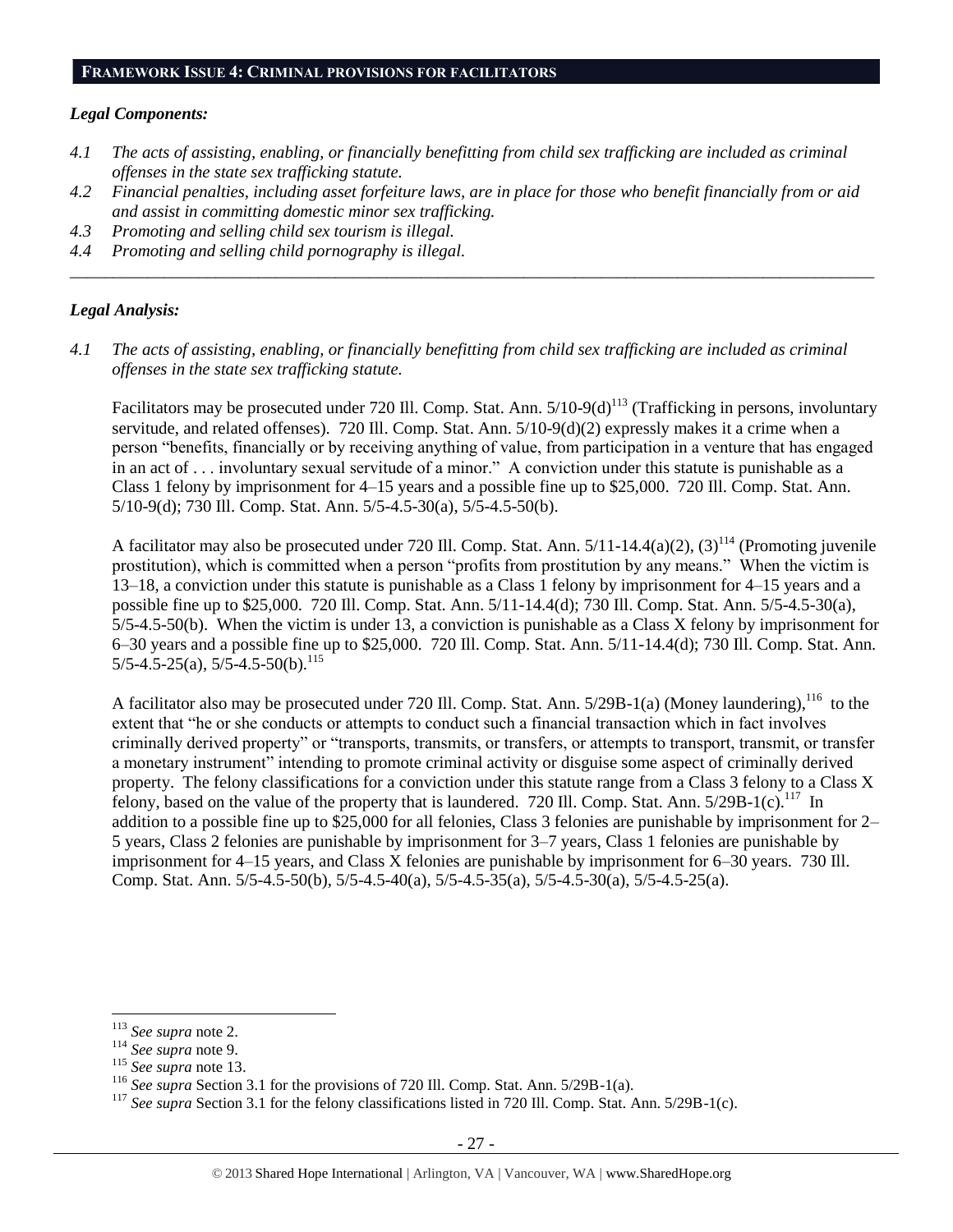## FRAMEWORK ISSUE 4: CRIMINAL PROVISIONS FOR FACILITATORS

### *Legal Components:*

*4.1 The acts of assisting, enabling, or financially benefitting from child sex trafficking are included as criminal offenses in the state sex trafficking statute.*

*4.2 Financial penalties, including asset forfeiture laws, are in place for those who benefit financially from or aid and assist in committing domestic minor sex trafficking.*

*4.3 Promoting and selling child sex tourism is illegal.*

*4.4 Promoting and selling child pornography is illegal.*

---

### *Legal Analysis:*

*4.1 The acts of assisting, enabling, or financially benefitting from child sex trafficking are included as criminal offenses in the state sex trafficking statute.*

Facilitators may be prosecuted under 720 Ill. Comp. Stat. Ann. 5/10-9(d)[113] (Trafficking in persons, involuntary servitude, and related offenses). 720 Ill. Comp. Stat. Ann. 5/10-9(d)(2) expressly makes it a crime when a person "benefits, financially or by receiving anything of value, from participation in a venture that has engaged in an act of . . . involuntary sexual servitude of a minor." A conviction under this statute is punishable as a Class 1 felony by imprisonment for 4–15 years and a possible fine up to $25,000. 720 Ill. Comp. Stat. Ann. 5/10-9(d); 730 Ill. Comp. Stat. Ann. 5/5-4.5-30(a), 5/5-4.5-50(b).

A facilitator may also be prosecuted under 720 Ill. Comp. Stat. Ann. 5/11-14.4(a)(2), (3)[114] (Promoting juvenile prostitution), which is committed when a person "profits from prostitution by any means." When the victim is 13–18, a conviction under this statute is punishable as a Class 1 felony by imprisonment for 4–15 years and a possible fine up to $25,000. 720 Ill. Comp. Stat. Ann. 5/11-14.4(d); 730 Ill. Comp. Stat. Ann. 5/5-4.5-30(a), 5/5-4.5-50(b). When the victim is under 13, a conviction is punishable as a Class X felony by imprisonment for 6–30 years and a possible fine up to $25,000. 720 Ill. Comp. Stat. Ann. 5/11-14.4(d); 730 Ill. Comp. Stat. Ann. 5/5-4.5-25(a), 5/5-4.5-50(b).[115]

A facilitator also may be prosecuted under 720 Ill. Comp. Stat. Ann. 5/29B-1(a) (Money laundering),[116] to the extent that "he or she conducts or attempts to conduct such a financial transaction which in fact involves criminally derived property" or "transports, transmits, or transfers, or attempts to transport, transmit, or transfer a monetary instrument" intending to promote criminal activity or disguise some aspect of criminally derived property. The felony classifications for a conviction under this statute range from a Class 3 felony to a Class X felony, based on the value of the property that is laundered. 720 Ill. Comp. Stat. Ann. 5/29B-1(c).[117] In addition to a possible fine up to $25,000 for all felonies, Class 3 felonies are punishable by imprisonment for 2–5 years, Class 2 felonies are punishable by imprisonment for 3–7 years, Class 1 felonies are punishable by imprisonment for 4–15 years, and Class X felonies are punishable by imprisonment for 6–30 years. 730 Ill. Comp. Stat. Ann. 5/5-4.5-50(b), 5/5-4.5-40(a), 5/5-4.5-35(a), 5/5-4.5-30(a), 5/5-4.5-25(a).

---

[113] *See supra* note 2.

[114] *See supra* note 9.

[115] *See supra* note 13.

[116] *See supra* Section 3.1 for the provisions of 720 Ill. Comp. Stat. Ann. 5/29B-1(a).

[117] *See supra* Section 3.1 for the felony classifications listed in 720 Ill. Comp. Stat. Ann. 5/29B-1(c).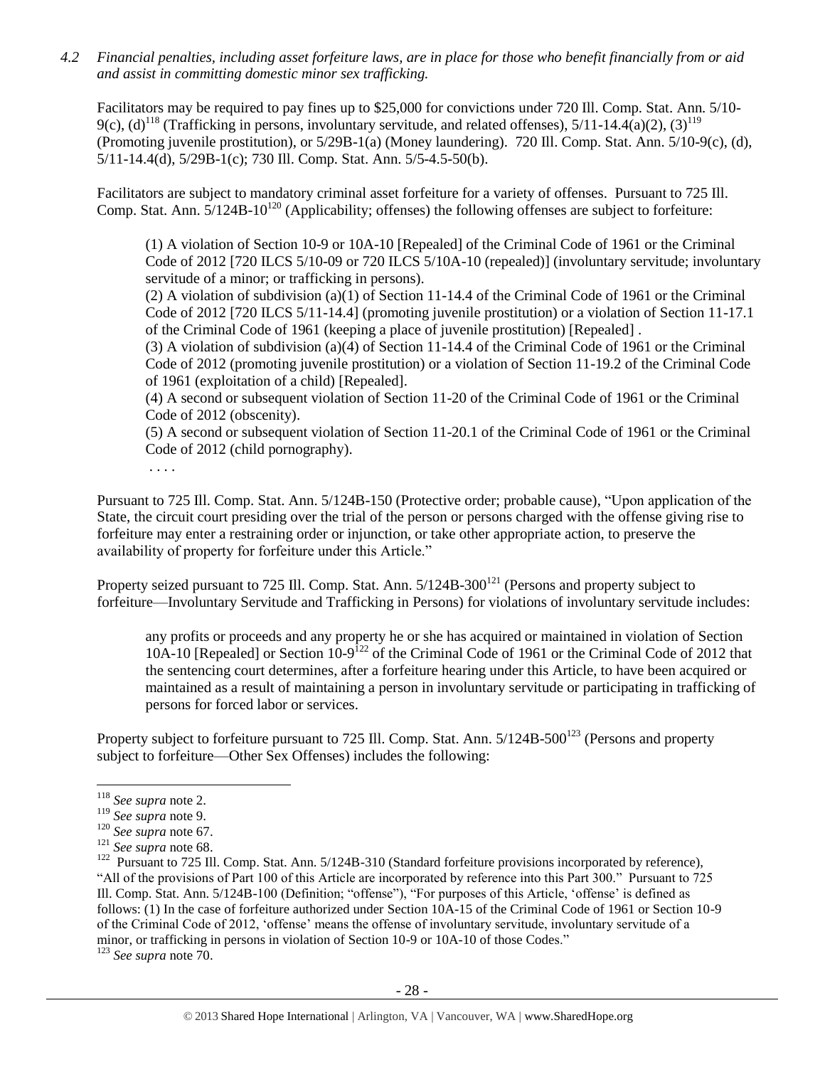*4.2 Financial penalties, including asset forfeiture laws, are in place for those who benefit financially from or aid and assist in committing domestic minor sex trafficking.*

Facilitators may be required to pay fines up to $25,000 for convictions under 720 Ill. Comp. Stat. Ann. 5/10-9(c), (d)[118] (Trafficking in persons, involuntary servitude, and related offenses), 5/11-14.4(a)(2), (3)[119] (Promoting juvenile prostitution), or 5/29B-1(a) (Money laundering). 720 Ill. Comp. Stat. Ann. 5/10-9(c), (d), 5/11-14.4(d), 5/29B-1(c); 730 Ill. Comp. Stat. Ann. 5/5-4.5-50(b).

Facilitators are subject to mandatory criminal asset forfeiture for a variety of offenses. Pursuant to 725 Ill. Comp. Stat. Ann. 5/124B-10[120] (Applicability; offenses) the following offenses are subject to forfeiture:

> (1) A violation of Section 10-9 or 10A-10 [Repealed] of the Criminal Code of 1961 or the Criminal Code of 2012 [720 ILCS 5/10-09 or 720 ILCS 5/10A-10 (repealed)] (involuntary servitude; involuntary servitude of a minor; or trafficking in persons).
>
> (2) A violation of subdivision (a)(1) of Section 11-14.4 of the Criminal Code of 1961 or the Criminal Code of 2012 [720 ILCS 5/11-14.4] (promoting juvenile prostitution) or a violation of Section 11-17.1 of the Criminal Code of 1961 (keeping a place of juvenile prostitution) [Repealed] .
>
> (3) A violation of subdivision (a)(4) of Section 11-14.4 of the Criminal Code of 1961 or the Criminal Code of 2012 (promoting juvenile prostitution) or a violation of Section 11-19.2 of the Criminal Code of 1961 (exploitation of a child) [Repealed].
>
> (4) A second or subsequent violation of Section 11-20 of the Criminal Code of 1961 or the Criminal Code of 2012 (obscenity).
>
> (5) A second or subsequent violation of Section 11-20.1 of the Criminal Code of 1961 or the Criminal Code of 2012 (child pornography).
>
> . . . .

Pursuant to 725 Ill. Comp. Stat. Ann. 5/124B-150 (Protective order; probable cause), "Upon application of the State, the circuit court presiding over the trial of the person or persons charged with the offense giving rise to forfeiture may enter a restraining order or injunction, or take other appropriate action, to preserve the availability of property for forfeiture under this Article."

Property seized pursuant to 725 Ill. Comp. Stat. Ann. 5/124B-300[121] (Persons and property subject to forfeiture—Involuntary Servitude and Trafficking in Persons) for violations of involuntary servitude includes:

> any profits or proceeds and any property he or she has acquired or maintained in violation of Section 10A-10 [Repealed] or Section 10-9[122] of the Criminal Code of 1961 or the Criminal Code of 2012 that the sentencing court determines, after a forfeiture hearing under this Article, to have been acquired or maintained as a result of maintaining a person in involuntary servitude or participating in trafficking of persons for forced labor or services.

Property subject to forfeiture pursuant to 725 Ill. Comp. Stat. Ann. 5/124B-500[123] (Persons and property subject to forfeiture—Other Sex Offenses) includes the following:

---

[118] *See supra* note 2.

[119] *See supra* note 9.

[120] *See supra* note 67.

[121] *See supra* note 68.

[122] Pursuant to 725 Ill. Comp. Stat. Ann. 5/124B-310 (Standard forfeiture provisions incorporated by reference), "All of the provisions of Part 100 of this Article are incorporated by reference into this Part 300." Pursuant to 725 Ill. Comp. Stat. Ann. 5/124B-100 (Definition; "offense"), "For purposes of this Article, 'offense' is defined as follows: (1) In the case of forfeiture authorized under Section 10A-15 of the Criminal Code of 1961 or Section 10-9 of the Criminal Code of 2012, 'offense' means the offense of involuntary servitude, involuntary servitude of a minor, or trafficking in persons in violation of Section 10-9 or 10A-10 of those Codes."

[123] *See supra* note 70.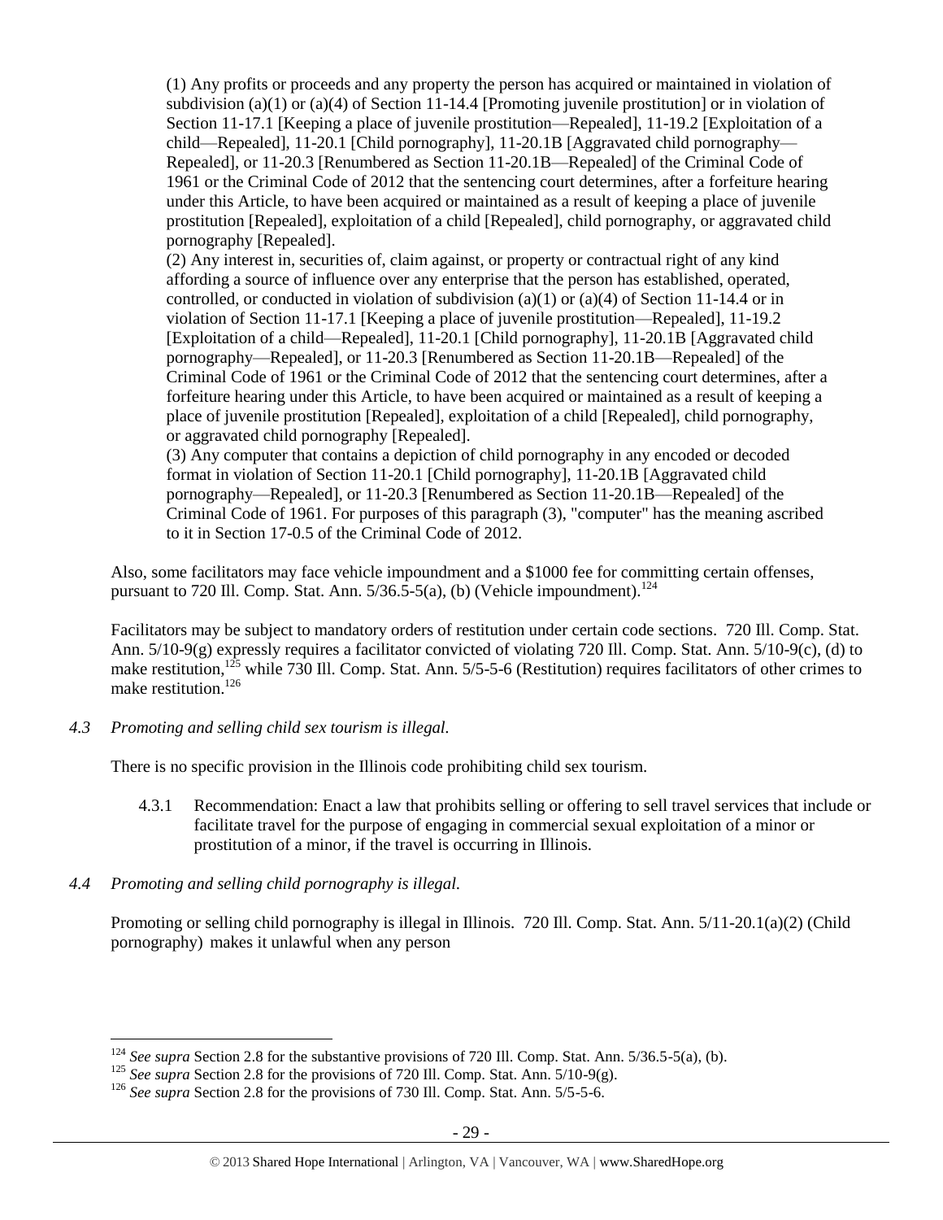(1) Any profits or proceeds and any property the person has acquired or maintained in violation of subdivision (a)(1) or (a)(4) of Section 11-14.4 [Promoting juvenile prostitution] or in violation of Section 11-17.1 [Keeping a place of juvenile prostitution—Repealed], 11-19.2 [Exploitation of a child—Repealed], 11-20.1 [Child pornography], 11-20.1B [Aggravated child pornography—Repealed], or 11-20.3 [Renumbered as Section 11-20.1B—Repealed] of the Criminal Code of 1961 or the Criminal Code of 2012 that the sentencing court determines, after a forfeiture hearing under this Article, to have been acquired or maintained as a result of keeping a place of juvenile prostitution [Repealed], exploitation of a child [Repealed], child pornography, or aggravated child pornography [Repealed].

(2) Any interest in, securities of, claim against, or property or contractual right of any kind affording a source of influence over any enterprise that the person has established, operated, controlled, or conducted in violation of subdivision (a)(1) or (a)(4) of Section 11-14.4 or in violation of Section 11-17.1 [Keeping a place of juvenile prostitution—Repealed], 11-19.2 [Exploitation of a child—Repealed], 11-20.1 [Child pornography], 11-20.1B [Aggravated child pornography—Repealed], or 11-20.3 [Renumbered as Section 11-20.1B—Repealed] of the Criminal Code of 1961 or the Criminal Code of 2012 that the sentencing court determines, after a forfeiture hearing under this Article, to have been acquired or maintained as a result of keeping a place of juvenile prostitution [Repealed], exploitation of a child [Repealed], child pornography, or aggravated child pornography [Repealed].

(3) Any computer that contains a depiction of child pornography in any encoded or decoded format in violation of Section 11-20.1 [Child pornography], 11-20.1B [Aggravated child pornography—Repealed], or 11-20.3 [Renumbered as Section 11-20.1B—Repealed] of the Criminal Code of 1961. For purposes of this paragraph (3), "computer" has the meaning ascribed to it in Section 17-0.5 of the Criminal Code of 2012.

Also, some facilitators may face vehicle impoundment and a $1000 fee for committing certain offenses, pursuant to 720 Ill. Comp. Stat. Ann. 5/36.5-5(a), (b) (Vehicle impoundment).[124]

Facilitators may be subject to mandatory orders of restitution under certain code sections. 720 Ill. Comp. Stat. Ann. 5/10-9(g) expressly requires a facilitator convicted of violating 720 Ill. Comp. Stat. Ann. 5/10-9(c), (d) to make restitution,[125] while 730 Ill. Comp. Stat. Ann. 5/5-5-6 (Restitution) requires facilitators of other crimes to make restitution.[126]

*4.3 Promoting and selling child sex tourism is illegal.*

There is no specific provision in the Illinois code prohibiting child sex tourism.

4.3.1 Recommendation: Enact a law that prohibits selling or offering to sell travel services that include or facilitate travel for the purpose of engaging in commercial sexual exploitation of a minor or prostitution of a minor, if the travel is occurring in Illinois.

*4.4 Promoting and selling child pornography is illegal.*

Promoting or selling child pornography is illegal in Illinois. 720 Ill. Comp. Stat. Ann. 5/11-20.1(a)(2) (Child pornography) makes it unlawful when any person

---

[124] *See supra* Section 2.8 for the substantive provisions of 720 Ill. Comp. Stat. Ann. 5/36.5-5(a), (b).

[125] *See supra* Section 2.8 for the provisions of 720 Ill. Comp. Stat. Ann. 5/10-9(g).

[126] *See supra* Section 2.8 for the provisions of 730 Ill. Comp. Stat. Ann. 5/5-5-6.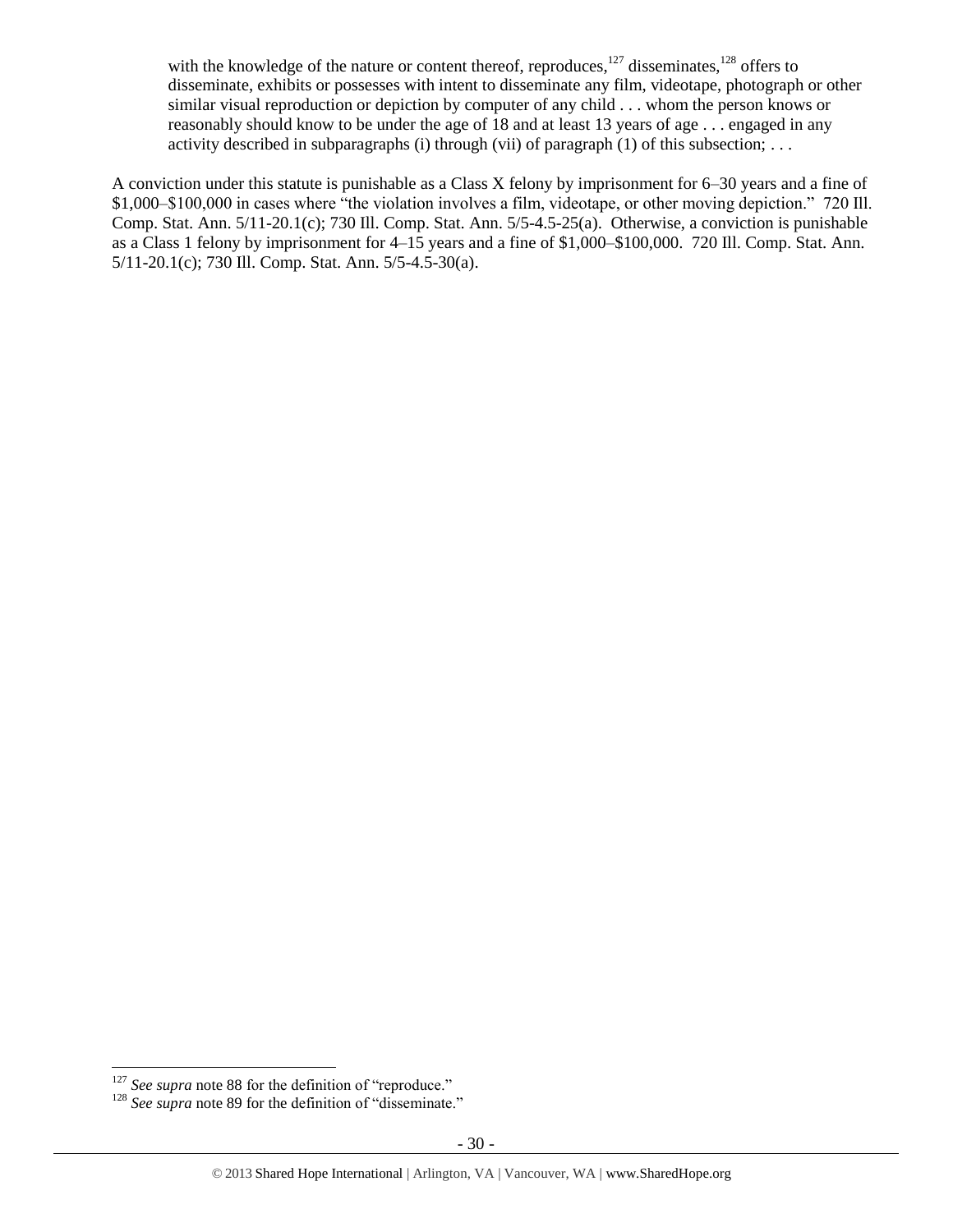> with the knowledge of the nature or content thereof, reproduces,[127] disseminates,[128] offers to disseminate, exhibits or possesses with intent to disseminate any film, videotape, photograph or other similar visual reproduction or depiction by computer of any child . . . whom the person knows or reasonably should know to be under the age of 18 and at least 13 years of age . . . engaged in any activity described in subparagraphs (i) through (vii) of paragraph (1) of this subsection; . . .

A conviction under this statute is punishable as a Class X felony by imprisonment for 6–30 years and a fine of $1,000–$100,000 in cases where "the violation involves a film, videotape, or other moving depiction." 720 Ill. Comp. Stat. Ann. 5/11-20.1(c); 730 Ill. Comp. Stat. Ann. 5/5-4.5-25(a). Otherwise, a conviction is punishable as a Class 1 felony by imprisonment for 4–15 years and a fine of $1,000–$100,000. 720 Ill. Comp. Stat. Ann. 5/11-20.1(c); 730 Ill. Comp. Stat. Ann. 5/5-4.5-30(a).

---

[127] *See supra* note 88 for the definition of "reproduce."

[128] *See supra* note 89 for the definition of "disseminate."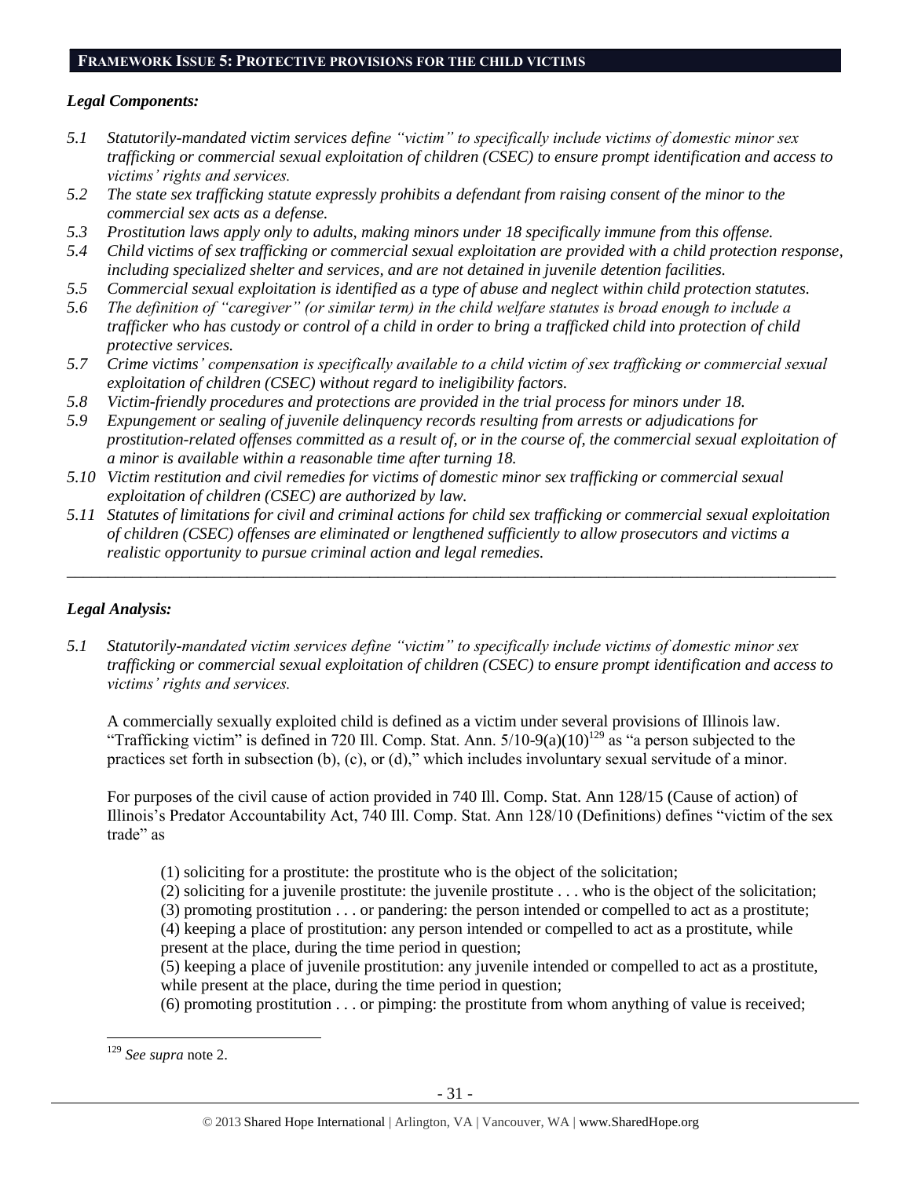## FRAMEWORK ISSUE 5: PROTECTIVE PROVISIONS FOR THE CHILD VICTIMS

### *Legal Components:*

*5.1 Statutorily-mandated victim services define "victim" to specifically include victims of domestic minor sex trafficking or commercial sexual exploitation of children (CSEC) to ensure prompt identification and access to victims' rights and services.*

*5.2 The state sex trafficking statute expressly prohibits a defendant from raising consent of the minor to the commercial sex acts as a defense.*

*5.3 Prostitution laws apply only to adults, making minors under 18 specifically immune from this offense.*

*5.4 Child victims of sex trafficking or commercial sexual exploitation are provided with a child protection response, including specialized shelter and services, and are not detained in juvenile detention facilities.*

*5.5 Commercial sexual exploitation is identified as a type of abuse and neglect within child protection statutes.*

*5.6 The definition of "caregiver" (or similar term) in the child welfare statutes is broad enough to include a trafficker who has custody or control of a child in order to bring a trafficked child into protection of child protective services.*

*5.7 Crime victims' compensation is specifically available to a child victim of sex trafficking or commercial sexual exploitation of children (CSEC) without regard to ineligibility factors.*

*5.8 Victim-friendly procedures and protections are provided in the trial process for minors under 18.*

*5.9 Expungement or sealing of juvenile delinquency records resulting from arrests or adjudications for prostitution-related offenses committed as a result of, or in the course of, the commercial sexual exploitation of a minor is available within a reasonable time after turning 18.*

*5.10 Victim restitution and civil remedies for victims of domestic minor sex trafficking or commercial sexual exploitation of children (CSEC) are authorized by law.*

*5.11 Statutes of limitations for civil and criminal actions for child sex trafficking or commercial sexual exploitation of children (CSEC) offenses are eliminated or lengthened sufficiently to allow prosecutors and victims a realistic opportunity to pursue criminal action and legal remedies.*

---

### *Legal Analysis:*

*5.1 Statutorily-mandated victim services define "victim" to specifically include victims of domestic minor sex trafficking or commercial sexual exploitation of children (CSEC) to ensure prompt identification and access to victims' rights and services.*

A commercially sexually exploited child is defined as a victim under several provisions of Illinois law. "Trafficking victim" is defined in 720 Ill. Comp. Stat. Ann. 5/10-9(a)(10)[129] as "a person subjected to the practices set forth in subsection (b), (c), or (d)," which includes involuntary sexual servitude of a minor.

For purposes of the civil cause of action provided in 740 Ill. Comp. Stat. Ann 128/15 (Cause of action) of Illinois's Predator Accountability Act, 740 Ill. Comp. Stat. Ann 128/10 (Definitions) defines "victim of the sex trade" as

> (1) soliciting for a prostitute: the prostitute who is the object of the solicitation;
> (2) soliciting for a juvenile prostitute: the juvenile prostitute . . . who is the object of the solicitation;
> (3) promoting prostitution . . . or pandering: the person intended or compelled to act as a prostitute;
> (4) keeping a place of prostitution: any person intended or compelled to act as a prostitute, while present at the place, during the time period in question;
> (5) keeping a place of juvenile prostitution: any juvenile intended or compelled to act as a prostitute, while present at the place, during the time period in question;
> (6) promoting prostitution . . . or pimping: the prostitute from whom anything of value is received;

[129] *See supra* note 2.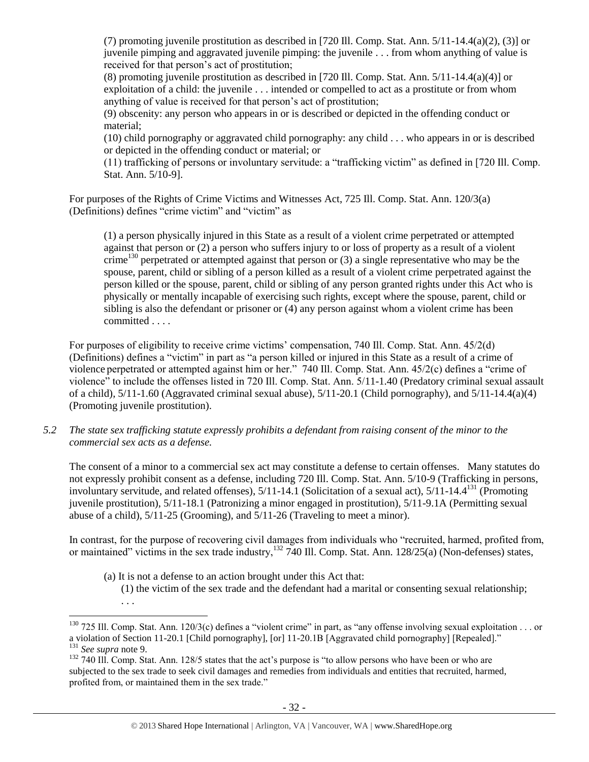(7) promoting juvenile prostitution as described in [720 Ill. Comp. Stat. Ann. 5/11-14.4(a)(2), (3)] or juvenile pimping and aggravated juvenile pimping: the juvenile . . . from whom anything of value is received for that person's act of prostitution;

(8) promoting juvenile prostitution as described in [720 Ill. Comp. Stat. Ann. 5/11-14.4(a)(4)] or exploitation of a child: the juvenile . . . intended or compelled to act as a prostitute or from whom anything of value is received for that person's act of prostitution;

(9) obscenity: any person who appears in or is described or depicted in the offending conduct or material;

(10) child pornography or aggravated child pornography: any child . . . who appears in or is described or depicted in the offending conduct or material; or

(11) trafficking of persons or involuntary servitude: a "trafficking victim" as defined in [720 Ill. Comp. Stat. Ann. 5/10-9].

For purposes of the Rights of Crime Victims and Witnesses Act, 725 Ill. Comp. Stat. Ann. 120/3(a) (Definitions) defines "crime victim" and "victim" as

> (1) a person physically injured in this State as a result of a violent crime perpetrated or attempted against that person or (2) a person who suffers injury to or loss of property as a result of a violent crime[130] perpetrated or attempted against that person or (3) a single representative who may be the spouse, parent, child or sibling of a person killed as a result of a violent crime perpetrated against the person killed or the spouse, parent, child or sibling of any person granted rights under this Act who is physically or mentally incapable of exercising such rights, except where the spouse, parent, child or sibling is also the defendant or prisoner or (4) any person against whom a violent crime has been committed . . . .

For purposes of eligibility to receive crime victims' compensation, 740 Ill. Comp. Stat. Ann. 45/2(d) (Definitions) defines a "victim" in part as "a person killed or injured in this State as a result of a crime of violence perpetrated or attempted against him or her." 740 Ill. Comp. Stat. Ann. 45/2(c) defines a "crime of violence" to include the offenses listed in 720 Ill. Comp. Stat. Ann. 5/11-1.40 (Predatory criminal sexual assault of a child), 5/11-1.60 (Aggravated criminal sexual abuse), 5/11-20.1 (Child pornography), and 5/11-14.4(a)(4) (Promoting juvenile prostitution).

*5.2 The state sex trafficking statute expressly prohibits a defendant from raising consent of the minor to the commercial sex acts as a defense.*

The consent of a minor to a commercial sex act may constitute a defense to certain offenses. Many statutes do not expressly prohibit consent as a defense, including 720 Ill. Comp. Stat. Ann. 5/10-9 (Trafficking in persons, involuntary servitude, and related offenses), 5/11-14.1 (Solicitation of a sexual act), 5/11-14.4[131] (Promoting juvenile prostitution), 5/11-18.1 (Patronizing a minor engaged in prostitution), 5/11-9.1A (Permitting sexual abuse of a child), 5/11-25 (Grooming), and 5/11-26 (Traveling to meet a minor).

In contrast, for the purpose of recovering civil damages from individuals who "recruited, harmed, profited from, or maintained" victims in the sex trade industry,[132] 740 Ill. Comp. Stat. Ann. 128/25(a) (Non-defenses) states,

> (a) It is not a defense to an action brought under this Act that:
>
> (1) the victim of the sex trade and the defendant had a marital or consenting sexual relationship;
>
> . . .

[130] 725 Ill. Comp. Stat. Ann. 120/3(c) defines a "violent crime" in part, as "any offense involving sexual exploitation . . . or a violation of Section 11-20.1 [Child pornography], [or] 11-20.1B [Aggravated child pornography] [Repealed]."

[131] *See supra* note 9.

[132] 740 Ill. Comp. Stat. Ann. 128/5 states that the act's purpose is "to allow persons who have been or who are subjected to the sex trade to seek civil damages and remedies from individuals and entities that recruited, harmed, profited from, or maintained them in the sex trade."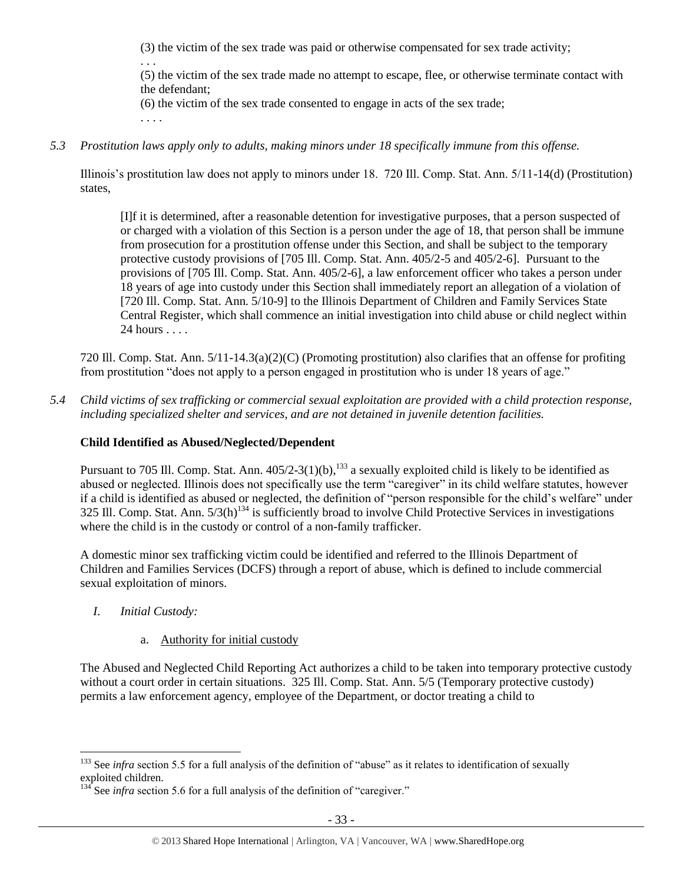> (3) the victim of the sex trade was paid or otherwise compensated for sex trade activity;
>
> . . .
>
> (5) the victim of the sex trade made no attempt to escape, flee, or otherwise terminate contact with the defendant;
>
> (6) the victim of the sex trade consented to engage in acts of the sex trade;
>
> . . . .

*5.3 Prostitution laws apply only to adults, making minors under 18 specifically immune from this offense.*

Illinois's prostitution law does not apply to minors under 18. 720 Ill. Comp. Stat. Ann. 5/11-14(d) (Prostitution) states,

> [I]f it is determined, after a reasonable detention for investigative purposes, that a person suspected of or charged with a violation of this Section is a person under the age of 18, that person shall be immune from prosecution for a prostitution offense under this Section, and shall be subject to the temporary protective custody provisions of [705 Ill. Comp. Stat. Ann. 405/2-5 and 405/2-6]. Pursuant to the provisions of [705 Ill. Comp. Stat. Ann. 405/2-6], a law enforcement officer who takes a person under 18 years of age into custody under this Section shall immediately report an allegation of a violation of [720 Ill. Comp. Stat. Ann. 5/10-9] to the Illinois Department of Children and Family Services State Central Register, which shall commence an initial investigation into child abuse or child neglect within 24 hours . . . .

720 Ill. Comp. Stat. Ann. 5/11-14.3(a)(2)(C) (Promoting prostitution) also clarifies that an offense for profiting from prostitution "does not apply to a person engaged in prostitution who is under 18 years of age."

*5.4 Child victims of sex trafficking or commercial sexual exploitation are provided with a child protection response, including specialized shelter and services, and are not detained in juvenile detention facilities.*

**Child Identified as Abused/Neglected/Dependent**

Pursuant to 705 Ill. Comp. Stat. Ann. 405/2-3(1)(b),[133] a sexually exploited child is likely to be identified as abused or neglected. Illinois does not specifically use the term "caregiver" in its child welfare statutes, however if a child is identified as abused or neglected, the definition of "person responsible for the child's welfare" under 325 Ill. Comp. Stat. Ann. 5/3(h)[134] is sufficiently broad to involve Child Protective Services in investigations where the child is in the custody or control of a non-family trafficker.

A domestic minor sex trafficking victim could be identified and referred to the Illinois Department of Children and Families Services (DCFS) through a report of abuse, which is defined to include commercial sexual exploitation of minors.

*I. Initial Custody:*

a. Authority for initial custody

The Abused and Neglected Child Reporting Act authorizes a child to be taken into temporary protective custody without a court order in certain situations. 325 Ill. Comp. Stat. Ann. 5/5 (Temporary protective custody) permits a law enforcement agency, employee of the Department, or doctor treating a child to

---

[133] See *infra* section 5.5 for a full analysis of the definition of "abuse" as it relates to identification of sexually exploited children.

[134] See *infra* section 5.6 for a full analysis of the definition of "caregiver."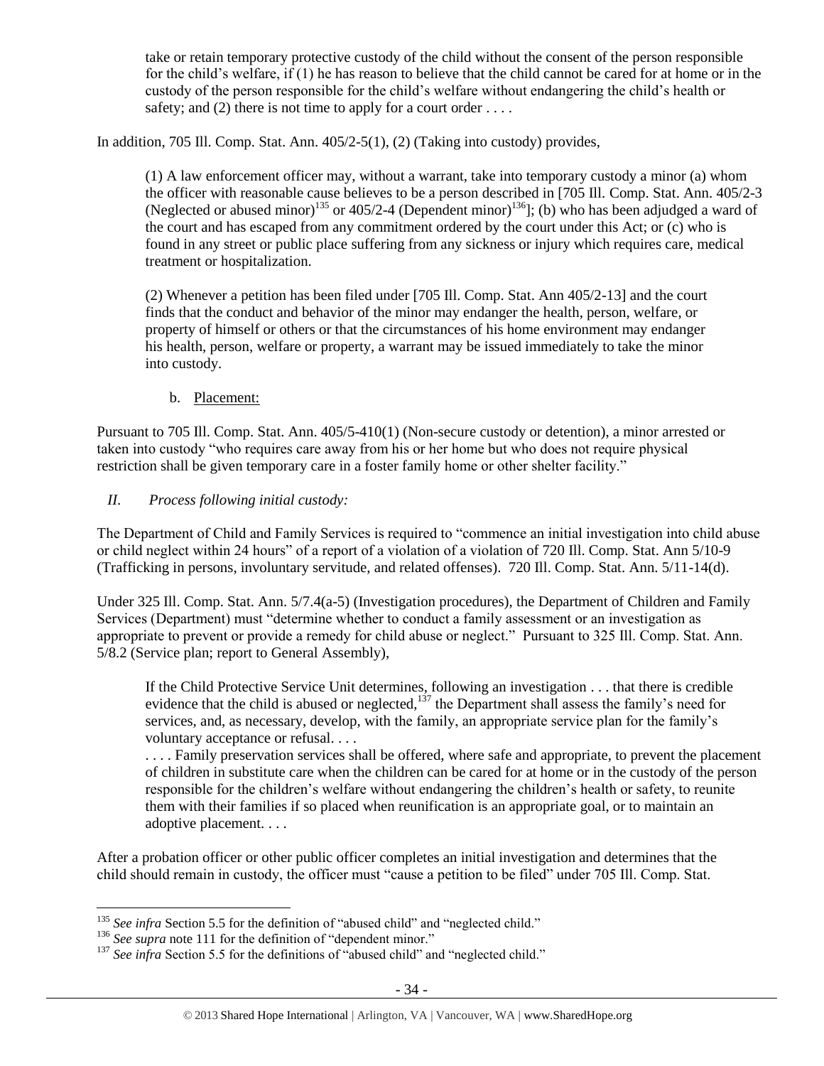> take or retain temporary protective custody of the child without the consent of the person responsible for the child's welfare, if (1) he has reason to believe that the child cannot be cared for at home or in the custody of the person responsible for the child's welfare without endangering the child's health or safety; and (2) there is not time to apply for a court order . . . .

In addition, 705 Ill. Comp. Stat. Ann. 405/2-5(1), (2) (Taking into custody) provides,

> (1) A law enforcement officer may, without a warrant, take into temporary custody a minor (a) whom the officer with reasonable cause believes to be a person described in [705 Ill. Comp. Stat. Ann. 405/2-3 (Neglected or abused minor)[135] or 405/2-4 (Dependent minor)[136]]; (b) who has been adjudged a ward of the court and has escaped from any commitment ordered by the court under this Act; or (c) who is found in any street or public place suffering from any sickness or injury which requires care, medical treatment or hospitalization.
>
> (2) Whenever a petition has been filed under [705 Ill. Comp. Stat. Ann 405/2-13] and the court finds that the conduct and behavior of the minor may endanger the health, person, welfare, or property of himself or others or that the circumstances of his home environment may endanger his health, person, welfare or property, a warrant may be issued immediately to take the minor into custody.

b. Placement:

Pursuant to 705 Ill. Comp. Stat. Ann. 405/5-410(1) (Non-secure custody or detention), a minor arrested or taken into custody "who requires care away from his or her home but who does not require physical restriction shall be given temporary care in a foster family home or other shelter facility."

*II. Process following initial custody:*

The Department of Child and Family Services is required to "commence an initial investigation into child abuse or child neglect within 24 hours" of a report of a violation of a violation of 720 Ill. Comp. Stat. Ann 5/10-9 (Trafficking in persons, involuntary servitude, and related offenses). 720 Ill. Comp. Stat. Ann. 5/11-14(d).

Under 325 Ill. Comp. Stat. Ann. 5/7.4(a-5) (Investigation procedures), the Department of Children and Family Services (Department) must "determine whether to conduct a family assessment or an investigation as appropriate to prevent or provide a remedy for child abuse or neglect." Pursuant to 325 Ill. Comp. Stat. Ann. 5/8.2 (Service plan; report to General Assembly),

> If the Child Protective Service Unit determines, following an investigation . . . that there is credible evidence that the child is abused or neglected,[137] the Department shall assess the family's need for services, and, as necessary, develop, with the family, an appropriate service plan for the family's voluntary acceptance or refusal. . . .
>
> . . . . Family preservation services shall be offered, where safe and appropriate, to prevent the placement of children in substitute care when the children can be cared for at home or in the custody of the person responsible for the children's welfare without endangering the children's health or safety, to reunite them with their families if so placed when reunification is an appropriate goal, or to maintain an adoptive placement. . . .

After a probation officer or other public officer completes an initial investigation and determines that the child should remain in custody, the officer must "cause a petition to be filed" under 705 Ill. Comp. Stat.

---

[135] *See infra* Section 5.5 for the definition of "abused child" and "neglected child."

[136] *See supra* note 111 for the definition of "dependent minor."

[137] *See infra* Section 5.5 for the definitions of "abused child" and "neglected child."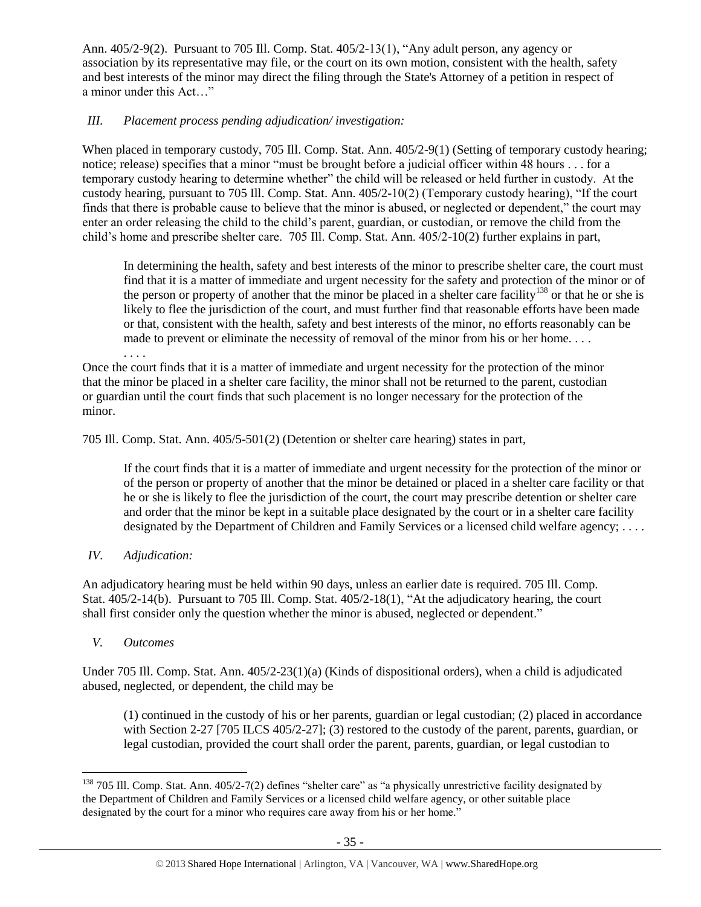Ann. 405/2-9(2). Pursuant to 705 Ill. Comp. Stat. 405/2-13(1), "Any adult person, any agency or association by its representative may file, or the court on its own motion, consistent with the health, safety and best interests of the minor may direct the filing through the State's Attorney of a petition in respect of a minor under this Act…"

*III. Placement process pending adjudication/ investigation:*

When placed in temporary custody, 705 Ill. Comp. Stat. Ann. 405/2-9(1) (Setting of temporary custody hearing; notice; release) specifies that a minor "must be brought before a judicial officer within 48 hours . . . for a temporary custody hearing to determine whether" the child will be released or held further in custody. At the custody hearing, pursuant to 705 Ill. Comp. Stat. Ann. 405/2-10(2) (Temporary custody hearing), "If the court finds that there is probable cause to believe that the minor is abused, or neglected or dependent," the court may enter an order releasing the child to the child's parent, guardian, or custodian, or remove the child from the child's home and prescribe shelter care. 705 Ill. Comp. Stat. Ann. 405/2-10(2) further explains in part,

> In determining the health, safety and best interests of the minor to prescribe shelter care, the court must find that it is a matter of immediate and urgent necessity for the safety and protection of the minor or of the person or property of another that the minor be placed in a shelter care facility[138] or that he or she is likely to flee the jurisdiction of the court, and must further find that reasonable efforts have been made or that, consistent with the health, safety and best interests of the minor, no efforts reasonably can be made to prevent or eliminate the necessity of removal of the minor from his or her home. . . .
> . . . .

Once the court finds that it is a matter of immediate and urgent necessity for the protection of the minor that the minor be placed in a shelter care facility, the minor shall not be returned to the parent, custodian or guardian until the court finds that such placement is no longer necessary for the protection of the minor.

705 Ill. Comp. Stat. Ann. 405/5-501(2) (Detention or shelter care hearing) states in part,

> If the court finds that it is a matter of immediate and urgent necessity for the protection of the minor or of the person or property of another that the minor be detained or placed in a shelter care facility or that he or she is likely to flee the jurisdiction of the court, the court may prescribe detention or shelter care and order that the minor be kept in a suitable place designated by the court or in a shelter care facility designated by the Department of Children and Family Services or a licensed child welfare agency; . . . .

*IV. Adjudication:*

An adjudicatory hearing must be held within 90 days, unless an earlier date is required. 705 Ill. Comp. Stat. 405/2-14(b). Pursuant to 705 Ill. Comp. Stat. 405/2-18(1), "At the adjudicatory hearing, the court shall first consider only the question whether the minor is abused, neglected or dependent."

*V. Outcomes*

Under 705 Ill. Comp. Stat. Ann. 405/2-23(1)(a) (Kinds of dispositional orders), when a child is adjudicated abused, neglected, or dependent, the child may be

> (1) continued in the custody of his or her parents, guardian or legal custodian; (2) placed in accordance with Section 2-27 [705 ILCS 405/2-27]; (3) restored to the custody of the parent, parents, guardian, or legal custodian, provided the court shall order the parent, parents, guardian, or legal custodian to

[138] 705 Ill. Comp. Stat. Ann. 405/2-7(2) defines "shelter care" as "a physically unrestrictive facility designated by the Department of Children and Family Services or a licensed child welfare agency, or other suitable place designated by the court for a minor who requires care away from his or her home."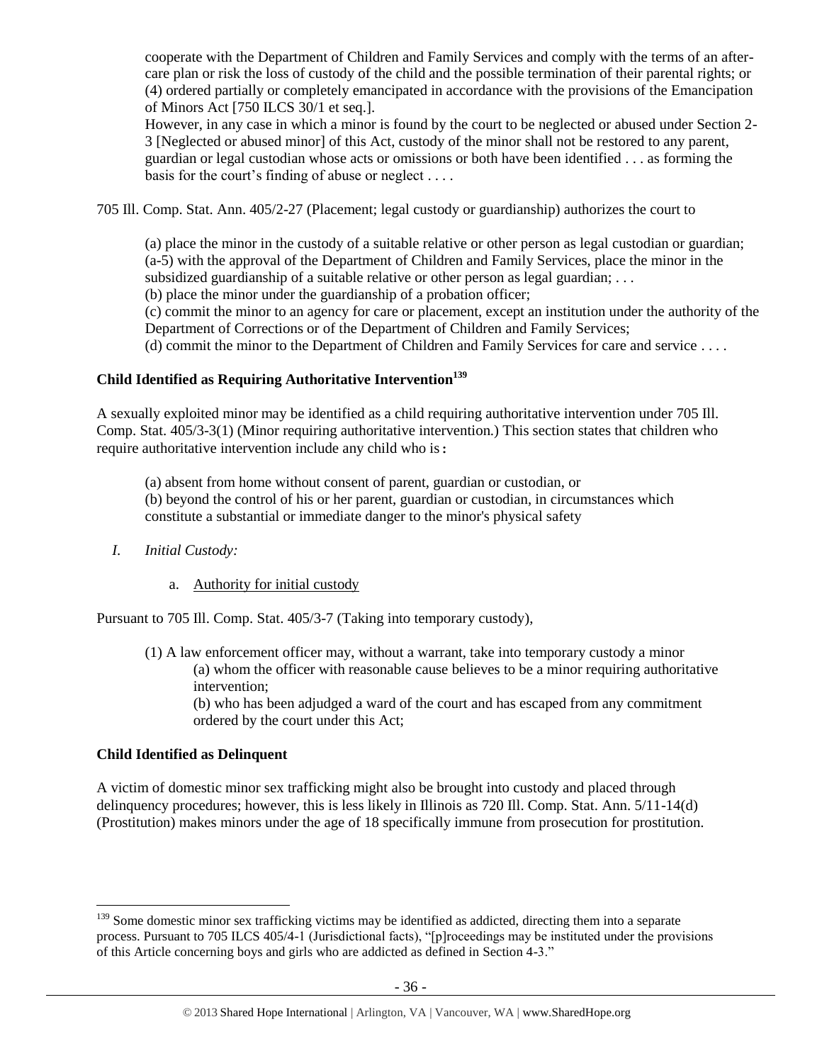cooperate with the Department of Children and Family Services and comply with the terms of an after-care plan or risk the loss of custody of the child and the possible termination of their parental rights; or (4) ordered partially or completely emancipated in accordance with the provisions of the Emancipation of Minors Act [750 ILCS 30/1 et seq.].

However, in any case in which a minor is found by the court to be neglected or abused under Section 2-3 [Neglected or abused minor] of this Act, custody of the minor shall not be restored to any parent, guardian or legal custodian whose acts or omissions or both have been identified . . . as forming the basis for the court's finding of abuse or neglect . . . .

705 Ill. Comp. Stat. Ann. 405/2-27 (Placement; legal custody or guardianship) authorizes the court to

> (a) place the minor in the custody of a suitable relative or other person as legal custodian or guardian;
> (a-5) with the approval of the Department of Children and Family Services, place the minor in the subsidized guardianship of a suitable relative or other person as legal guardian; . . .
> (b) place the minor under the guardianship of a probation officer;
> (c) commit the minor to an agency for care or placement, except an institution under the authority of the Department of Corrections or of the Department of Children and Family Services;
> (d) commit the minor to the Department of Children and Family Services for care and service . . . .

**Child Identified as Requiring Authoritative Intervention[139]**

A sexually exploited minor may be identified as a child requiring authoritative intervention under 705 Ill. Comp. Stat. 405/3-3(1) (Minor requiring authoritative intervention.) This section states that children who require authoritative intervention include any child who is:

> (a) absent from home without consent of parent, guardian or custodian, or
> (b) beyond the control of his or her parent, guardian or custodian, in circumstances which constitute a substantial or immediate danger to the minor's physical safety

*I. Initial Custody:*

a. Authority for initial custody

Pursuant to 705 Ill. Comp. Stat. 405/3-7 (Taking into temporary custody),

> (1) A law enforcement officer may, without a warrant, take into temporary custody a minor
> (a) whom the officer with reasonable cause believes to be a minor requiring authoritative intervention;
> (b) who has been adjudged a ward of the court and has escaped from any commitment ordered by the court under this Act;

**Child Identified as Delinquent**

A victim of domestic minor sex trafficking might also be brought into custody and placed through delinquency procedures; however, this is less likely in Illinois as 720 Ill. Comp. Stat. Ann. 5/11-14(d) (Prostitution) makes minors under the age of 18 specifically immune from prosecution for prostitution.

---

[139] Some domestic minor sex trafficking victims may be identified as addicted, directing them into a separate process. Pursuant to 705 ILCS 405/4-1 (Jurisdictional facts), "[p]roceedings may be instituted under the provisions of this Article concerning boys and girls who are addicted as defined in Section 4-3."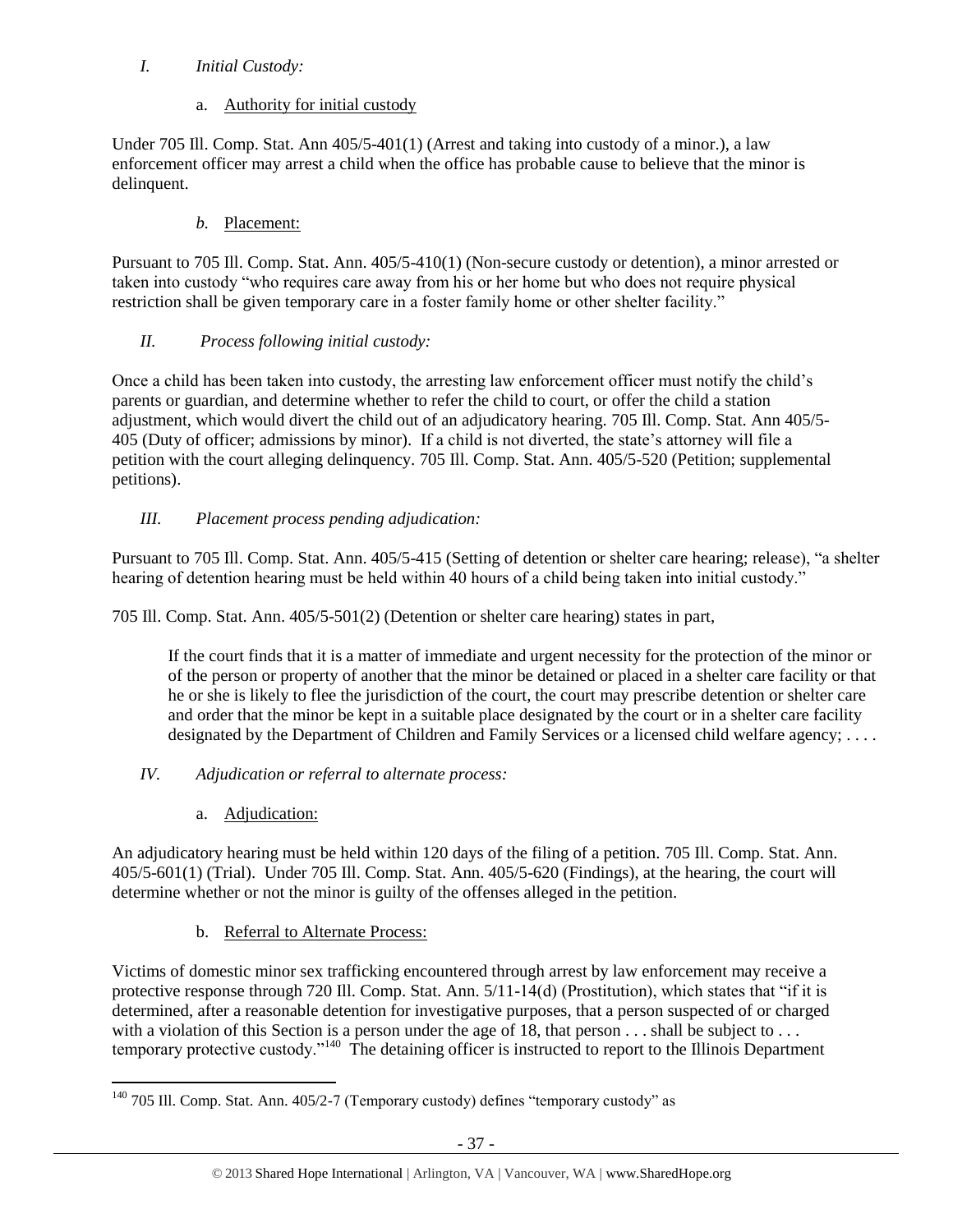*I. Initial Custody:*

a. Authority for initial custody

Under 705 Ill. Comp. Stat. Ann 405/5-401(1) (Arrest and taking into custody of a minor.), a law enforcement officer may arrest a child when the office has probable cause to believe that the minor is delinquent.

*b.* Placement:

Pursuant to 705 Ill. Comp. Stat. Ann. 405/5-410(1) (Non-secure custody or detention), a minor arrested or taken into custody "who requires care away from his or her home but who does not require physical restriction shall be given temporary care in a foster family home or other shelter facility."

*II. Process following initial custody:*

Once a child has been taken into custody, the arresting law enforcement officer must notify the child's parents or guardian, and determine whether to refer the child to court, or offer the child a station adjustment, which would divert the child out of an adjudicatory hearing. 705 Ill. Comp. Stat. Ann 405/5-405 (Duty of officer; admissions by minor). If a child is not diverted, the state's attorney will file a petition with the court alleging delinquency. 705 Ill. Comp. Stat. Ann. 405/5-520 (Petition; supplemental petitions).

*III. Placement process pending adjudication:*

Pursuant to 705 Ill. Comp. Stat. Ann. 405/5-415 (Setting of detention or shelter care hearing; release), "a shelter hearing of detention hearing must be held within 40 hours of a child being taken into initial custody."

705 Ill. Comp. Stat. Ann. 405/5-501(2) (Detention or shelter care hearing) states in part,

> If the court finds that it is a matter of immediate and urgent necessity for the protection of the minor or of the person or property of another that the minor be detained or placed in a shelter care facility or that he or she is likely to flee the jurisdiction of the court, the court may prescribe detention or shelter care and order that the minor be kept in a suitable place designated by the court or in a shelter care facility designated by the Department of Children and Family Services or a licensed child welfare agency; . . . .

*IV. Adjudication or referral to alternate process:*

a. Adjudication:

An adjudicatory hearing must be held within 120 days of the filing of a petition. 705 Ill. Comp. Stat. Ann. 405/5-601(1) (Trial). Under 705 Ill. Comp. Stat. Ann. 405/5-620 (Findings), at the hearing, the court will determine whether or not the minor is guilty of the offenses alleged in the petition.

b. Referral to Alternate Process:

Victims of domestic minor sex trafficking encountered through arrest by law enforcement may receive a protective response through 720 Ill. Comp. Stat. Ann. 5/11-14(d) (Prostitution), which states that "if it is determined, after a reasonable detention for investigative purposes, that a person suspected of or charged with a violation of this Section is a person under the age of 18, that person . . . shall be subject to . . . temporary protective custody."[140] The detaining officer is instructed to report to the Illinois Department

[140] 705 Ill. Comp. Stat. Ann. 405/2-7 (Temporary custody) defines "temporary custody" as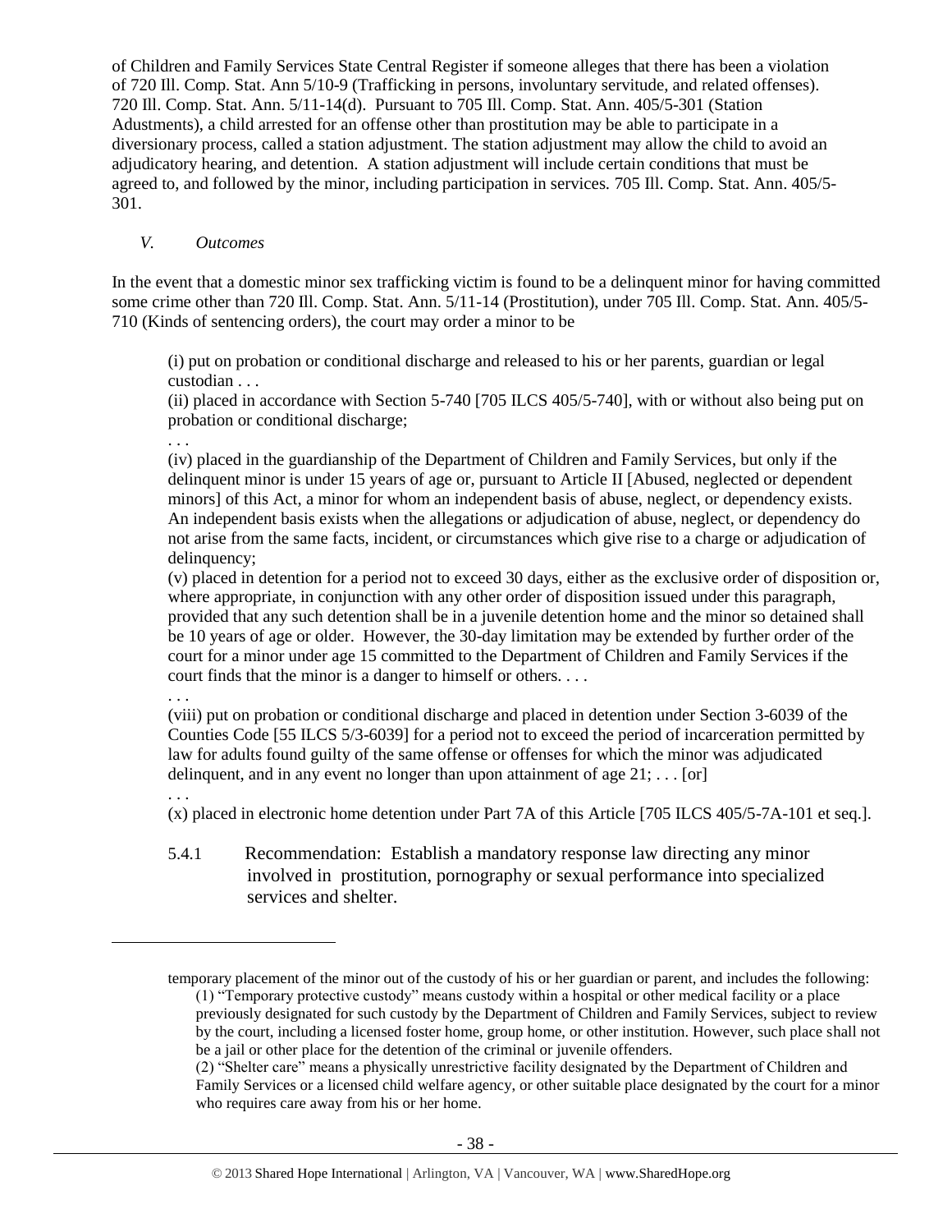of Children and Family Services State Central Register if someone alleges that there has been a violation of 720 Ill. Comp. Stat. Ann 5/10-9 (Trafficking in persons, involuntary servitude, and related offenses). 720 Ill. Comp. Stat. Ann. 5/11-14(d). Pursuant to 705 Ill. Comp. Stat. Ann. 405/5-301 (Station Adustments), a child arrested for an offense other than prostitution may be able to participate in a diversionary process, called a station adjustment. The station adjustment may allow the child to avoid an adjudicatory hearing, and detention. A station adjustment will include certain conditions that must be agreed to, and followed by the minor, including participation in services. 705 Ill. Comp. Stat. Ann. 405/5-301.

### *V. Outcomes*

In the event that a domestic minor sex trafficking victim is found to be a delinquent minor for having committed some crime other than 720 Ill. Comp. Stat. Ann. 5/11-14 (Prostitution), under 705 Ill. Comp. Stat. Ann. 405/5-710 (Kinds of sentencing orders), the court may order a minor to be

> (i) put on probation or conditional discharge and released to his or her parents, guardian or legal custodian . . .
>
> (ii) placed in accordance with Section 5-740 [705 ILCS 405/5-740], with or without also being put on probation or conditional discharge;
>
> . . .
>
> (iv) placed in the guardianship of the Department of Children and Family Services, but only if the delinquent minor is under 15 years of age or, pursuant to Article II [Abused, neglected or dependent minors] of this Act, a minor for whom an independent basis of abuse, neglect, or dependency exists. An independent basis exists when the allegations or adjudication of abuse, neglect, or dependency do not arise from the same facts, incident, or circumstances which give rise to a charge or adjudication of delinquency;
>
> (v) placed in detention for a period not to exceed 30 days, either as the exclusive order of disposition or, where appropriate, in conjunction with any other order of disposition issued under this paragraph, provided that any such detention shall be in a juvenile detention home and the minor so detained shall be 10 years of age or older. However, the 30-day limitation may be extended by further order of the court for a minor under age 15 committed to the Department of Children and Family Services if the court finds that the minor is a danger to himself or others. . . .
>
> . . .
>
> (viii) put on probation or conditional discharge and placed in detention under Section 3-6039 of the Counties Code [55 ILCS 5/3-6039] for a period not to exceed the period of incarceration permitted by law for adults found guilty of the same offense or offenses for which the minor was adjudicated delinquent, and in any event no longer than upon attainment of age 21; . . . [or]
>
> . . .
>
> (x) placed in electronic home detention under Part 7A of this Article [705 ILCS 405/5-7A-101 et seq.].

5.4.1 Recommendation: Establish a mandatory response law directing any minor involved in prostitution, pornography or sexual performance into specialized services and shelter.

---

temporary placement of the minor out of the custody of his or her guardian or parent, and includes the following:
(1) "Temporary protective custody" means custody within a hospital or other medical facility or a place previously designated for such custody by the Department of Children and Family Services, subject to review by the court, including a licensed foster home, group home, or other institution. However, such place shall not be a jail or other place for the detention of the criminal or juvenile offenders.
(2) "Shelter care" means a physically unrestrictive facility designated by the Department of Children and Family Services or a licensed child welfare agency, or other suitable place designated by the court for a minor who requires care away from his or her home.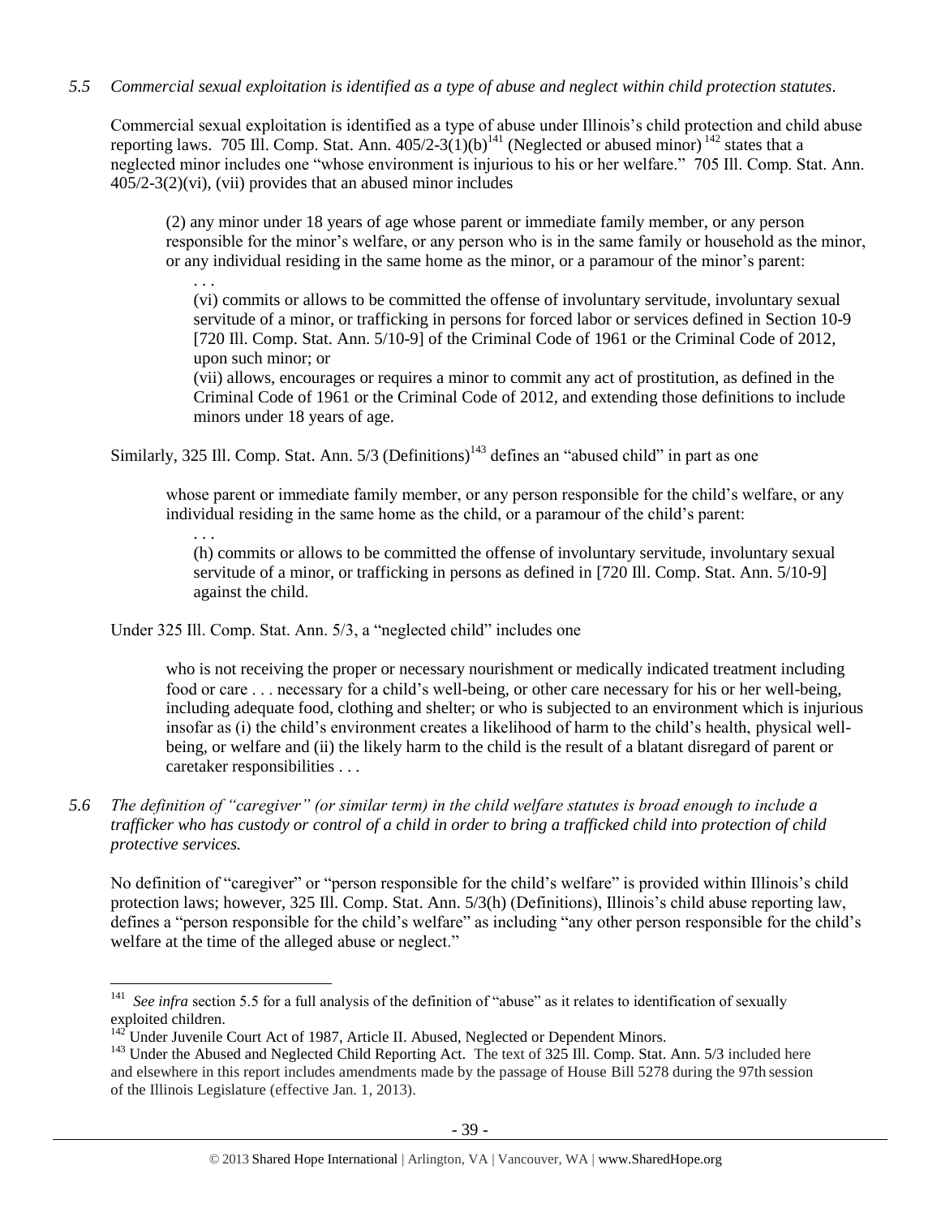*5.5 Commercial sexual exploitation is identified as a type of abuse and neglect within child protection statutes.*

Commercial sexual exploitation is identified as a type of abuse under Illinois's child protection and child abuse reporting laws. 705 Ill. Comp. Stat. Ann. 405/2-3(1)(b)[141] (Neglected or abused minor)[142] states that a neglected minor includes one "whose environment is injurious to his or her welfare." 705 Ill. Comp. Stat. Ann. 405/2-3(2)(vi), (vii) provides that an abused minor includes

> (2) any minor under 18 years of age whose parent or immediate family member, or any person responsible for the minor's welfare, or any person who is in the same family or household as the minor, or any individual residing in the same home as the minor, or a paramour of the minor's parent:
>
> > . . .
> >
> > (vi) commits or allows to be committed the offense of involuntary servitude, involuntary sexual servitude of a minor, or trafficking in persons for forced labor or services defined in Section 10-9 [720 Ill. Comp. Stat. Ann. 5/10-9] of the Criminal Code of 1961 or the Criminal Code of 2012, upon such minor; or
> >
> > (vii) allows, encourages or requires a minor to commit any act of prostitution, as defined in the Criminal Code of 1961 or the Criminal Code of 2012, and extending those definitions to include minors under 18 years of age.

Similarly, 325 Ill. Comp. Stat. Ann. 5/3 (Definitions)[143] defines an "abused child" in part as one

> whose parent or immediate family member, or any person responsible for the child's welfare, or any individual residing in the same home as the child, or a paramour of the child's parent:
>
> > . . .
> >
> > (h) commits or allows to be committed the offense of involuntary servitude, involuntary sexual servitude of a minor, or trafficking in persons as defined in [720 Ill. Comp. Stat. Ann. 5/10-9] against the child.

Under 325 Ill. Comp. Stat. Ann. 5/3, a "neglected child" includes one

> who is not receiving the proper or necessary nourishment or medically indicated treatment including food or care . . . necessary for a child's well-being, or other care necessary for his or her well-being, including adequate food, clothing and shelter; or who is subjected to an environment which is injurious insofar as (i) the child's environment creates a likelihood of harm to the child's health, physical well-being, or welfare and (ii) the likely harm to the child is the result of a blatant disregard of parent or caretaker responsibilities . . .

*5.6 The definition of "caregiver" (or similar term) in the child welfare statutes is broad enough to include a trafficker who has custody or control of a child in order to bring a trafficked child into protection of child protective services.*

No definition of "caregiver" or "person responsible for the child's welfare" is provided within Illinois's child protection laws; however, 325 Ill. Comp. Stat. Ann. 5/3(h) (Definitions), Illinois's child abuse reporting law, defines a "person responsible for the child's welfare" as including "any other person responsible for the child's welfare at the time of the alleged abuse or neglect."

---

[141] *See infra* section 5.5 for a full analysis of the definition of "abuse" as it relates to identification of sexually exploited children.

[142] Under Juvenile Court Act of 1987, Article II. Abused, Neglected or Dependent Minors.

[143] Under the Abused and Neglected Child Reporting Act. The text of 325 Ill. Comp. Stat. Ann. 5/3 included here and elsewhere in this report includes amendments made by the passage of House Bill 5278 during the 97th session of the Illinois Legislature (effective Jan. 1, 2013).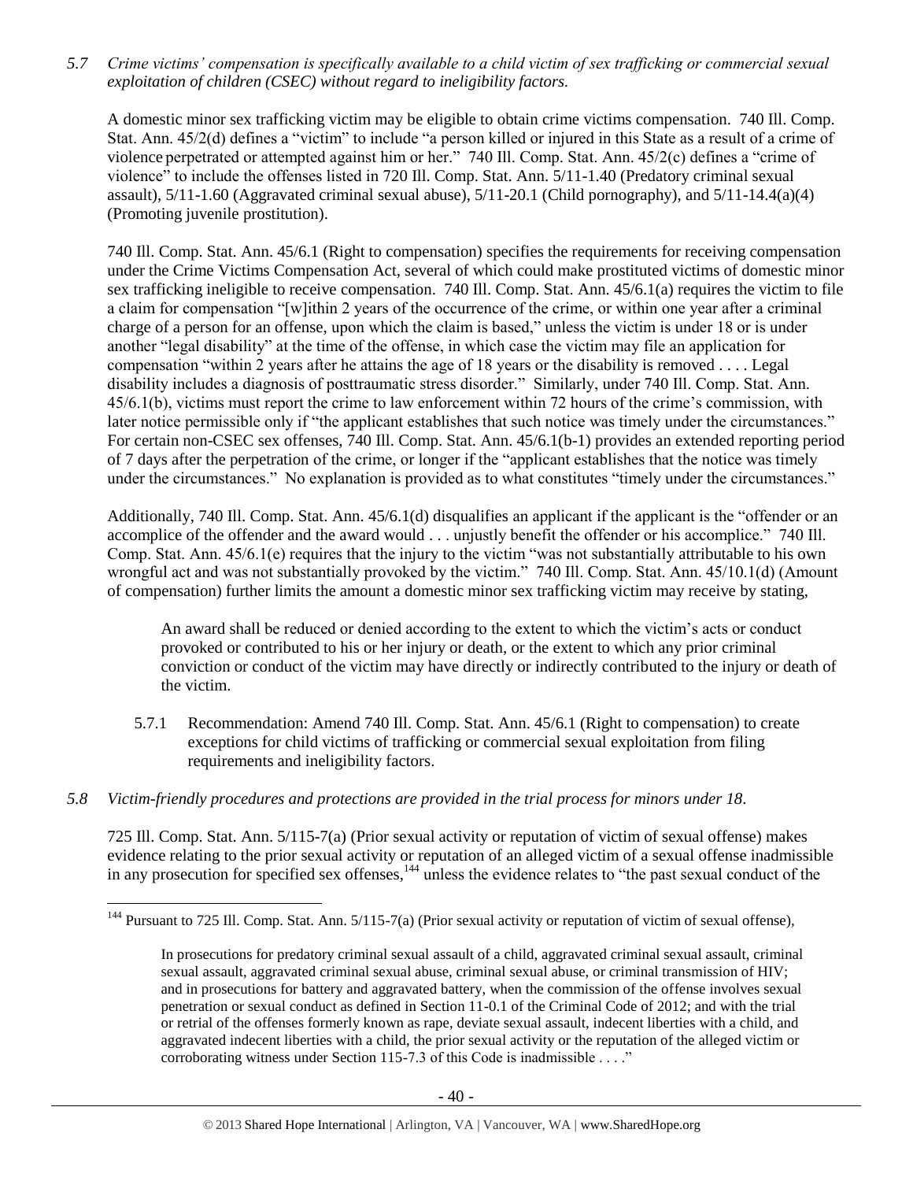*5.7 Crime victims' compensation is specifically available to a child victim of sex trafficking or commercial sexual exploitation of children (CSEC) without regard to ineligibility factors.*

A domestic minor sex trafficking victim may be eligible to obtain crime victims compensation. 740 Ill. Comp. Stat. Ann. 45/2(d) defines a "victim" to include "a person killed or injured in this State as a result of a crime of violence perpetrated or attempted against him or her." 740 Ill. Comp. Stat. Ann. 45/2(c) defines a "crime of violence" to include the offenses listed in 720 Ill. Comp. Stat. Ann. 5/11-1.40 (Predatory criminal sexual assault), 5/11-1.60 (Aggravated criminal sexual abuse), 5/11-20.1 (Child pornography), and 5/11-14.4(a)(4) (Promoting juvenile prostitution).

740 Ill. Comp. Stat. Ann. 45/6.1 (Right to compensation) specifies the requirements for receiving compensation under the Crime Victims Compensation Act, several of which could make prostituted victims of domestic minor sex trafficking ineligible to receive compensation. 740 Ill. Comp. Stat. Ann. 45/6.1(a) requires the victim to file a claim for compensation "[w]ithin 2 years of the occurrence of the crime, or within one year after a criminal charge of a person for an offense, upon which the claim is based," unless the victim is under 18 or is under another "legal disability" at the time of the offense, in which case the victim may file an application for compensation "within 2 years after he attains the age of 18 years or the disability is removed . . . . Legal disability includes a diagnosis of posttraumatic stress disorder." Similarly, under 740 Ill. Comp. Stat. Ann. 45/6.1(b), victims must report the crime to law enforcement within 72 hours of the crime's commission, with later notice permissible only if "the applicant establishes that such notice was timely under the circumstances." For certain non-CSEC sex offenses, 740 Ill. Comp. Stat. Ann. 45/6.1(b-1) provides an extended reporting period of 7 days after the perpetration of the crime, or longer if the "applicant establishes that the notice was timely under the circumstances." No explanation is provided as to what constitutes "timely under the circumstances."

Additionally, 740 Ill. Comp. Stat. Ann. 45/6.1(d) disqualifies an applicant if the applicant is the "offender or an accomplice of the offender and the award would . . . unjustly benefit the offender or his accomplice." 740 Ill. Comp. Stat. Ann. 45/6.1(e) requires that the injury to the victim "was not substantially attributable to his own wrongful act and was not substantially provoked by the victim." 740 Ill. Comp. Stat. Ann. 45/10.1(d) (Amount of compensation) further limits the amount a domestic minor sex trafficking victim may receive by stating,

> An award shall be reduced or denied according to the extent to which the victim's acts or conduct provoked or contributed to his or her injury or death, or the extent to which any prior criminal conviction or conduct of the victim may have directly or indirectly contributed to the injury or death of the victim.

5.7.1 Recommendation: Amend 740 Ill. Comp. Stat. Ann. 45/6.1 (Right to compensation) to create exceptions for child victims of trafficking or commercial sexual exploitation from filing requirements and ineligibility factors.

*5.8 Victim-friendly procedures and protections are provided in the trial process for minors under 18.*

725 Ill. Comp. Stat. Ann. 5/115-7(a) (Prior sexual activity or reputation of victim of sexual offense) makes evidence relating to the prior sexual activity or reputation of an alleged victim of a sexual offense inadmissible in any prosecution for specified sex offenses,[144] unless the evidence relates to "the past sexual conduct of the

---

[144] Pursuant to 725 Ill. Comp. Stat. Ann. 5/115-7(a) (Prior sexual activity or reputation of victim of sexual offense),

> In prosecutions for predatory criminal sexual assault of a child, aggravated criminal sexual assault, criminal sexual assault, aggravated criminal sexual abuse, criminal sexual abuse, or criminal transmission of HIV; and in prosecutions for battery and aggravated battery, when the commission of the offense involves sexual penetration or sexual conduct as defined in Section 11-0.1 of the Criminal Code of 2012; and with the trial or retrial of the offenses formerly known as rape, deviate sexual assault, indecent liberties with a child, and aggravated indecent liberties with a child, the prior sexual activity or the reputation of the alleged victim or corroborating witness under Section 115-7.3 of this Code is inadmissible . . . ."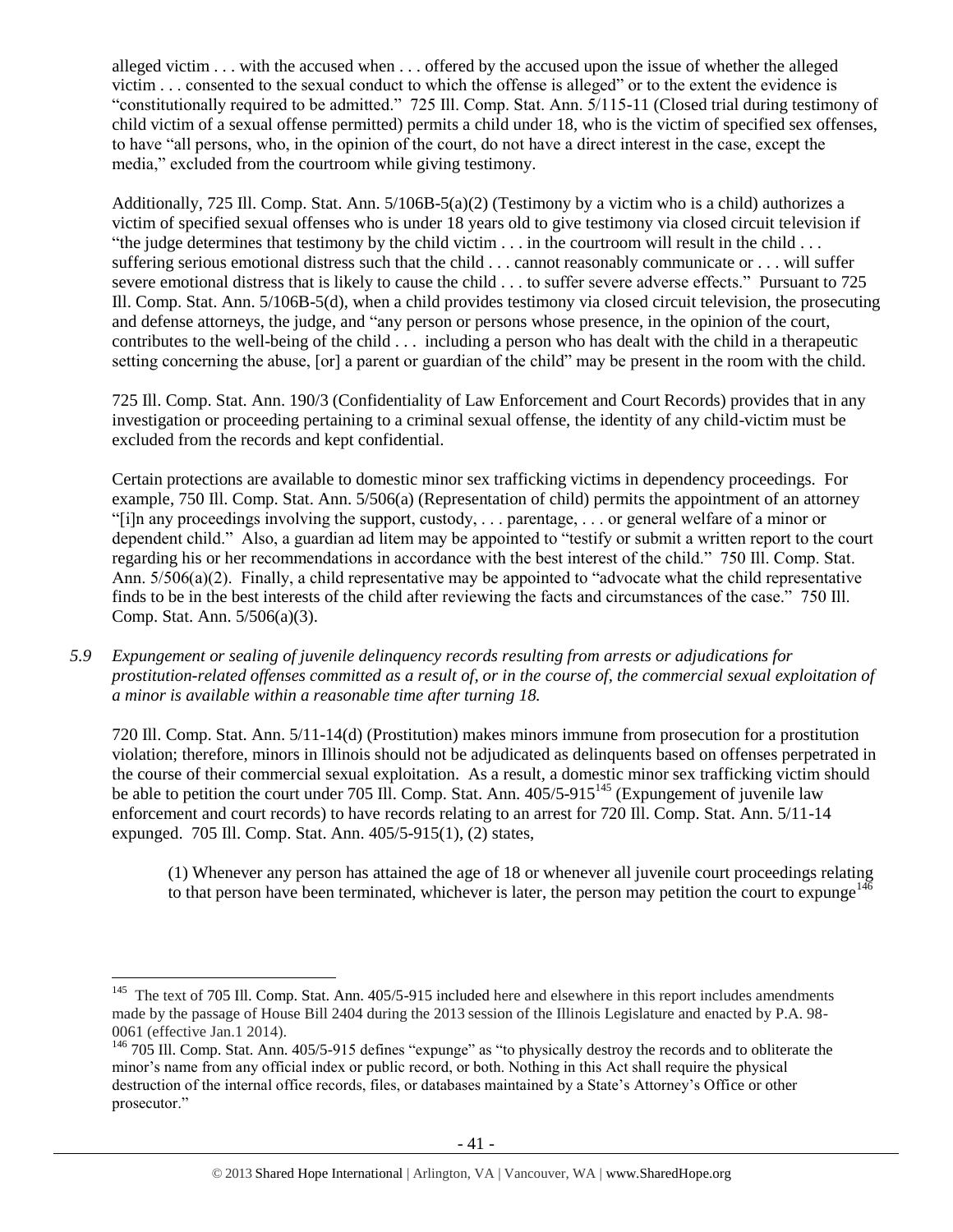alleged victim . . . with the accused when . . . offered by the accused upon the issue of whether the alleged victim . . . consented to the sexual conduct to which the offense is alleged" or to the extent the evidence is "constitutionally required to be admitted." 725 Ill. Comp. Stat. Ann. 5/115-11 (Closed trial during testimony of child victim of a sexual offense permitted) permits a child under 18, who is the victim of specified sex offenses, to have "all persons, who, in the opinion of the court, do not have a direct interest in the case, except the media," excluded from the courtroom while giving testimony.

Additionally, 725 Ill. Comp. Stat. Ann. 5/106B-5(a)(2) (Testimony by a victim who is a child) authorizes a victim of specified sexual offenses who is under 18 years old to give testimony via closed circuit television if "the judge determines that testimony by the child victim . . . in the courtroom will result in the child . . . suffering serious emotional distress such that the child . . . cannot reasonably communicate or . . . will suffer severe emotional distress that is likely to cause the child . . . to suffer severe adverse effects." Pursuant to 725 Ill. Comp. Stat. Ann. 5/106B-5(d), when a child provides testimony via closed circuit television, the prosecuting and defense attorneys, the judge, and "any person or persons whose presence, in the opinion of the court, contributes to the well-being of the child . . . including a person who has dealt with the child in a therapeutic setting concerning the abuse, [or] a parent or guardian of the child" may be present in the room with the child.

725 Ill. Comp. Stat. Ann. 190/3 (Confidentiality of Law Enforcement and Court Records) provides that in any investigation or proceeding pertaining to a criminal sexual offense, the identity of any child-victim must be excluded from the records and kept confidential.

Certain protections are available to domestic minor sex trafficking victims in dependency proceedings. For example, 750 Ill. Comp. Stat. Ann. 5/506(a) (Representation of child) permits the appointment of an attorney "[i]n any proceedings involving the support, custody, . . . parentage, . . . or general welfare of a minor or dependent child." Also, a guardian ad litem may be appointed to "testify or submit a written report to the court regarding his or her recommendations in accordance with the best interest of the child." 750 Ill. Comp. Stat. Ann. 5/506(a)(2). Finally, a child representative may be appointed to "advocate what the child representative finds to be in the best interests of the child after reviewing the facts and circumstances of the case." 750 Ill. Comp. Stat. Ann. 5/506(a)(3).

*5.9 Expungement or sealing of juvenile delinquency records resulting from arrests or adjudications for prostitution-related offenses committed as a result of, or in the course of, the commercial sexual exploitation of a minor is available within a reasonable time after turning 18.*

720 Ill. Comp. Stat. Ann. 5/11-14(d) (Prostitution) makes minors immune from prosecution for a prostitution violation; therefore, minors in Illinois should not be adjudicated as delinquents based on offenses perpetrated in the course of their commercial sexual exploitation. As a result, a domestic minor sex trafficking victim should be able to petition the court under 705 Ill. Comp. Stat. Ann. 405/5-915[145] (Expungement of juvenile law enforcement and court records) to have records relating to an arrest for 720 Ill. Comp. Stat. Ann. 5/11-14 expunged. 705 Ill. Comp. Stat. Ann. 405/5-915(1), (2) states,

> (1) Whenever any person has attained the age of 18 or whenever all juvenile court proceedings relating to that person have been terminated, whichever is later, the person may petition the court to expunge[146]

---

[145] The text of 705 Ill. Comp. Stat. Ann. 405/5-915 included here and elsewhere in this report includes amendments made by the passage of House Bill 2404 during the 2013 session of the Illinois Legislature and enacted by P.A. 98-0061 (effective Jan.1 2014).

[146] 705 Ill. Comp. Stat. Ann. 405/5-915 defines "expunge" as "to physically destroy the records and to obliterate the minor's name from any official index or public record, or both. Nothing in this Act shall require the physical destruction of the internal office records, files, or databases maintained by a State's Attorney's Office or other prosecutor."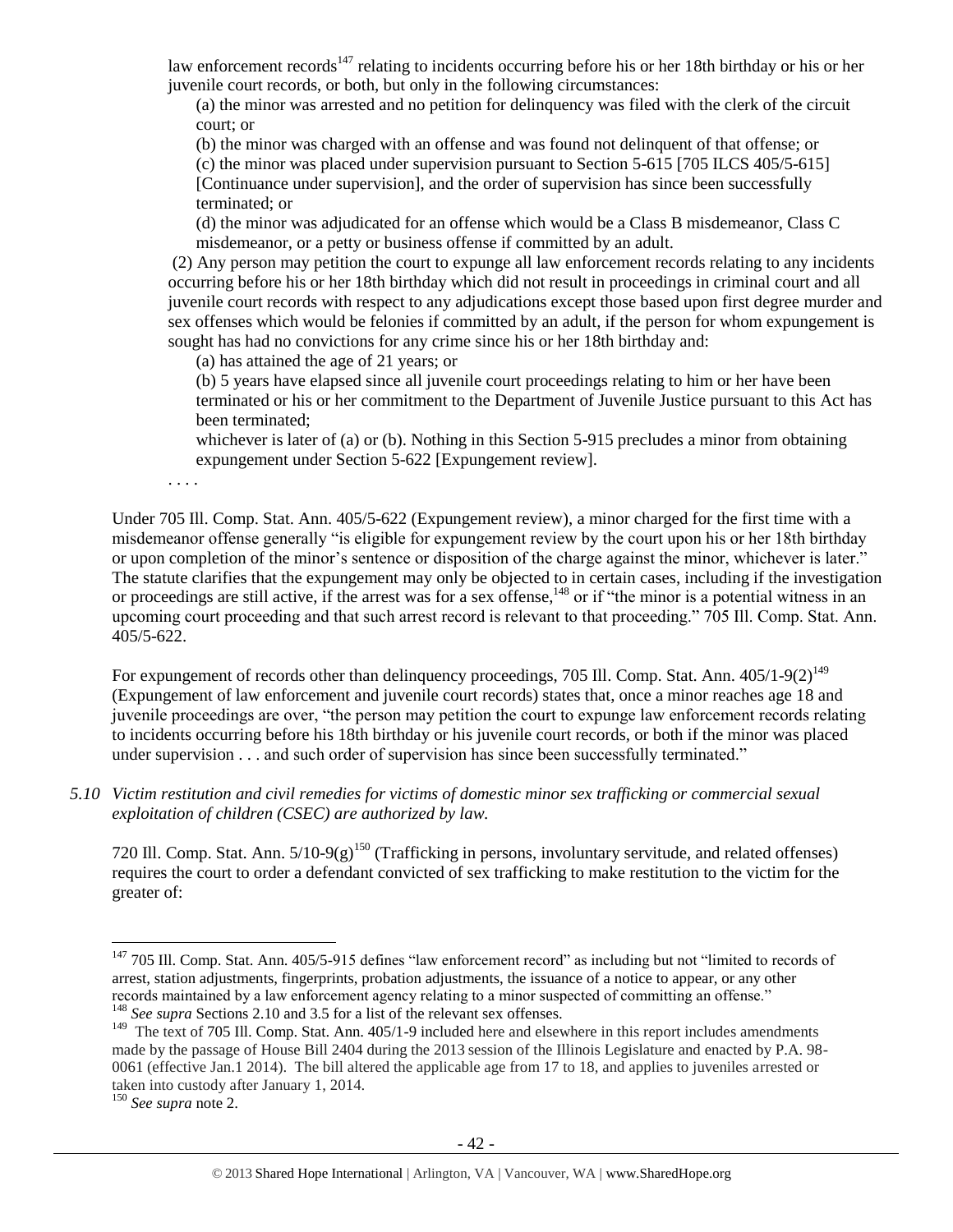law enforcement records[147] relating to incidents occurring before his or her 18th birthday or his or her juvenile court records, or both, but only in the following circumstances:

> (a) the minor was arrested and no petition for delinquency was filed with the clerk of the circuit court; or
>
> (b) the minor was charged with an offense and was found not delinquent of that offense; or
>
> (c) the minor was placed under supervision pursuant to Section 5-615 [705 ILCS 405/5-615] [Continuance under supervision], and the order of supervision has since been successfully terminated; or
>
> (d) the minor was adjudicated for an offense which would be a Class B misdemeanor, Class C misdemeanor, or a petty or business offense if committed by an adult.

(2) Any person may petition the court to expunge all law enforcement records relating to any incidents occurring before his or her 18th birthday which did not result in proceedings in criminal court and all juvenile court records with respect to any adjudications except those based upon first degree murder and sex offenses which would be felonies if committed by an adult, if the person for whom expungement is sought has had no convictions for any crime since his or her 18th birthday and:

> (a) has attained the age of 21 years; or
>
> (b) 5 years have elapsed since all juvenile court proceedings relating to him or her have been terminated or his or her commitment to the Department of Juvenile Justice pursuant to this Act has been terminated;
>
> whichever is later of (a) or (b). Nothing in this Section 5-915 precludes a minor from obtaining expungement under Section 5-622 [Expungement review].

. . . .

Under 705 Ill. Comp. Stat. Ann. 405/5-622 (Expungement review), a minor charged for the first time with a misdemeanor offense generally "is eligible for expungement review by the court upon his or her 18th birthday or upon completion of the minor's sentence or disposition of the charge against the minor, whichever is later." The statute clarifies that the expungement may only be objected to in certain cases, including if the investigation or proceedings are still active, if the arrest was for a sex offense,[148] or if "the minor is a potential witness in an upcoming court proceeding and that such arrest record is relevant to that proceeding." 705 Ill. Comp. Stat. Ann. 405/5-622.

For expungement of records other than delinquency proceedings, 705 Ill. Comp. Stat. Ann. 405/1-9(2)[149] (Expungement of law enforcement and juvenile court records) states that, once a minor reaches age 18 and juvenile proceedings are over, "the person may petition the court to expunge law enforcement records relating to incidents occurring before his 18th birthday or his juvenile court records, or both if the minor was placed under supervision . . . and such order of supervision has since been successfully terminated."

*5.10 Victim restitution and civil remedies for victims of domestic minor sex trafficking or commercial sexual exploitation of children (CSEC) are authorized by law.*

720 Ill. Comp. Stat. Ann. 5/10-9(g)[150] (Trafficking in persons, involuntary servitude, and related offenses) requires the court to order a defendant convicted of sex trafficking to make restitution to the victim for the greater of:

---

[147] 705 Ill. Comp. Stat. Ann. 405/5-915 defines "law enforcement record" as including but not "limited to records of arrest, station adjustments, fingerprints, probation adjustments, the issuance of a notice to appear, or any other records maintained by a law enforcement agency relating to a minor suspected of committing an offense."

[148] *See supra* Sections 2.10 and 3.5 for a list of the relevant sex offenses.

[149] The text of 705 Ill. Comp. Stat. Ann. 405/1-9 included here and elsewhere in this report includes amendments made by the passage of House Bill 2404 during the 2013 session of the Illinois Legislature and enacted by P.A. 98-0061 (effective Jan.1 2014). The bill altered the applicable age from 17 to 18, and applies to juveniles arrested or taken into custody after January 1, 2014.

[150] *See supra* note 2.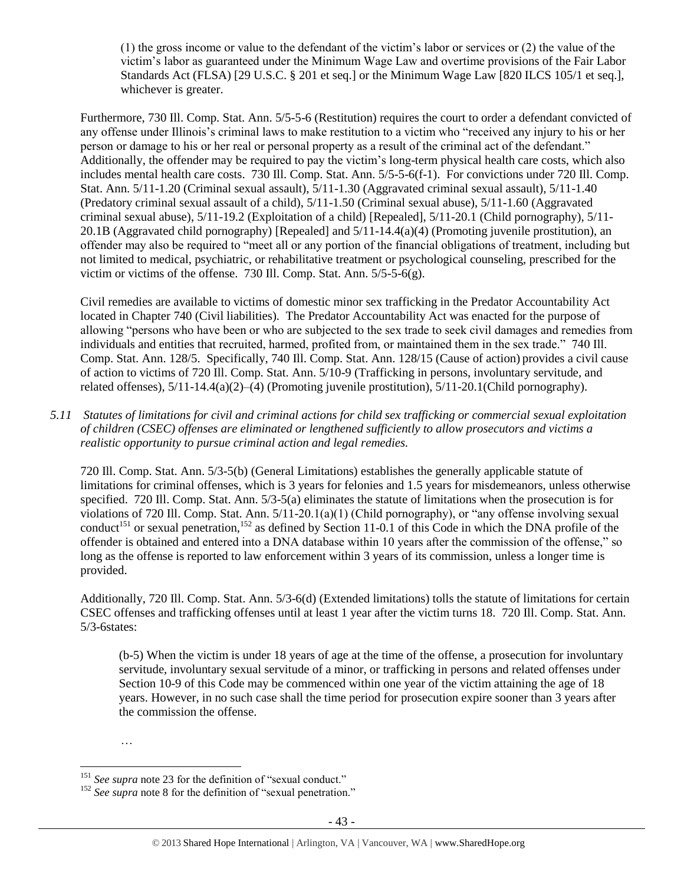(1) the gross income or value to the defendant of the victim's labor or services or (2) the value of the victim's labor as guaranteed under the Minimum Wage Law and overtime provisions of the Fair Labor Standards Act (FLSA) [29 U.S.C. § 201 et seq.] or the Minimum Wage Law [820 ILCS 105/1 et seq.], whichever is greater.

Furthermore, 730 Ill. Comp. Stat. Ann. 5/5-5-6 (Restitution) requires the court to order a defendant convicted of any offense under Illinois's criminal laws to make restitution to a victim who "received any injury to his or her person or damage to his or her real or personal property as a result of the criminal act of the defendant." Additionally, the offender may be required to pay the victim's long-term physical health care costs, which also includes mental health care costs. 730 Ill. Comp. Stat. Ann. 5/5-5-6(f-1). For convictions under 720 Ill. Comp. Stat. Ann. 5/11-1.20 (Criminal sexual assault), 5/11-1.30 (Aggravated criminal sexual assault), 5/11-1.40 (Predatory criminal sexual assault of a child), 5/11-1.50 (Criminal sexual abuse), 5/11-1.60 (Aggravated criminal sexual abuse), 5/11-19.2 (Exploitation of a child) [Repealed], 5/11-20.1 (Child pornography), 5/11-20.1B (Aggravated child pornography) [Repealed] and 5/11-14.4(a)(4) (Promoting juvenile prostitution), an offender may also be required to "meet all or any portion of the financial obligations of treatment, including but not limited to medical, psychiatric, or rehabilitative treatment or psychological counseling, prescribed for the victim or victims of the offense. 730 Ill. Comp. Stat. Ann. 5/5-5-6(g).

Civil remedies are available to victims of domestic minor sex trafficking in the Predator Accountability Act located in Chapter 740 (Civil liabilities). The Predator Accountability Act was enacted for the purpose of allowing "persons who have been or who are subjected to the sex trade to seek civil damages and remedies from individuals and entities that recruited, harmed, profited from, or maintained them in the sex trade." 740 Ill. Comp. Stat. Ann. 128/5. Specifically, 740 Ill. Comp. Stat. Ann. 128/15 (Cause of action) provides a civil cause of action to victims of 720 Ill. Comp. Stat. Ann. 5/10-9 (Trafficking in persons, involuntary servitude, and related offenses), 5/11-14.4(a)(2)–(4) (Promoting juvenile prostitution), 5/11-20.1(Child pornography).

*5.11 Statutes of limitations for civil and criminal actions for child sex trafficking or commercial sexual exploitation of children (CSEC) offenses are eliminated or lengthened sufficiently to allow prosecutors and victims a realistic opportunity to pursue criminal action and legal remedies.*

720 Ill. Comp. Stat. Ann. 5/3-5(b) (General Limitations) establishes the generally applicable statute of limitations for criminal offenses, which is 3 years for felonies and 1.5 years for misdemeanors, unless otherwise specified. 720 Ill. Comp. Stat. Ann. 5/3-5(a) eliminates the statute of limitations when the prosecution is for violations of 720 Ill. Comp. Stat. Ann. 5/11-20.1(a)(1) (Child pornography), or "any offense involving sexual conduct[151] or sexual penetration,[152] as defined by Section 11-0.1 of this Code in which the DNA profile of the offender is obtained and entered into a DNA database within 10 years after the commission of the offense," so long as the offense is reported to law enforcement within 3 years of its commission, unless a longer time is provided.

Additionally, 720 Ill. Comp. Stat. Ann. 5/3-6(d) (Extended limitations) tolls the statute of limitations for certain CSEC offenses and trafficking offenses until at least 1 year after the victim turns 18. 720 Ill. Comp. Stat. Ann. 5/3-6states:

> (b-5) When the victim is under 18 years of age at the time of the offense, a prosecution for involuntary servitude, involuntary sexual servitude of a minor, or trafficking in persons and related offenses under Section 10-9 of this Code may be commenced within one year of the victim attaining the age of 18 years. However, in no such case shall the time period for prosecution expire sooner than 3 years after the commission the offense.
>
> …

[151] *See supra* note 23 for the definition of "sexual conduct."

[152] *See supra* note 8 for the definition of "sexual penetration."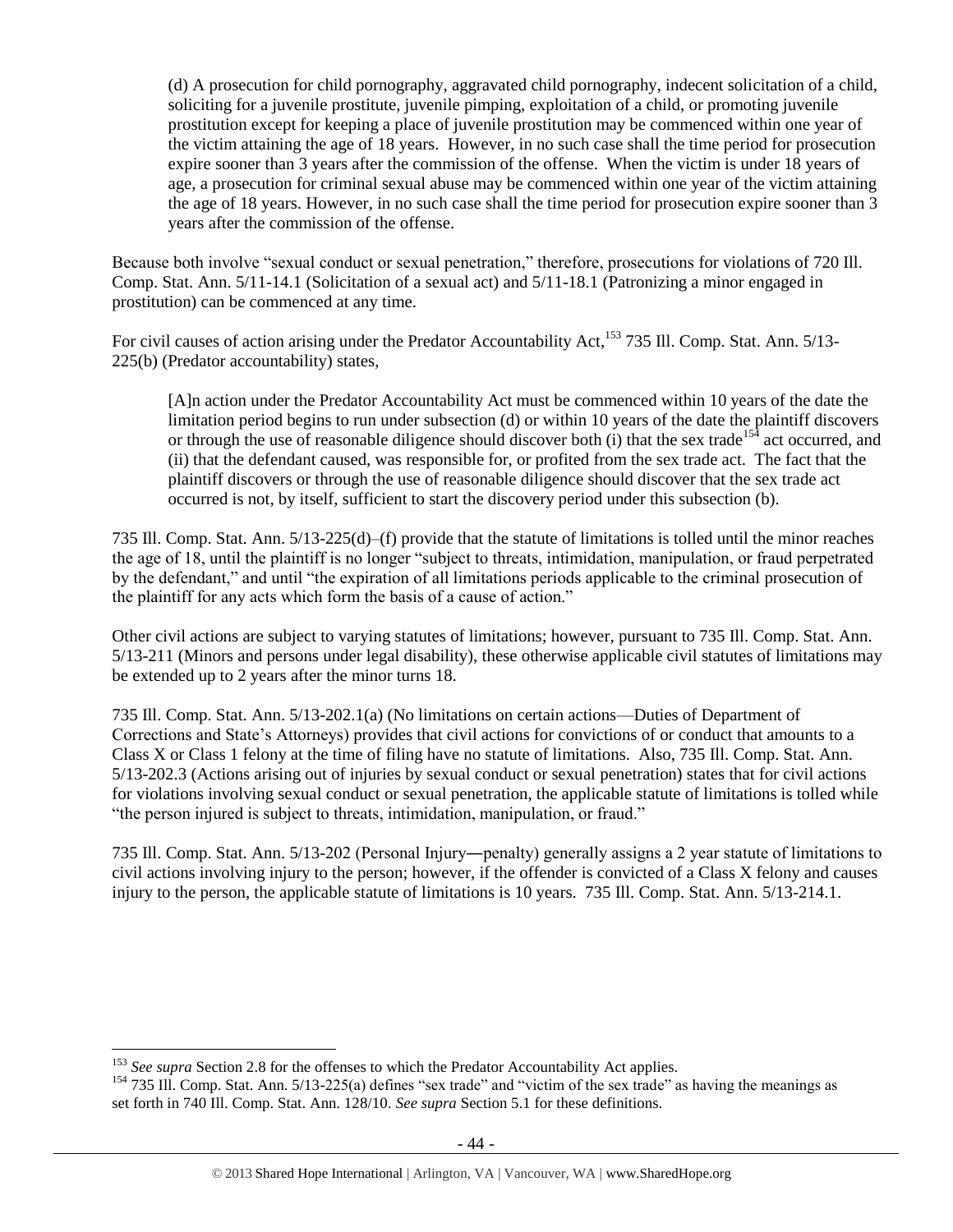> (d) A prosecution for child pornography, aggravated child pornography, indecent solicitation of a child, soliciting for a juvenile prostitute, juvenile pimping, exploitation of a child, or promoting juvenile prostitution except for keeping a place of juvenile prostitution may be commenced within one year of the victim attaining the age of 18 years. However, in no such case shall the time period for prosecution expire sooner than 3 years after the commission of the offense. When the victim is under 18 years of age, a prosecution for criminal sexual abuse may be commenced within one year of the victim attaining the age of 18 years. However, in no such case shall the time period for prosecution expire sooner than 3 years after the commission of the offense.

Because both involve "sexual conduct or sexual penetration," therefore, prosecutions for violations of 720 Ill. Comp. Stat. Ann. 5/11-14.1 (Solicitation of a sexual act) and 5/11-18.1 (Patronizing a minor engaged in prostitution) can be commenced at any time.

For civil causes of action arising under the Predator Accountability Act,[153] 735 Ill. Comp. Stat. Ann. 5/13-225(b) (Predator accountability) states,

> [A]n action under the Predator Accountability Act must be commenced within 10 years of the date the limitation period begins to run under subsection (d) or within 10 years of the date the plaintiff discovers or through the use of reasonable diligence should discover both (i) that the sex trade[154] act occurred, and (ii) that the defendant caused, was responsible for, or profited from the sex trade act. The fact that the plaintiff discovers or through the use of reasonable diligence should discover that the sex trade act occurred is not, by itself, sufficient to start the discovery period under this subsection (b).

735 Ill. Comp. Stat. Ann. 5/13-225(d)–(f) provide that the statute of limitations is tolled until the minor reaches the age of 18, until the plaintiff is no longer "subject to threats, intimidation, manipulation, or fraud perpetrated by the defendant," and until "the expiration of all limitations periods applicable to the criminal prosecution of the plaintiff for any acts which form the basis of a cause of action."

Other civil actions are subject to varying statutes of limitations; however, pursuant to 735 Ill. Comp. Stat. Ann. 5/13-211 (Minors and persons under legal disability), these otherwise applicable civil statutes of limitations may be extended up to 2 years after the minor turns 18.

735 Ill. Comp. Stat. Ann. 5/13-202.1(a) (No limitations on certain actions—Duties of Department of Corrections and State's Attorneys) provides that civil actions for convictions of or conduct that amounts to a Class X or Class 1 felony at the time of filing have no statute of limitations. Also, 735 Ill. Comp. Stat. Ann. 5/13-202.3 (Actions arising out of injuries by sexual conduct or sexual penetration) states that for civil actions for violations involving sexual conduct or sexual penetration, the applicable statute of limitations is tolled while "the person injured is subject to threats, intimidation, manipulation, or fraud."

735 Ill. Comp. Stat. Ann. 5/13-202 (Personal Injury—penalty) generally assigns a 2 year statute of limitations to civil actions involving injury to the person; however, if the offender is convicted of a Class X felony and causes injury to the person, the applicable statute of limitations is 10 years. 735 Ill. Comp. Stat. Ann. 5/13-214.1.

---

[153] *See supra* Section 2.8 for the offenses to which the Predator Accountability Act applies.

[154] 735 Ill. Comp. Stat. Ann. 5/13-225(a) defines "sex trade" and "victim of the sex trade" as having the meanings as set forth in 740 Ill. Comp. Stat. Ann. 128/10. *See supra* Section 5.1 for these definitions.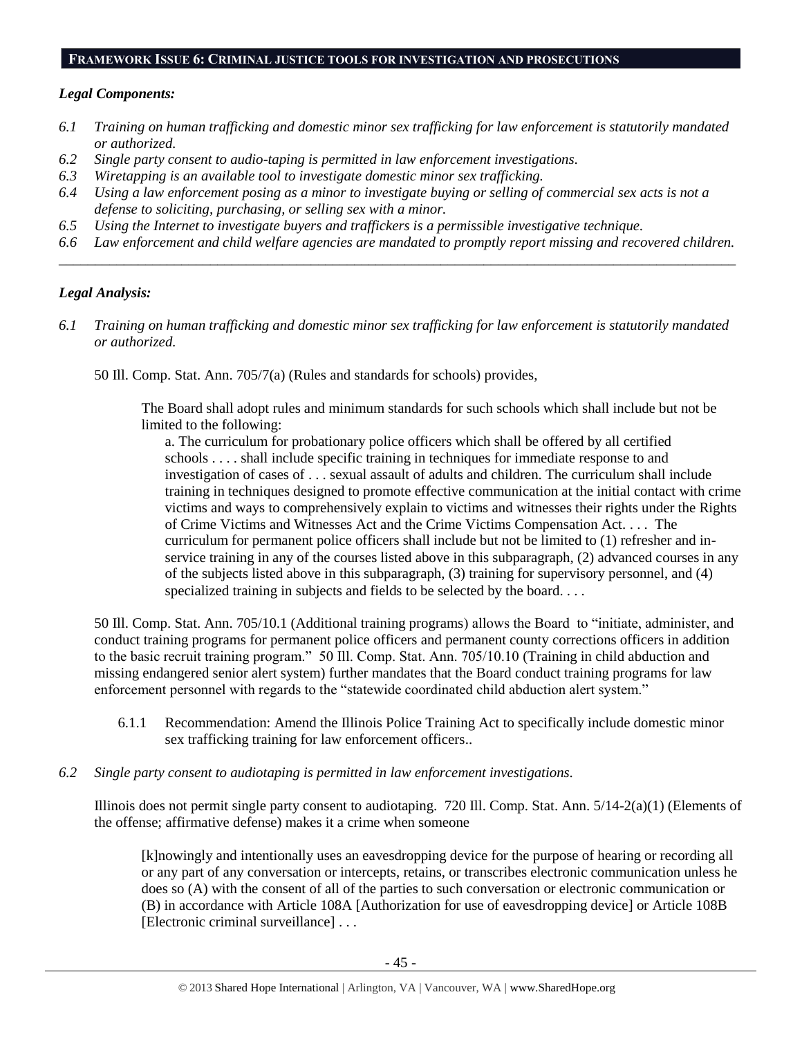## FRAMEWORK ISSUE 6: CRIMINAL JUSTICE TOOLS FOR INVESTIGATION AND PROSECUTIONS

***Legal Components:***

*6.1 Training on human trafficking and domestic minor sex trafficking for law enforcement is statutorily mandated or authorized.*

*6.2 Single party consent to audio-taping is permitted in law enforcement investigations.*

*6.3 Wiretapping is an available tool to investigate domestic minor sex trafficking.*

*6.4 Using a law enforcement posing as a minor to investigate buying or selling of commercial sex acts is not a defense to soliciting, purchasing, or selling sex with a minor.*

*6.5 Using the Internet to investigate buyers and traffickers is a permissible investigative technique.*

*6.6 Law enforcement and child welfare agencies are mandated to promptly report missing and recovered children.*

---

***Legal Analysis:***

*6.1 Training on human trafficking and domestic minor sex trafficking for law enforcement is statutorily mandated or authorized.*

50 Ill. Comp. Stat. Ann. 705/7(a) (Rules and standards for schools) provides,

> The Board shall adopt rules and minimum standards for such schools which shall include but not be limited to the following:
>
> a. The curriculum for probationary police officers which shall be offered by all certified schools . . . . shall include specific training in techniques for immediate response to and investigation of cases of . . . sexual assault of adults and children. The curriculum shall include training in techniques designed to promote effective communication at the initial contact with crime victims and ways to comprehensively explain to victims and witnesses their rights under the Rights of Crime Victims and Witnesses Act and the Crime Victims Compensation Act. . . . The curriculum for permanent police officers shall include but not be limited to (1) refresher and in-service training in any of the courses listed above in this subparagraph, (2) advanced courses in any of the subjects listed above in this subparagraph, (3) training for supervisory personnel, and (4) specialized training in subjects and fields to be selected by the board. . . .

50 Ill. Comp. Stat. Ann. 705/10.1 (Additional training programs) allows the Board to "initiate, administer, and conduct training programs for permanent police officers and permanent county corrections officers in addition to the basic recruit training program." 50 Ill. Comp. Stat. Ann. 705/10.10 (Training in child abduction and missing endangered senior alert system) further mandates that the Board conduct training programs for law enforcement personnel with regards to the "statewide coordinated child abduction alert system."

6.1.1 Recommendation: Amend the Illinois Police Training Act to specifically include domestic minor sex trafficking training for law enforcement officers..

*6.2 Single party consent to audiotaping is permitted in law enforcement investigations.*

Illinois does not permit single party consent to audiotaping. 720 Ill. Comp. Stat. Ann. 5/14-2(a)(1) (Elements of the offense; affirmative defense) makes it a crime when someone

> [k]nowingly and intentionally uses an eavesdropping device for the purpose of hearing or recording all or any part of any conversation or intercepts, retains, or transcribes electronic communication unless he does so (A) with the consent of all of the parties to such conversation or electronic communication or (B) in accordance with Article 108A [Authorization for use of eavesdropping device] or Article 108B [Electronic criminal surveillance] . . .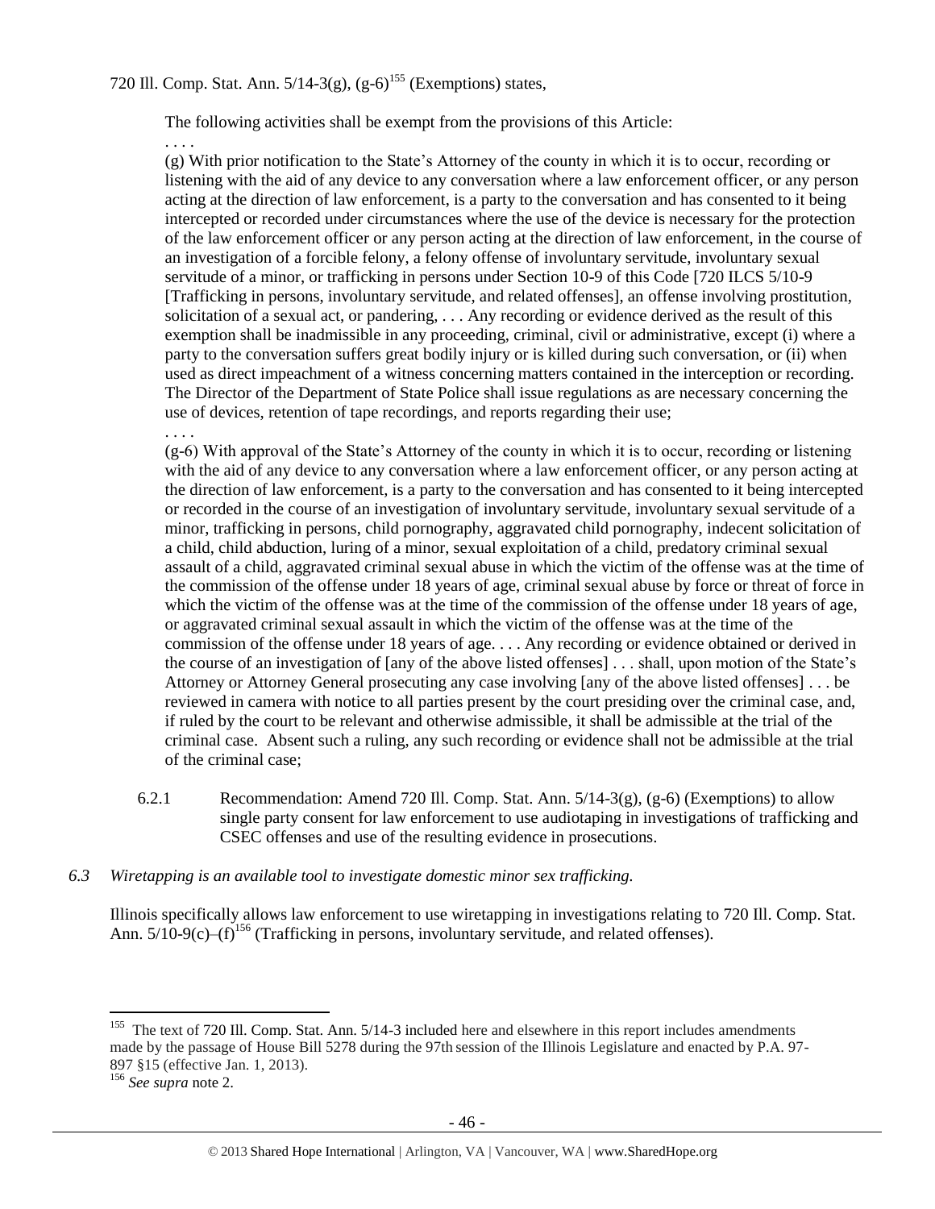720 Ill. Comp. Stat. Ann. 5/14-3(g), (g-6)[155] (Exemptions) states,

> The following activities shall be exempt from the provisions of this Article:
>
> . . . .
>
> (g) With prior notification to the State's Attorney of the county in which it is to occur, recording or listening with the aid of any device to any conversation where a law enforcement officer, or any person acting at the direction of law enforcement, is a party to the conversation and has consented to it being intercepted or recorded under circumstances where the use of the device is necessary for the protection of the law enforcement officer or any person acting at the direction of law enforcement, in the course of an investigation of a forcible felony, a felony offense of involuntary servitude, involuntary sexual servitude of a minor, or trafficking in persons under Section 10-9 of this Code [720 ILCS 5/10-9 [Trafficking in persons, involuntary servitude, and related offenses], an offense involving prostitution, solicitation of a sexual act, or pandering, . . . Any recording or evidence derived as the result of this exemption shall be inadmissible in any proceeding, criminal, civil or administrative, except (i) where a party to the conversation suffers great bodily injury or is killed during such conversation, or (ii) when used as direct impeachment of a witness concerning matters contained in the interception or recording. The Director of the Department of State Police shall issue regulations as are necessary concerning the use of devices, retention of tape recordings, and reports regarding their use;
>
> . . . .
>
> (g-6) With approval of the State's Attorney of the county in which it is to occur, recording or listening with the aid of any device to any conversation where a law enforcement officer, or any person acting at the direction of law enforcement, is a party to the conversation and has consented to it being intercepted or recorded in the course of an investigation of involuntary servitude, involuntary sexual servitude of a minor, trafficking in persons, child pornography, aggravated child pornography, indecent solicitation of a child, child abduction, luring of a minor, sexual exploitation of a child, predatory criminal sexual assault of a child, aggravated criminal sexual abuse in which the victim of the offense was at the time of the commission of the offense under 18 years of age, criminal sexual abuse by force or threat of force in which the victim of the offense was at the time of the commission of the offense under 18 years of age, or aggravated criminal sexual assault in which the victim of the offense was at the time of the commission of the offense under 18 years of age. . . . Any recording or evidence obtained or derived in the course of an investigation of [any of the above listed offenses] . . . shall, upon motion of the State's Attorney or Attorney General prosecuting any case involving [any of the above listed offenses] . . . be reviewed in camera with notice to all parties present by the court presiding over the criminal case, and, if ruled by the court to be relevant and otherwise admissible, it shall be admissible at the trial of the criminal case. Absent such a ruling, any such recording or evidence shall not be admissible at the trial of the criminal case;

6.2.1 Recommendation: Amend 720 Ill. Comp. Stat. Ann. 5/14-3(g), (g-6) (Exemptions) to allow single party consent for law enforcement to use audiotaping in investigations of trafficking and CSEC offenses and use of the resulting evidence in prosecutions.

*6.3 Wiretapping is an available tool to investigate domestic minor sex trafficking.*

Illinois specifically allows law enforcement to use wiretapping in investigations relating to 720 Ill. Comp. Stat. Ann. 5/10-9(c)–(f)[156] (Trafficking in persons, involuntary servitude, and related offenses).

---

[155] The text of 720 Ill. Comp. Stat. Ann. 5/14-3 included here and elsewhere in this report includes amendments made by the passage of House Bill 5278 during the 97th session of the Illinois Legislature and enacted by P.A. 97-897 §15 (effective Jan. 1, 2013).

[156] *See supra* note 2.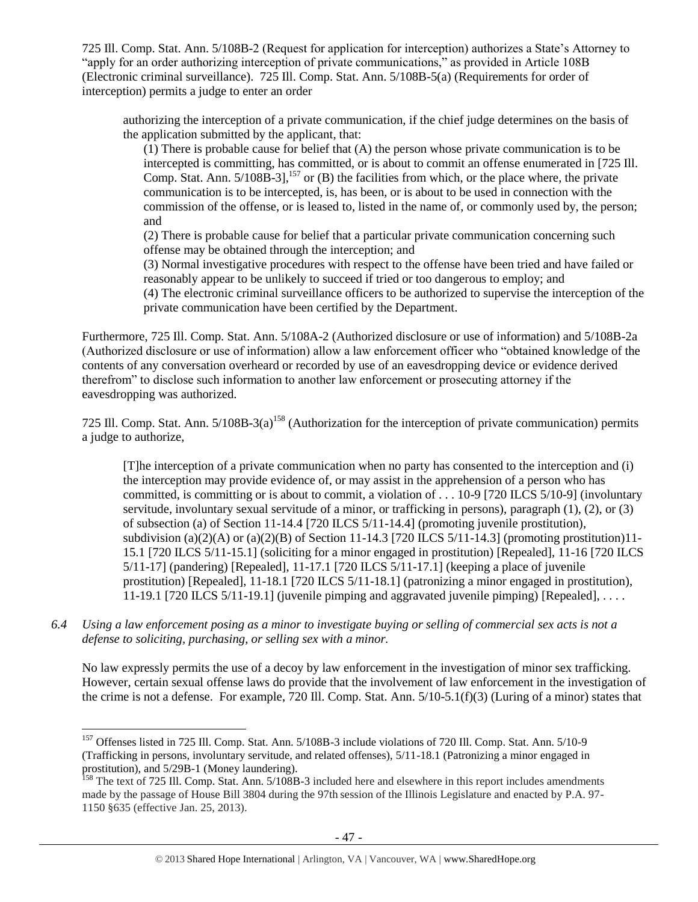725 Ill. Comp. Stat. Ann. 5/108B-2 (Request for application for interception) authorizes a State's Attorney to "apply for an order authorizing interception of private communications," as provided in Article 108B (Electronic criminal surveillance). 725 Ill. Comp. Stat. Ann. 5/108B-5(a) (Requirements for order of interception) permits a judge to enter an order

> authorizing the interception of a private communication, if the chief judge determines on the basis of the application submitted by the applicant, that:
>
> (1) There is probable cause for belief that (A) the person whose private communication is to be intercepted is committing, has committed, or is about to commit an offense enumerated in [725 Ill. Comp. Stat. Ann. 5/108B-3],[157] or (B) the facilities from which, or the place where, the private communication is to be intercepted, is, has been, or is about to be used in connection with the commission of the offense, or is leased to, listed in the name of, or commonly used by, the person; and
>
> (2) There is probable cause for belief that a particular private communication concerning such offense may be obtained through the interception; and
>
> (3) Normal investigative procedures with respect to the offense have been tried and have failed or reasonably appear to be unlikely to succeed if tried or too dangerous to employ; and
>
> (4) The electronic criminal surveillance officers to be authorized to supervise the interception of the private communication have been certified by the Department.

Furthermore, 725 Ill. Comp. Stat. Ann. 5/108A-2 (Authorized disclosure or use of information) and 5/108B-2a (Authorized disclosure or use of information) allow a law enforcement officer who "obtained knowledge of the contents of any conversation overheard or recorded by use of an eavesdropping device or evidence derived therefrom" to disclose such information to another law enforcement or prosecuting attorney if the eavesdropping was authorized.

725 Ill. Comp. Stat. Ann. 5/108B-3(a)[158] (Authorization for the interception of private communication) permits a judge to authorize,

> [T]he interception of a private communication when no party has consented to the interception and (i) the interception may provide evidence of, or may assist in the apprehension of a person who has committed, is committing or is about to commit, a violation of . . . 10-9 [720 ILCS 5/10-9] (involuntary servitude, involuntary sexual servitude of a minor, or trafficking in persons), paragraph (1), (2), or (3) of subsection (a) of Section 11-14.4 [720 ILCS 5/11-14.4] (promoting juvenile prostitution), subdivision (a)(2)(A) or (a)(2)(B) of Section 11-14.3 [720 ILCS 5/11-14.3] (promoting prostitution)11-15.1 [720 ILCS 5/11-15.1] (soliciting for a minor engaged in prostitution) [Repealed], 11-16 [720 ILCS 5/11-17] (pandering) [Repealed], 11-17.1 [720 ILCS 5/11-17.1] (keeping a place of juvenile prostitution) [Repealed], 11-18.1 [720 ILCS 5/11-18.1] (patronizing a minor engaged in prostitution), 11-19.1 [720 ILCS 5/11-19.1] (juvenile pimping and aggravated juvenile pimping) [Repealed], . . . .

*6.4 Using a law enforcement posing as a minor to investigate buying or selling of commercial sex acts is not a defense to soliciting, purchasing, or selling sex with a minor.*

No law expressly permits the use of a decoy by law enforcement in the investigation of minor sex trafficking. However, certain sexual offense laws do provide that the involvement of law enforcement in the investigation of the crime is not a defense. For example, 720 Ill. Comp. Stat. Ann. 5/10-5.1(f)(3) (Luring of a minor) states that

---

[157] Offenses listed in 725 Ill. Comp. Stat. Ann. 5/108B-3 include violations of 720 Ill. Comp. Stat. Ann. 5/10-9 (Trafficking in persons, involuntary servitude, and related offenses), 5/11-18.1 (Patronizing a minor engaged in prostitution), and 5/29B-1 (Money laundering).

[158] The text of 725 Ill. Comp. Stat. Ann. 5/108B-3 included here and elsewhere in this report includes amendments made by the passage of House Bill 3804 during the 97th session of the Illinois Legislature and enacted by P.A. 97-1150 §635 (effective Jan. 25, 2013).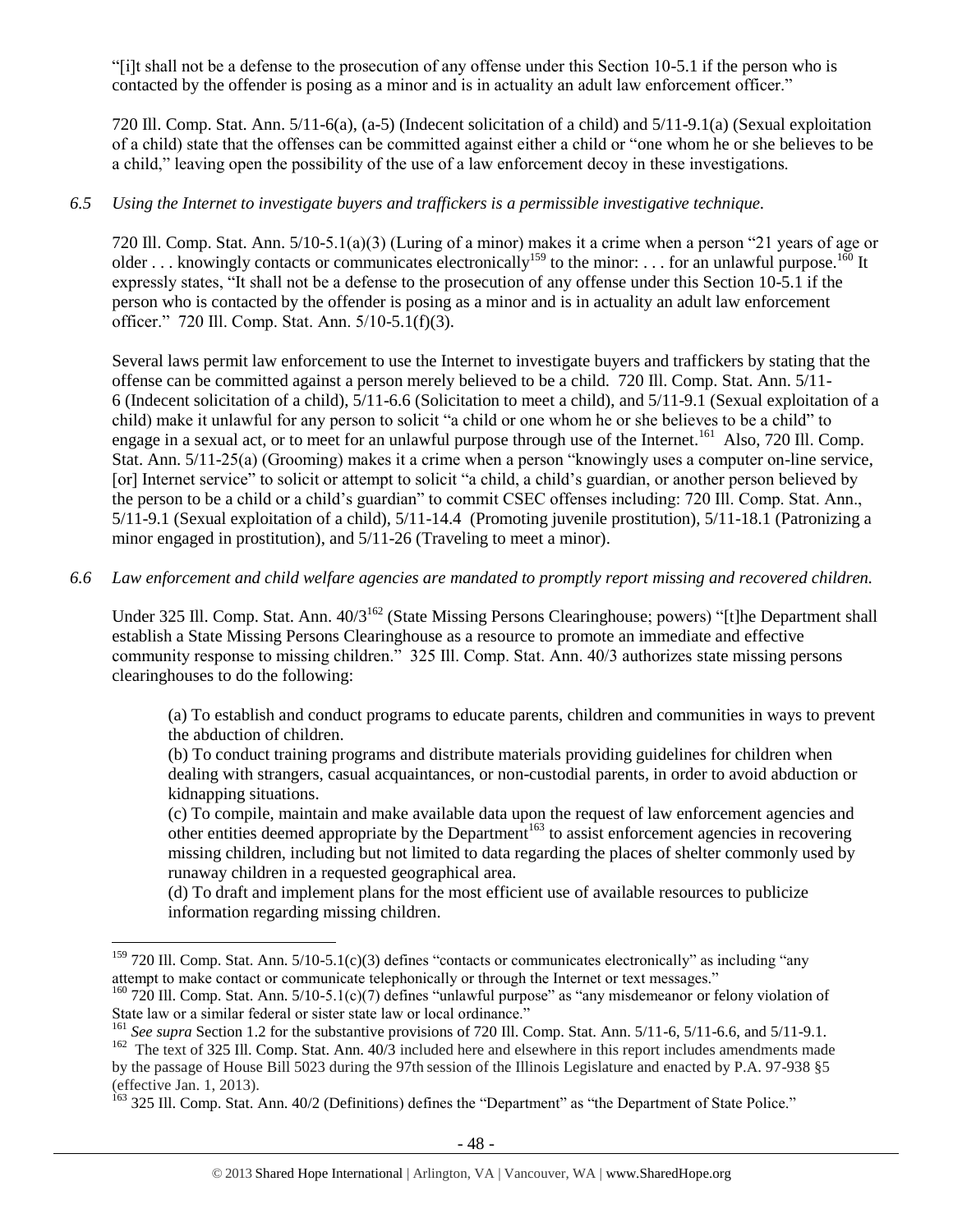"[i]t shall not be a defense to the prosecution of any offense under this Section 10-5.1 if the person who is contacted by the offender is posing as a minor and is in actuality an adult law enforcement officer."

720 Ill. Comp. Stat. Ann. 5/11-6(a), (a-5) (Indecent solicitation of a child) and 5/11-9.1(a) (Sexual exploitation of a child) state that the offenses can be committed against either a child or "one whom he or she believes to be a child," leaving open the possibility of the use of a law enforcement decoy in these investigations.

*6.5 Using the Internet to investigate buyers and traffickers is a permissible investigative technique.*

720 Ill. Comp. Stat. Ann. 5/10-5.1(a)(3) (Luring of a minor) makes it a crime when a person "21 years of age or older . . . knowingly contacts or communicates electronically[159] to the minor: . . . for an unlawful purpose.[160] It expressly states, "It shall not be a defense to the prosecution of any offense under this Section 10-5.1 if the person who is contacted by the offender is posing as a minor and is in actuality an adult law enforcement officer." 720 Ill. Comp. Stat. Ann. 5/10-5.1(f)(3).

Several laws permit law enforcement to use the Internet to investigate buyers and traffickers by stating that the offense can be committed against a person merely believed to be a child. 720 Ill. Comp. Stat. Ann. 5/11-6 (Indecent solicitation of a child), 5/11-6.6 (Solicitation to meet a child), and 5/11-9.1 (Sexual exploitation of a child) make it unlawful for any person to solicit "a child or one whom he or she believes to be a child" to engage in a sexual act, or to meet for an unlawful purpose through use of the Internet.[161] Also, 720 Ill. Comp. Stat. Ann. 5/11-25(a) (Grooming) makes it a crime when a person "knowingly uses a computer on-line service, [or] Internet service" to solicit or attempt to solicit "a child, a child's guardian, or another person believed by the person to be a child or a child's guardian" to commit CSEC offenses including: 720 Ill. Comp. Stat. Ann., 5/11-9.1 (Sexual exploitation of a child), 5/11-14.4 (Promoting juvenile prostitution), 5/11-18.1 (Patronizing a minor engaged in prostitution), and 5/11-26 (Traveling to meet a minor).

*6.6 Law enforcement and child welfare agencies are mandated to promptly report missing and recovered children.*

Under 325 Ill. Comp. Stat. Ann. 40/3[162] (State Missing Persons Clearinghouse; powers) "[t]he Department shall establish a State Missing Persons Clearinghouse as a resource to promote an immediate and effective community response to missing children." 325 Ill. Comp. Stat. Ann. 40/3 authorizes state missing persons clearinghouses to do the following:

> (a) To establish and conduct programs to educate parents, children and communities in ways to prevent the abduction of children.
> (b) To conduct training programs and distribute materials providing guidelines for children when dealing with strangers, casual acquaintances, or non-custodial parents, in order to avoid abduction or kidnapping situations.
> (c) To compile, maintain and make available data upon the request of law enforcement agencies and other entities deemed appropriate by the Department[163] to assist enforcement agencies in recovering missing children, including but not limited to data regarding the places of shelter commonly used by runaway children in a requested geographical area.
> (d) To draft and implement plans for the most efficient use of available resources to publicize information regarding missing children.

[159] 720 Ill. Comp. Stat. Ann. 5/10-5.1(c)(3) defines "contacts or communicates electronically" as including "any attempt to make contact or communicate telephonically or through the Internet or text messages."
[160] 720 Ill. Comp. Stat. Ann. 5/10-5.1(c)(7) defines "unlawful purpose" as "any misdemeanor or felony violation of State law or a similar federal or sister state law or local ordinance."
[161] *See supra* Section 1.2 for the substantive provisions of 720 Ill. Comp. Stat. Ann. 5/11-6, 5/11-6.6, and 5/11-9.1.
[162] The text of 325 Ill. Comp. Stat. Ann. 40/3 included here and elsewhere in this report includes amendments made by the passage of House Bill 5023 during the 97th session of the Illinois Legislature and enacted by P.A. 97-938 §5 (effective Jan. 1, 2013).
[163] 325 Ill. Comp. Stat. Ann. 40/2 (Definitions) defines the "Department" as "the Department of State Police."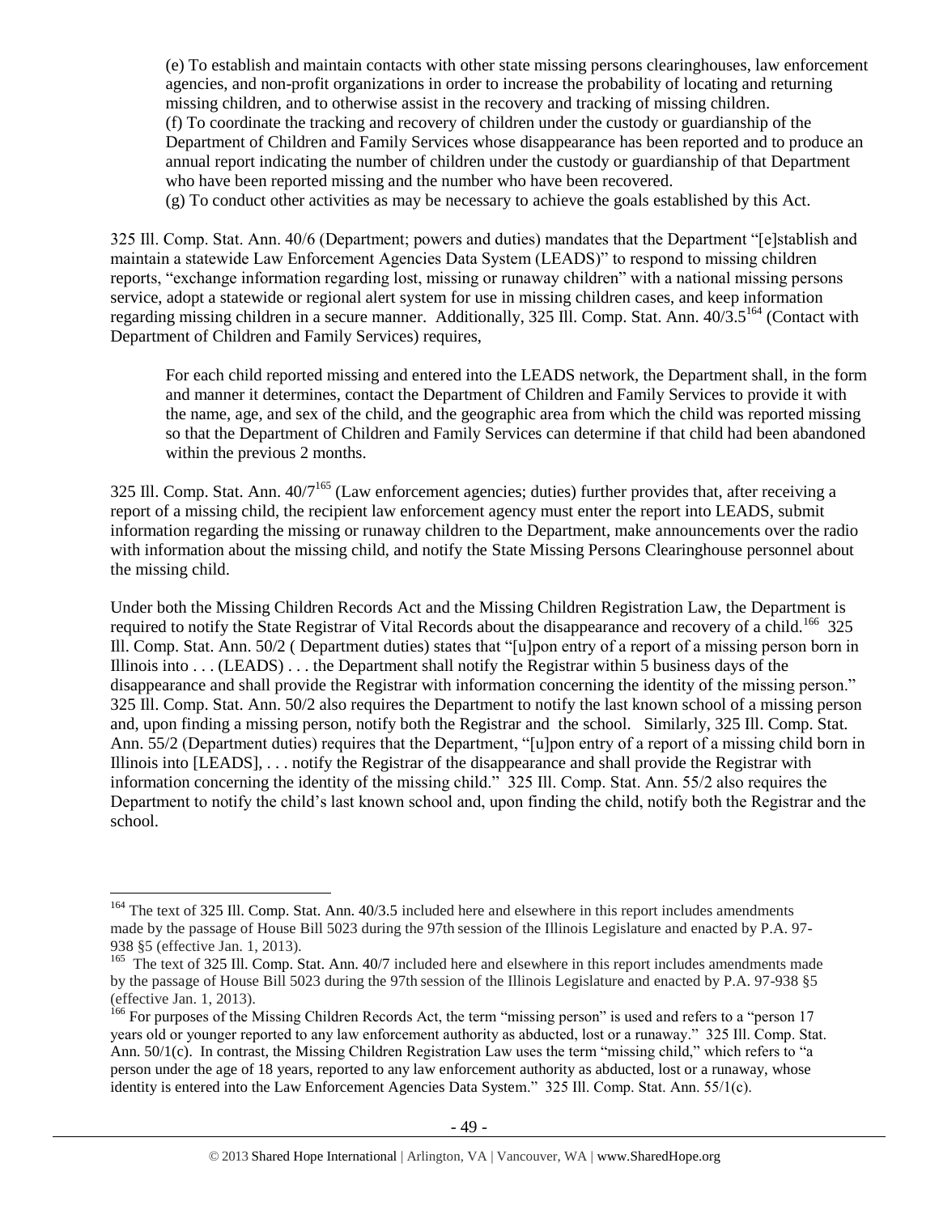(e) To establish and maintain contacts with other state missing persons clearinghouses, law enforcement agencies, and non-profit organizations in order to increase the probability of locating and returning missing children, and to otherwise assist in the recovery and tracking of missing children.
(f) To coordinate the tracking and recovery of children under the custody or guardianship of the Department of Children and Family Services whose disappearance has been reported and to produce an annual report indicating the number of children under the custody or guardianship of that Department who have been reported missing and the number who have been recovered.
(g) To conduct other activities as may be necessary to achieve the goals established by this Act.

325 Ill. Comp. Stat. Ann. 40/6 (Department; powers and duties) mandates that the Department "[e]stablish and maintain a statewide Law Enforcement Agencies Data System (LEADS)" to respond to missing children reports, "exchange information regarding lost, missing or runaway children" with a national missing persons service, adopt a statewide or regional alert system for use in missing children cases, and keep information regarding missing children in a secure manner. Additionally, 325 Ill. Comp. Stat. Ann. 40/3.5[164] (Contact with Department of Children and Family Services) requires,

> For each child reported missing and entered into the LEADS network, the Department shall, in the form and manner it determines, contact the Department of Children and Family Services to provide it with the name, age, and sex of the child, and the geographic area from which the child was reported missing so that the Department of Children and Family Services can determine if that child had been abandoned within the previous 2 months.

325 Ill. Comp. Stat. Ann. 40/7[165] (Law enforcement agencies; duties) further provides that, after receiving a report of a missing child, the recipient law enforcement agency must enter the report into LEADS, submit information regarding the missing or runaway children to the Department, make announcements over the radio with information about the missing child, and notify the State Missing Persons Clearinghouse personnel about the missing child.

Under both the Missing Children Records Act and the Missing Children Registration Law, the Department is required to notify the State Registrar of Vital Records about the disappearance and recovery of a child.[166] 325 Ill. Comp. Stat. Ann. 50/2 ( Department duties) states that "[u]pon entry of a report of a missing person born in Illinois into . . . (LEADS) . . . the Department shall notify the Registrar within 5 business days of the disappearance and shall provide the Registrar with information concerning the identity of the missing person." 325 Ill. Comp. Stat. Ann. 50/2 also requires the Department to notify the last known school of a missing person and, upon finding a missing person, notify both the Registrar and the school. Similarly, 325 Ill. Comp. Stat. Ann. 55/2 (Department duties) requires that the Department, "[u]pon entry of a report of a missing child born in Illinois into [LEADS], . . . notify the Registrar of the disappearance and shall provide the Registrar with information concerning the identity of the missing child." 325 Ill. Comp. Stat. Ann. 55/2 also requires the Department to notify the child's last known school and, upon finding the child, notify both the Registrar and the school.

---

[164] The text of 325 Ill. Comp. Stat. Ann. 40/3.5 included here and elsewhere in this report includes amendments made by the passage of House Bill 5023 during the 97th session of the Illinois Legislature and enacted by P.A. 97-938 §5 (effective Jan. 1, 2013).

[165] The text of 325 Ill. Comp. Stat. Ann. 40/7 included here and elsewhere in this report includes amendments made by the passage of House Bill 5023 during the 97th session of the Illinois Legislature and enacted by P.A. 97-938 §5 (effective Jan. 1, 2013).

[166] For purposes of the Missing Children Records Act, the term "missing person" is used and refers to a "person 17 years old or younger reported to any law enforcement authority as abducted, lost or a runaway." 325 Ill. Comp. Stat. Ann. 50/1(c). In contrast, the Missing Children Registration Law uses the term "missing child," which refers to "a person under the age of 18 years, reported to any law enforcement authority as abducted, lost or a runaway, whose identity is entered into the Law Enforcement Agencies Data System." 325 Ill. Comp. Stat. Ann. 55/1(c).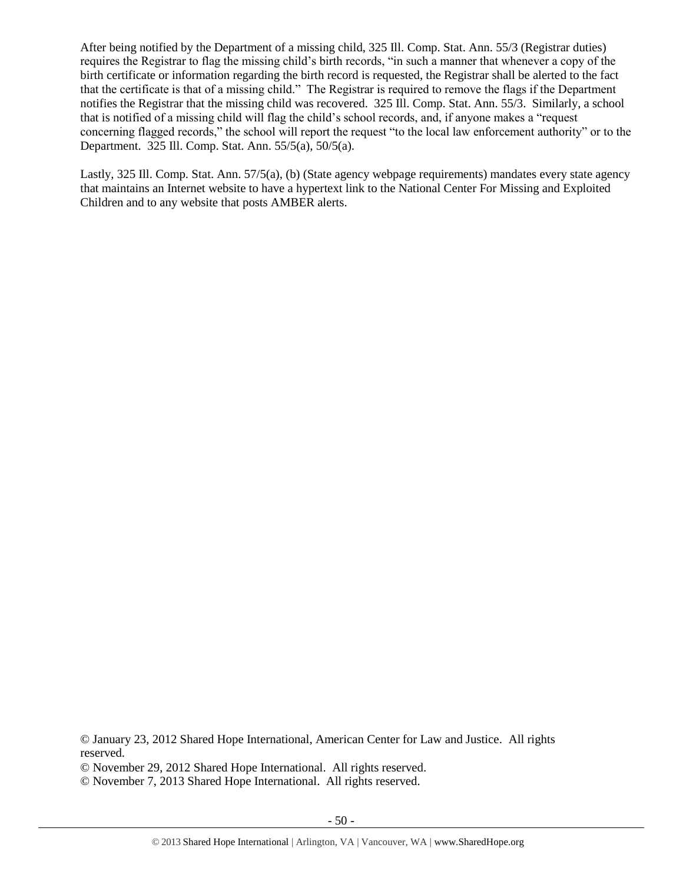After being notified by the Department of a missing child, 325 Ill. Comp. Stat. Ann. 55/3 (Registrar duties) requires the Registrar to flag the missing child's birth records, "in such a manner that whenever a copy of the birth certificate or information regarding the birth record is requested, the Registrar shall be alerted to the fact that the certificate is that of a missing child." The Registrar is required to remove the flags if the Department notifies the Registrar that the missing child was recovered. 325 Ill. Comp. Stat. Ann. 55/3. Similarly, a school that is notified of a missing child will flag the child's school records, and, if anyone makes a "request concerning flagged records," the school will report the request "to the local law enforcement authority" or to the Department. 325 Ill. Comp. Stat. Ann. 55/5(a), 50/5(a).

Lastly, 325 Ill. Comp. Stat. Ann. 57/5(a), (b) (State agency webpage requirements) mandates every state agency that maintains an Internet website to have a hypertext link to the National Center For Missing and Exploited Children and to any website that posts AMBER alerts.

© January 23, 2012 Shared Hope International, American Center for Law and Justice. All rights reserved.
© November 29, 2012 Shared Hope International. All rights reserved.
© November 7, 2013 Shared Hope International. All rights reserved.